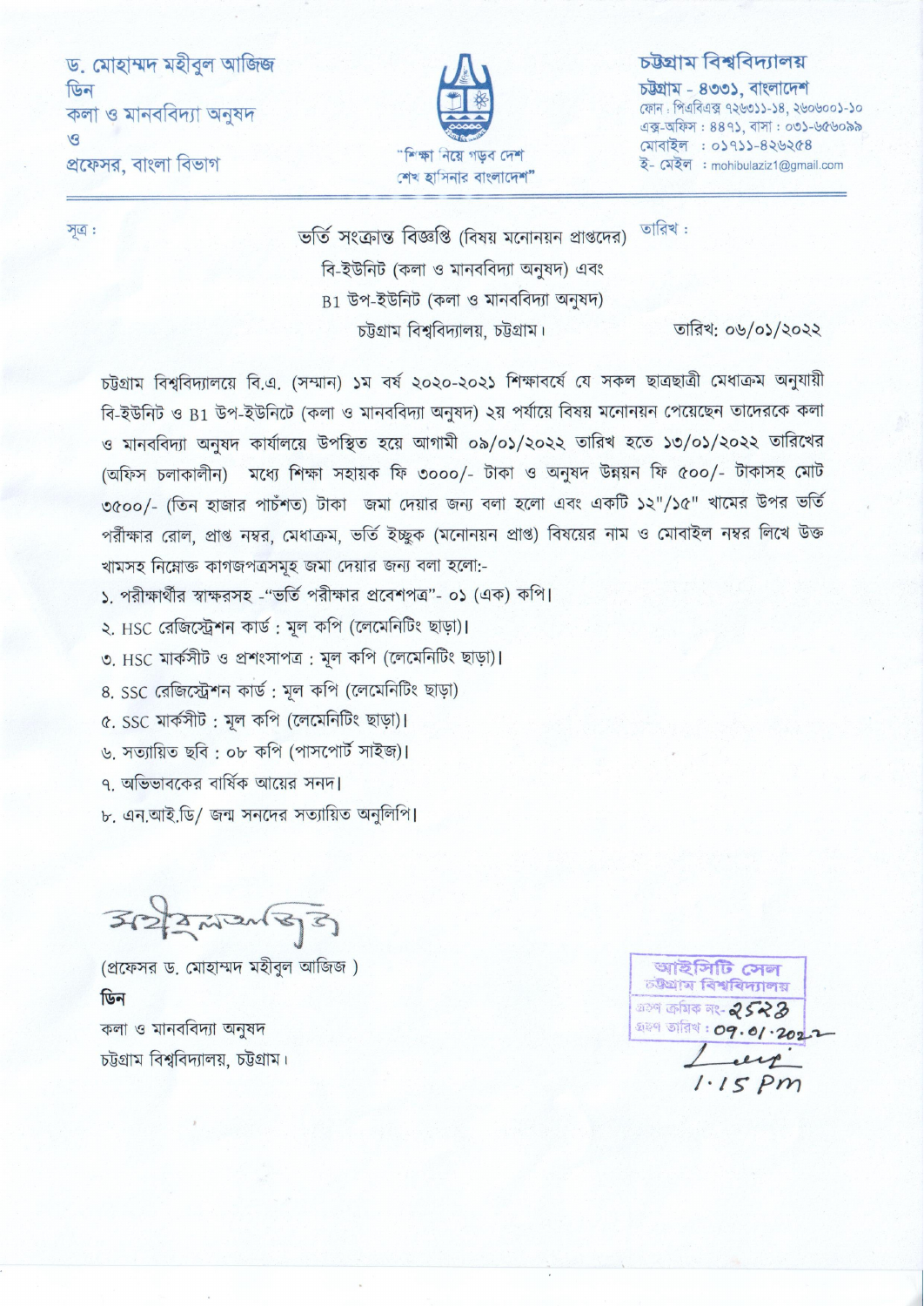ড. মোহাম্মদ মহীবুল আজিজ
ডিন
কলা ও মানববিদ্যা অনুষদ
ও
প্রফেসর, বাংলা বিভাগ

"শিক্ষা নিয়ে গড়ব দেশ
শেখ হাসিনার বাংলাদেশ"

**চট্টগ্রাম বিশ্ববিদ্যালয়**
চট্টগ্রাম - ৪৩৩১, বাংলাদেশ
ফোন : পিএবিএক্স ৭২৬৩১১-১৪, ২৬০৬০০১-১০
এক্স-অফিস : ৪৪৭১, বাসা : ০৩১-৬৫৬০৯৯
মোবাইল : ০১৭১১-৪২৬২৫৪
ই- মেইল : mohibulaziz1@gmail.com

সূত্র : তারিখ :

ভর্তি সংক্রান্ত বিজ্ঞপ্তি (বিষয় মনোনয়ন প্রাপ্তদের)
বি-ইউনিট (কলা ও মানববিদ্যা অনুষদ) এবং
B1 উপ-ইউনিট (কলা ও মানববিদ্যা অনুষদ)
চট্টগ্রাম বিশ্ববিদ্যালয়, চট্টগ্রাম।

তারিখ: ০৬/০১/২০২২

চট্টগ্রাম বিশ্ববিদ্যালয়ে বি.এ. (সম্মান) ১ম বর্ষ ২০২০-২০২১ শিক্ষাবর্ষে যে সকল ছাত্রছাত্রী মেধাক্রম অনুযায়ী বি-ইউনিট ও B1 উপ-ইউনিটে (কলা ও মানববিদ্যা অনুষদ) ২য় পর্যায়ে বিষয় মনোনয়ন পেয়েছেন তাদেরকে কলা ও মানববিদ্যা অনুষদ কার্যালয়ে উপস্থিত হয়ে আগামী ০৯/০১/২০২২ তারিখ হতে ১৩/০১/২০২২ তারিখের (অফিস চলাকালীন) মধ্যে শিক্ষা সহায়ক ফি ৩০০০/- টাকা ও অনুষদ উন্নয়ন ফি ৫০০/- টাকাসহ মোট ৩৫০০/- (তিন হাজার পাচঁশত) টাকা জমা দেয়ার জন্য বলা হলো এবং একটি ১২"/১৫" খামের উপর ভর্তি পরীক্ষার রোল, প্রাপ্ত নম্বর, মেধাক্রম, ভর্তি ইচ্ছুক (মনোনয়ন প্রাপ্ত) বিষয়ের নাম ও মোবাইল নম্বর লিখে উক্ত খামসহ নিম্নোক্ত কাগজপত্রসমূহ জমা দেয়ার জন্য বলা হলো:-

১. পরীক্ষার্থীর স্বাক্ষরসহ -"ভর্তি পরীক্ষার প্রবেশপত্র"- ০১ (এক) কপি।
২. HSC রেজিস্ট্রেশন কার্ড : মূল কপি (লেমেনিটিং ছাড়া)।
৩. HSC মার্কসীট ও প্রশংসাপত্র : মূল কপি (লেমেনিটিং ছাড়া)।
৪. SSC রেজিস্ট্রেশন কার্ড : মূল কপি (লেমেনিটিং ছাড়া)
৫. SSC মার্কসীট : মূল কপি (লেমেনিটিং ছাড়া)।
৬. সত্যায়িত ছবি : ০৮ কপি (পাসপোর্ট সাইজ)।
৭. অভিভাবকের বার্ষিক আয়ের সনদ।
৮. এন.আই.ডি/ জন্ম সনদের সত্যায়িত অনুলিপি।

(প্রফেসর ড. মোহাম্মদ মহীবুল আজিজ )
**ডিন**
কলা ও মানববিদ্যা অনুষদ
চট্টগ্রাম বিশ্ববিদ্যালয়, চট্টগ্রাম।

আইসিটি সেল
চট্টগ্রাম বিশ্ববিদ্যালয়
গ্রহণ ক্রমিক নং- 2523
গ্রহণ তারিখ : 09.01.2022
1.15 PM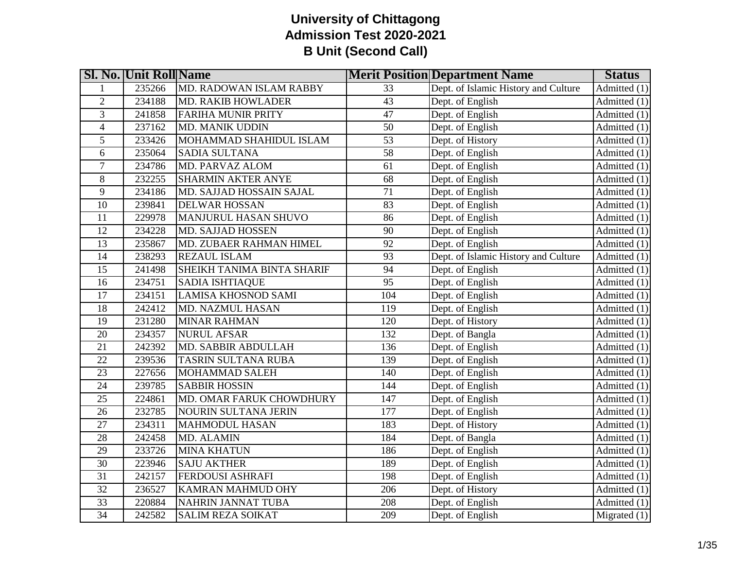# University of Chittagong
## Admission Test 2020-2021
### B Unit (Second Call)

| Sl. No. | Unit Roll | Name | Merit Position | Department Name | Status |
|---|---|---|---|---|---|
| 1 | 235266 | MD. RADOWAN ISLAM RABBY | 33 | Dept. of Islamic History and Culture | Admitted (1) |
| 2 | 234188 | MD. RAKIB HOWLADER | 43 | Dept. of English | Admitted (1) |
| 3 | 241858 | FARIHA MUNIR PRITY | 47 | Dept. of English | Admitted (1) |
| 4 | 237162 | MD. MANIK UDDIN | 50 | Dept. of English | Admitted (1) |
| 5 | 233426 | MOHAMMAD SHAHIDUL ISLAM | 53 | Dept. of History | Admitted (1) |
| 6 | 235064 | SADIA SULTANA | 58 | Dept. of English | Admitted (1) |
| 7 | 234786 | MD. PARVAZ ALOM | 61 | Dept. of English | Admitted (1) |
| 8 | 232255 | SHARMIN AKTER ANYE | 68 | Dept. of English | Admitted (1) |
| 9 | 234186 | MD. SAJJAD HOSSAIN SAJAL | 71 | Dept. of English | Admitted (1) |
| 10 | 239841 | DELWAR HOSSAN | 83 | Dept. of English | Admitted (1) |
| 11 | 229978 | MANJURUL HASAN SHUVO | 86 | Dept. of English | Admitted (1) |
| 12 | 234228 | MD. SAJJAD HOSSEN | 90 | Dept. of English | Admitted (1) |
| 13 | 235867 | MD. ZUBAER RAHMAN HIMEL | 92 | Dept. of English | Admitted (1) |
| 14 | 238293 | REZAUL ISLAM | 93 | Dept. of Islamic History and Culture | Admitted (1) |
| 15 | 241498 | SHEIKH TANIMA BINTA SHARIF | 94 | Dept. of English | Admitted (1) |
| 16 | 234751 | SADIA ISHTIAQUE | 95 | Dept. of English | Admitted (1) |
| 17 | 234151 | LAMISA KHOSNOD SAMI | 104 | Dept. of English | Admitted (1) |
| 18 | 242412 | MD. NAZMUL HASAN | 119 | Dept. of English | Admitted (1) |
| 19 | 231280 | MINAR RAHMAN | 120 | Dept. of History | Admitted (1) |
| 20 | 234357 | NURUL AFSAR | 132 | Dept. of Bangla | Admitted (1) |
| 21 | 242392 | MD. SABBIR ABDULLAH | 136 | Dept. of English | Admitted (1) |
| 22 | 239536 | TASRIN SULTANA RUBA | 139 | Dept. of English | Admitted (1) |
| 23 | 227656 | MOHAMMAD SALEH | 140 | Dept. of English | Admitted (1) |
| 24 | 239785 | SABBIR HOSSIN | 144 | Dept. of English | Admitted (1) |
| 25 | 224861 | MD. OMAR FARUK CHOWDHURY | 147 | Dept. of English | Admitted (1) |
| 26 | 232785 | NOURIN SULTANA JERIN | 177 | Dept. of English | Admitted (1) |
| 27 | 234311 | MAHMODUL HASAN | 183 | Dept. of History | Admitted (1) |
| 28 | 242458 | MD. ALAMIN | 184 | Dept. of Bangla | Admitted (1) |
| 29 | 233726 | MINA KHATUN | 186 | Dept. of English | Admitted (1) |
| 30 | 223946 | SAJU AKTHER | 189 | Dept. of English | Admitted (1) |
| 31 | 242157 | FERDOUSI ASHRAFI | 198 | Dept. of English | Admitted (1) |
| 32 | 236527 | KAMRAN MAHMUD OHY | 206 | Dept. of History | Admitted (1) |
| 33 | 220884 | NAHRIN JANNAT TUBA | 208 | Dept. of English | Admitted (1) |
| 34 | 242582 | SALIM REZA SOIKAT | 209 | Dept. of English | Migrated (1) |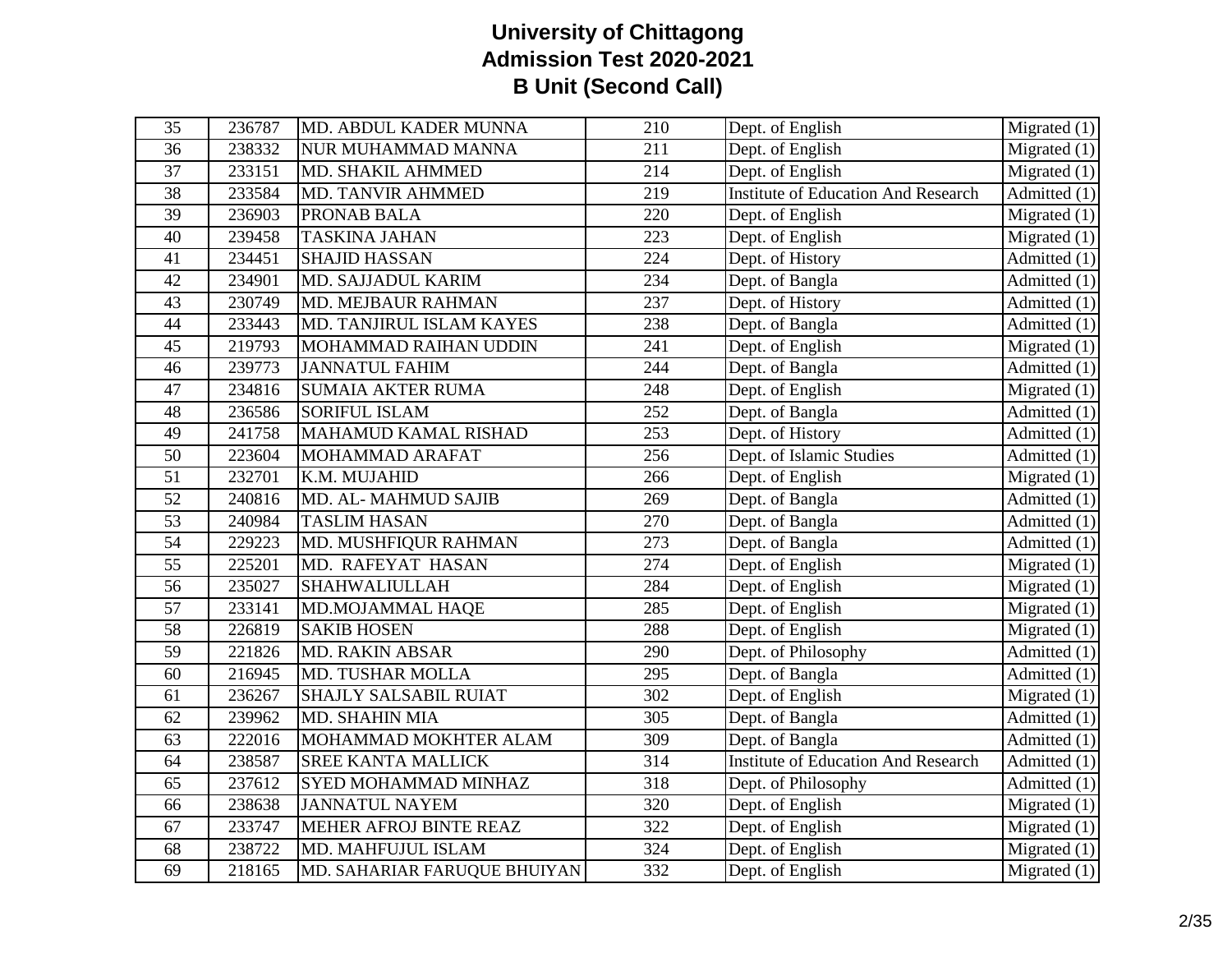# University of Chittagong
## Admission Test 2020-2021
## B Unit (Second Call)

| | | | | | |
|---|---|---|---|---|---|
| 35 | 236787 | MD. ABDUL KADER MUNNA | 210 | Dept. of English | Migrated (1) |
| 36 | 238332 | NUR MUHAMMAD MANNA | 211 | Dept. of English | Migrated (1) |
| 37 | 233151 | MD. SHAKIL AHMMED | 214 | Dept. of English | Migrated (1) |
| 38 | 233584 | MD. TANVIR AHMMED | 219 | Institute of Education And Research | Admitted (1) |
| 39 | 236903 | PRONAB BALA | 220 | Dept. of English | Migrated (1) |
| 40 | 239458 | TASKINA JAHAN | 223 | Dept. of English | Migrated (1) |
| 41 | 234451 | SHAJID HASSAN | 224 | Dept. of History | Admitted (1) |
| 42 | 234901 | MD. SAJJADUL KARIM | 234 | Dept. of Bangla | Admitted (1) |
| 43 | 230749 | MD. MEJBAUR RAHMAN | 237 | Dept. of History | Admitted (1) |
| 44 | 233443 | MD. TANJIRUL ISLAM KAYES | 238 | Dept. of Bangla | Admitted (1) |
| 45 | 219793 | MOHAMMAD RAIHAN UDDIN | 241 | Dept. of English | Migrated (1) |
| 46 | 239773 | JANNATUL FAHIM | 244 | Dept. of Bangla | Admitted (1) |
| 47 | 234816 | SUMAIA AKTER RUMA | 248 | Dept. of English | Migrated (1) |
| 48 | 236586 | SORIFUL ISLAM | 252 | Dept. of Bangla | Admitted (1) |
| 49 | 241758 | MAHAMUD KAMAL RISHAD | 253 | Dept. of History | Admitted (1) |
| 50 | 223604 | MOHAMMAD ARAFAT | 256 | Dept. of Islamic Studies | Admitted (1) |
| 51 | 232701 | K.M. MUJAHID | 266 | Dept. of English | Migrated (1) |
| 52 | 240816 | MD. AL- MAHMUD SAJIB | 269 | Dept. of Bangla | Admitted (1) |
| 53 | 240984 | TASLIM HASAN | 270 | Dept. of Bangla | Admitted (1) |
| 54 | 229223 | MD. MUSHFIQUR RAHMAN | 273 | Dept. of Bangla | Admitted (1) |
| 55 | 225201 | MD. RAFEYAT HASAN | 274 | Dept. of English | Migrated (1) |
| 56 | 235027 | SHAHWALIULLAH | 284 | Dept. of English | Migrated (1) |
| 57 | 233141 | MD.MOJAMMAL HAQE | 285 | Dept. of English | Migrated (1) |
| 58 | 226819 | SAKIB HOSEN | 288 | Dept. of English | Migrated (1) |
| 59 | 221826 | MD. RAKIN ABSAR | 290 | Dept. of Philosophy | Admitted (1) |
| 60 | 216945 | MD. TUSHAR MOLLA | 295 | Dept. of Bangla | Admitted (1) |
| 61 | 236267 | SHAJLY SALSABIL RUIAT | 302 | Dept. of English | Migrated (1) |
| 62 | 239962 | MD. SHAHIN MIA | 305 | Dept. of Bangla | Admitted (1) |
| 63 | 222016 | MOHAMMAD MOKHTER ALAM | 309 | Dept. of Bangla | Admitted (1) |
| 64 | 238587 | SREE KANTA MALLICK | 314 | Institute of Education And Research | Admitted (1) |
| 65 | 237612 | SYED MOHAMMAD MINHAZ | 318 | Dept. of Philosophy | Admitted (1) |
| 66 | 238638 | JANNATUL NAYEM | 320 | Dept. of English | Migrated (1) |
| 67 | 233747 | MEHER AFROJ BINTE REAZ | 322 | Dept. of English | Migrated (1) |
| 68 | 238722 | MD. MAHFUJUL ISLAM | 324 | Dept. of English | Migrated (1) |
| 69 | 218165 | MD. SAHARIAR FARUQUE BHUIYAN | 332 | Dept. of English | Migrated (1) |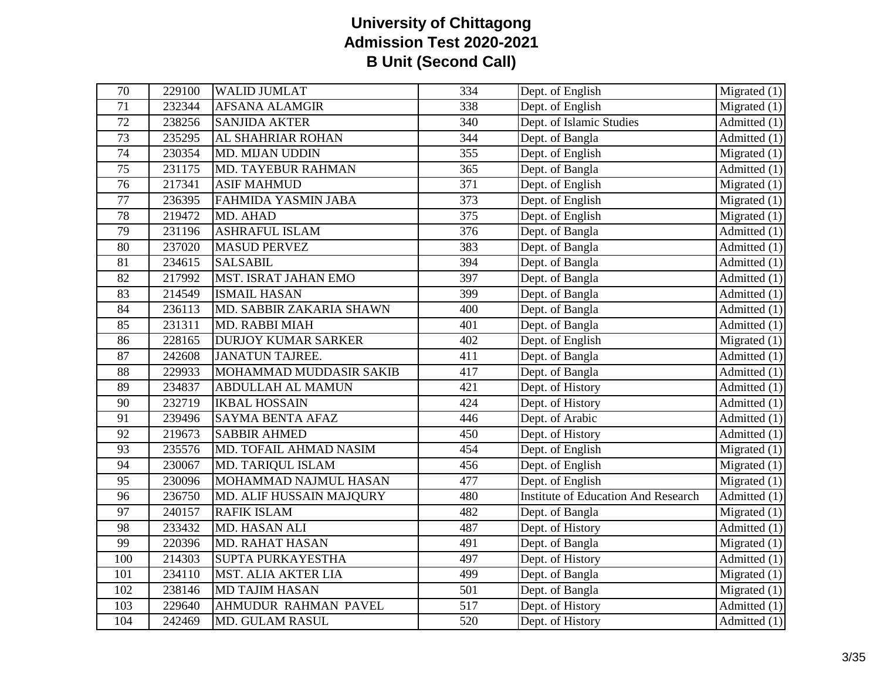# University of Chittagong
## Admission Test 2020-2021
## B Unit (Second Call)

| | | | | | |
|---|---|---|---|---|---|
| 70 | 229100 | WALID JUMLAT | 334 | Dept. of English | Migrated (1) |
| 71 | 232344 | AFSANA ALAMGIR | 338 | Dept. of English | Migrated (1) |
| 72 | 238256 | SANJIDA AKTER | 340 | Dept. of Islamic Studies | Admitted (1) |
| 73 | 235295 | AL SHAHRIAR ROHAN | 344 | Dept. of Bangla | Admitted (1) |
| 74 | 230354 | MD. MIJAN UDDIN | 355 | Dept. of English | Migrated (1) |
| 75 | 231175 | MD. TAYEBUR RAHMAN | 365 | Dept. of Bangla | Admitted (1) |
| 76 | 217341 | ASIF MAHMUD | 371 | Dept. of English | Migrated (1) |
| 77 | 236395 | FAHMIDA YASMIN JABA | 373 | Dept. of English | Migrated (1) |
| 78 | 219472 | MD. AHAD | 375 | Dept. of English | Migrated (1) |
| 79 | 231196 | ASHRAFUL ISLAM | 376 | Dept. of Bangla | Admitted (1) |
| 80 | 237020 | MASUD PERVEZ | 383 | Dept. of Bangla | Admitted (1) |
| 81 | 234615 | SALSABIL | 394 | Dept. of Bangla | Admitted (1) |
| 82 | 217992 | MST. ISRAT JAHAN EMO | 397 | Dept. of Bangla | Admitted (1) |
| 83 | 214549 | ISMAIL HASAN | 399 | Dept. of Bangla | Admitted (1) |
| 84 | 236113 | MD. SABBIR ZAKARIA SHAWN | 400 | Dept. of Bangla | Admitted (1) |
| 85 | 231311 | MD. RABBI MIAH | 401 | Dept. of Bangla | Admitted (1) |
| 86 | 228165 | DURJOY KUMAR SARKER | 402 | Dept. of English | Migrated (1) |
| 87 | 242608 | JANATUN TAJREE. | 411 | Dept. of Bangla | Admitted (1) |
| 88 | 229933 | MOHAMMAD MUDDASIR SAKIB | 417 | Dept. of Bangla | Admitted (1) |
| 89 | 234837 | ABDULLAH AL MAMUN | 421 | Dept. of History | Admitted (1) |
| 90 | 232719 | IKBAL HOSSAIN | 424 | Dept. of History | Admitted (1) |
| 91 | 239496 | SAYMA BENTA AFAZ | 446 | Dept. of Arabic | Admitted (1) |
| 92 | 219673 | SABBIR AHMED | 450 | Dept. of History | Admitted (1) |
| 93 | 235576 | MD. TOFAIL AHMAD NASIM | 454 | Dept. of English | Migrated (1) |
| 94 | 230067 | MD. TARIQUL ISLAM | 456 | Dept. of English | Migrated (1) |
| 95 | 230096 | MOHAMMAD NAJMUL HASAN | 477 | Dept. of English | Migrated (1) |
| 96 | 236750 | MD. ALIF HUSSAIN MAJQURY | 480 | Institute of Education And Research | Admitted (1) |
| 97 | 240157 | RAFIK ISLAM | 482 | Dept. of Bangla | Migrated (1) |
| 98 | 233432 | MD. HASAN ALI | 487 | Dept. of History | Admitted (1) |
| 99 | 220396 | MD. RAHAT HASAN | 491 | Dept. of Bangla | Migrated (1) |
| 100 | 214303 | SUPTA PURKAYESTHA | 497 | Dept. of History | Admitted (1) |
| 101 | 234110 | MST. ALIA AKTER LIA | 499 | Dept. of Bangla | Migrated (1) |
| 102 | 238146 | MD TAJIM HASAN | 501 | Dept. of Bangla | Migrated (1) |
| 103 | 229640 | AHMUDUR RAHMAN PAVEL | 517 | Dept. of History | Admitted (1) |
| 104 | 242469 | MD. GULAM RASUL | 520 | Dept. of History | Admitted (1) |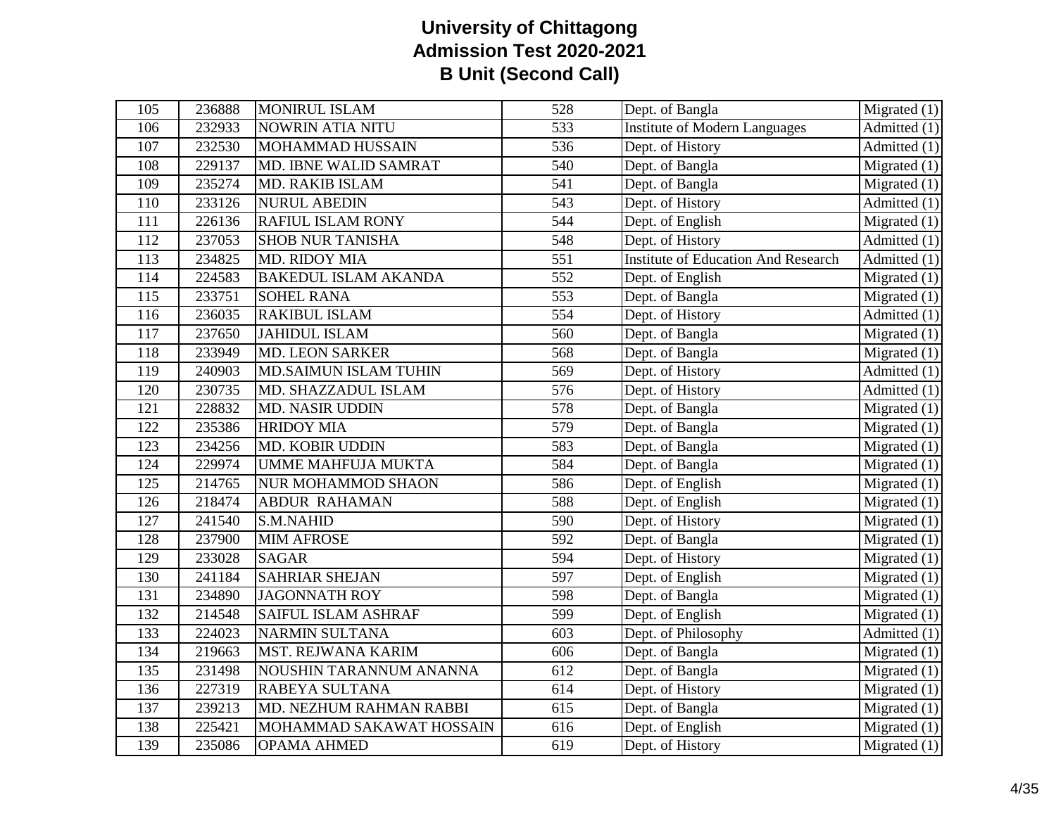# University of Chittagong
## Admission Test 2020-2021
### B Unit (Second Call)

| | | | | | |
|---|---|---|---|---|---|
| 105 | 236888 | MONIRUL ISLAM | 528 | Dept. of Bangla | Migrated (1) |
| 106 | 232933 | NOWRIN ATIA NITU | 533 | Institute of Modern Languages | Admitted (1) |
| 107 | 232530 | MOHAMMAD HUSSAIN | 536 | Dept. of History | Admitted (1) |
| 108 | 229137 | MD. IBNE WALID SAMRAT | 540 | Dept. of Bangla | Migrated (1) |
| 109 | 235274 | MD. RAKIB ISLAM | 541 | Dept. of Bangla | Migrated (1) |
| 110 | 233126 | NURUL ABEDIN | 543 | Dept. of History | Admitted (1) |
| 111 | 226136 | RAFIUL ISLAM RONY | 544 | Dept. of English | Migrated (1) |
| 112 | 237053 | SHOB NUR TANISHA | 548 | Dept. of History | Admitted (1) |
| 113 | 234825 | MD. RIDOY MIA | 551 | Institute of Education And Research | Admitted (1) |
| 114 | 224583 | BAKEDUL ISLAM AKANDA | 552 | Dept. of English | Migrated (1) |
| 115 | 233751 | SOHEL RANA | 553 | Dept. of Bangla | Migrated (1) |
| 116 | 236035 | RAKIBUL ISLAM | 554 | Dept. of History | Admitted (1) |
| 117 | 237650 | JAHIDUL ISLAM | 560 | Dept. of Bangla | Migrated (1) |
| 118 | 233949 | MD. LEON SARKER | 568 | Dept. of Bangla | Migrated (1) |
| 119 | 240903 | MD.SAIMUN ISLAM TUHIN | 569 | Dept. of History | Admitted (1) |
| 120 | 230735 | MD. SHAZZADUL ISLAM | 576 | Dept. of History | Admitted (1) |
| 121 | 228832 | MD. NASIR UDDIN | 578 | Dept. of Bangla | Migrated (1) |
| 122 | 235386 | HRIDOY MIA | 579 | Dept. of Bangla | Migrated (1) |
| 123 | 234256 | MD. KOBIR UDDIN | 583 | Dept. of Bangla | Migrated (1) |
| 124 | 229974 | UMME MAHFUJA MUKTA | 584 | Dept. of Bangla | Migrated (1) |
| 125 | 214765 | NUR MOHAMMOD SHAON | 586 | Dept. of English | Migrated (1) |
| 126 | 218474 | ABDUR RAHAMAN | 588 | Dept. of English | Migrated (1) |
| 127 | 241540 | S.M.NAHID | 590 | Dept. of History | Migrated (1) |
| 128 | 237900 | MIM AFROSE | 592 | Dept. of Bangla | Migrated (1) |
| 129 | 233028 | SAGAR | 594 | Dept. of History | Migrated (1) |
| 130 | 241184 | SAHRIAR SHEJAN | 597 | Dept. of English | Migrated (1) |
| 131 | 234890 | JAGONNATH ROY | 598 | Dept. of Bangla | Migrated (1) |
| 132 | 214548 | SAIFUL ISLAM ASHRAF | 599 | Dept. of English | Migrated (1) |
| 133 | 224023 | NARMIN SULTANA | 603 | Dept. of Philosophy | Admitted (1) |
| 134 | 219663 | MST. REJWANA KARIM | 606 | Dept. of Bangla | Migrated (1) |
| 135 | 231498 | NOUSHIN TARANNUM ANANNA | 612 | Dept. of Bangla | Migrated (1) |
| 136 | 227319 | RABEYA SULTANA | 614 | Dept. of History | Migrated (1) |
| 137 | 239213 | MD. NEZHUM RAHMAN RABBI | 615 | Dept. of Bangla | Migrated (1) |
| 138 | 225421 | MOHAMMAD SAKAWAT HOSSAIN | 616 | Dept. of English | Migrated (1) |
| 139 | 235086 | OPAMA AHMED | 619 | Dept. of History | Migrated (1) |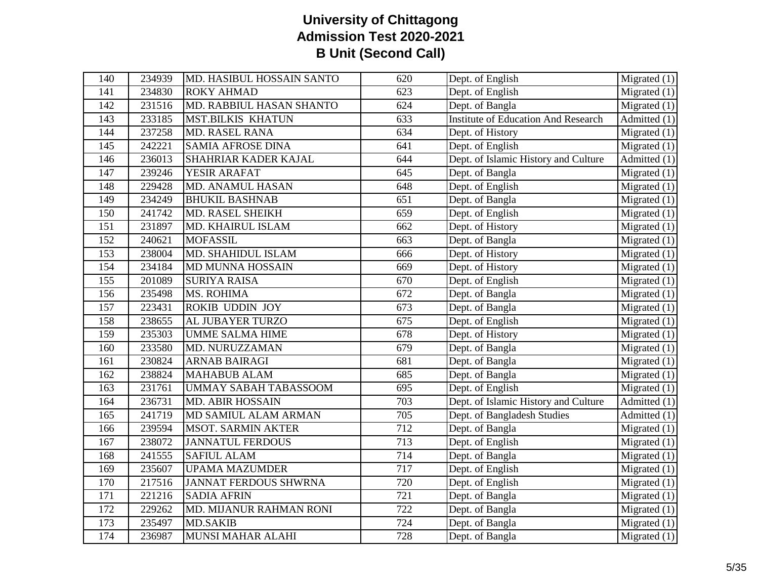# University of Chittagong
## Admission Test 2020-2021
## B Unit (Second Call)

| | | | | | |
|---|---|---|---|---|---|
| 140 | 234939 | MD. HASIBUL HOSSAIN SANTO | 620 | Dept. of English | Migrated (1) |
| 141 | 234830 | ROKY AHMAD | 623 | Dept. of English | Migrated (1) |
| 142 | 231516 | MD. RABBIUL HASAN SHANTO | 624 | Dept. of Bangla | Migrated (1) |
| 143 | 233185 | MST.BILKIS KHATUN | 633 | Institute of Education And Research | Admitted (1) |
| 144 | 237258 | MD. RASEL RANA | 634 | Dept. of History | Migrated (1) |
| 145 | 242221 | SAMIA AFROSE DINA | 641 | Dept. of English | Migrated (1) |
| 146 | 236013 | SHAHRIAR KADER KAJAL | 644 | Dept. of Islamic History and Culture | Admitted (1) |
| 147 | 239246 | YESIR ARAFAT | 645 | Dept. of Bangla | Migrated (1) |
| 148 | 229428 | MD. ANAMUL HASAN | 648 | Dept. of English | Migrated (1) |
| 149 | 234249 | BHUKIL BASHNAB | 651 | Dept. of Bangla | Migrated (1) |
| 150 | 241742 | MD. RASEL SHEIKH | 659 | Dept. of English | Migrated (1) |
| 151 | 231897 | MD. KHAIRUL ISLAM | 662 | Dept. of History | Migrated (1) |
| 152 | 240621 | MOFASSIL | 663 | Dept. of Bangla | Migrated (1) |
| 153 | 238004 | MD. SHAHIDUL ISLAM | 666 | Dept. of History | Migrated (1) |
| 154 | 234184 | MD MUNNA HOSSAIN | 669 | Dept. of History | Migrated (1) |
| 155 | 201089 | SURIYA RAISA | 670 | Dept. of English | Migrated (1) |
| 156 | 235498 | MS. ROHIMA | 672 | Dept. of Bangla | Migrated (1) |
| 157 | 223431 | ROKIB UDDIN JOY | 673 | Dept. of Bangla | Migrated (1) |
| 158 | 238655 | AL JUBAYER TURZO | 675 | Dept. of English | Migrated (1) |
| 159 | 235303 | UMME SALMA HIME | 678 | Dept. of History | Migrated (1) |
| 160 | 233580 | MD. NURUZZAMAN | 679 | Dept. of Bangla | Migrated (1) |
| 161 | 230824 | ARNAB BAIRAGI | 681 | Dept. of Bangla | Migrated (1) |
| 162 | 238824 | MAHABUB ALAM | 685 | Dept. of Bangla | Migrated (1) |
| 163 | 231761 | UMMAY SABAH TABASSOOM | 695 | Dept. of English | Migrated (1) |
| 164 | 236731 | MD. ABIR HOSSAIN | 703 | Dept. of Islamic History and Culture | Admitted (1) |
| 165 | 241719 | MD SAMIUL ALAM ARMAN | 705 | Dept. of Bangladesh Studies | Admitted (1) |
| 166 | 239594 | MSOT. SARMIN AKTER | 712 | Dept. of Bangla | Migrated (1) |
| 167 | 238072 | JANNATUL FERDOUS | 713 | Dept. of English | Migrated (1) |
| 168 | 241555 | SAFIUL ALAM | 714 | Dept. of Bangla | Migrated (1) |
| 169 | 235607 | UPAMA MAZUMDER | 717 | Dept. of English | Migrated (1) |
| 170 | 217516 | JANNAT FERDOUS SHWRNA | 720 | Dept. of English | Migrated (1) |
| 171 | 221216 | SADIA AFRIN | 721 | Dept. of Bangla | Migrated (1) |
| 172 | 229262 | MD. MIJANUR RAHMAN RONI | 722 | Dept. of Bangla | Migrated (1) |
| 173 | 235497 | MD.SAKIB | 724 | Dept. of Bangla | Migrated (1) |
| 174 | 236987 | MUNSI MAHAR ALAHI | 728 | Dept. of Bangla | Migrated (1) |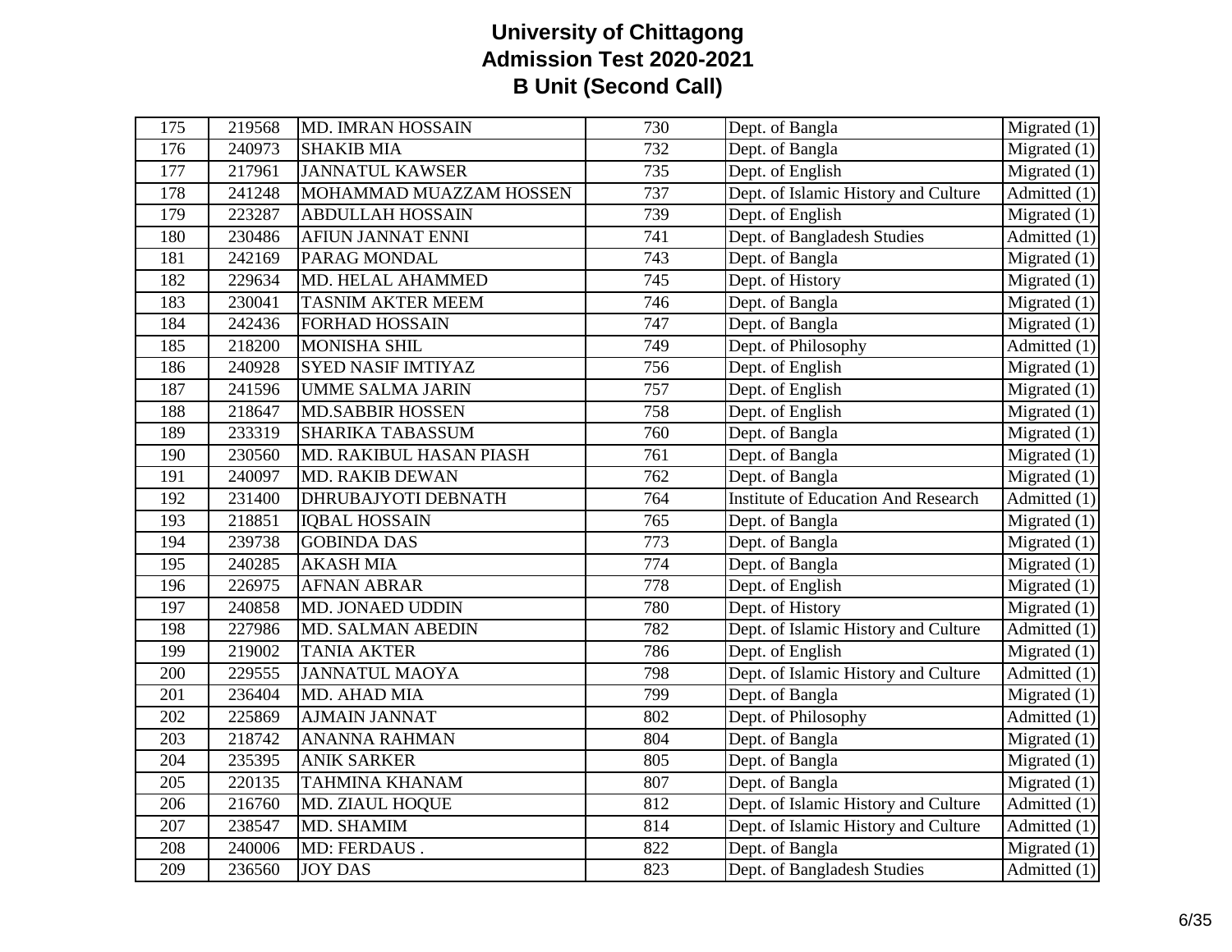# University of Chittagong
## Admission Test 2020-2021
## B Unit (Second Call)

| | | | | | |
|---|---|---|---|---|---|
| 175 | 219568 | MD. IMRAN HOSSAIN | 730 | Dept. of Bangla | Migrated (1) |
| 176 | 240973 | SHAKIB MIA | 732 | Dept. of Bangla | Migrated (1) |
| 177 | 217961 | JANNATUL KAWSER | 735 | Dept. of English | Migrated (1) |
| 178 | 241248 | MOHAMMAD MUAZZAM HOSSEN | 737 | Dept. of Islamic History and Culture | Admitted (1) |
| 179 | 223287 | ABDULLAH HOSSAIN | 739 | Dept. of English | Migrated (1) |
| 180 | 230486 | AFIUN JANNAT ENNI | 741 | Dept. of Bangladesh Studies | Admitted (1) |
| 181 | 242169 | PARAG MONDAL | 743 | Dept. of Bangla | Migrated (1) |
| 182 | 229634 | MD. HELAL AHAMMED | 745 | Dept. of History | Migrated (1) |
| 183 | 230041 | TASNIM AKTER MEEM | 746 | Dept. of Bangla | Migrated (1) |
| 184 | 242436 | FORHAD HOSSAIN | 747 | Dept. of Bangla | Migrated (1) |
| 185 | 218200 | MONISHA SHIL | 749 | Dept. of Philosophy | Admitted (1) |
| 186 | 240928 | SYED NASIF IMTIYAZ | 756 | Dept. of English | Migrated (1) |
| 187 | 241596 | UMME SALMA JARIN | 757 | Dept. of English | Migrated (1) |
| 188 | 218647 | MD.SABBIR HOSSEN | 758 | Dept. of English | Migrated (1) |
| 189 | 233319 | SHARIKA TABASSUM | 760 | Dept. of Bangla | Migrated (1) |
| 190 | 230560 | MD. RAKIBUL HASAN PIASH | 761 | Dept. of Bangla | Migrated (1) |
| 191 | 240097 | MD. RAKIB DEWAN | 762 | Dept. of Bangla | Migrated (1) |
| 192 | 231400 | DHRUBAJYOTI DEBNATH | 764 | Institute of Education And Research | Admitted (1) |
| 193 | 218851 | IQBAL HOSSAIN | 765 | Dept. of Bangla | Migrated (1) |
| 194 | 239738 | GOBINDA DAS | 773 | Dept. of Bangla | Migrated (1) |
| 195 | 240285 | AKASH MIA | 774 | Dept. of Bangla | Migrated (1) |
| 196 | 226975 | AFNAN ABRAR | 778 | Dept. of English | Migrated (1) |
| 197 | 240858 | MD. JONAED UDDIN | 780 | Dept. of History | Migrated (1) |
| 198 | 227986 | MD. SALMAN ABEDIN | 782 | Dept. of Islamic History and Culture | Admitted (1) |
| 199 | 219002 | TANIA AKTER | 786 | Dept. of English | Migrated (1) |
| 200 | 229555 | JANNATUL MAOYA | 798 | Dept. of Islamic History and Culture | Admitted (1) |
| 201 | 236404 | MD. AHAD MIA | 799 | Dept. of Bangla | Migrated (1) |
| 202 | 225869 | AJMAIN JANNAT | 802 | Dept. of Philosophy | Admitted (1) |
| 203 | 218742 | ANANNA RAHMAN | 804 | Dept. of Bangla | Migrated (1) |
| 204 | 235395 | ANIK SARKER | 805 | Dept. of Bangla | Migrated (1) |
| 205 | 220135 | TAHMINA KHANAM | 807 | Dept. of Bangla | Migrated (1) |
| 206 | 216760 | MD. ZIAUL HOQUE | 812 | Dept. of Islamic History and Culture | Admitted (1) |
| 207 | 238547 | MD. SHAMIM | 814 | Dept. of Islamic History and Culture | Admitted (1) |
| 208 | 240006 | MD: FERDAUS . | 822 | Dept. of Bangla | Migrated (1) |
| 209 | 236560 | JOY DAS | 823 | Dept. of Bangladesh Studies | Admitted (1) |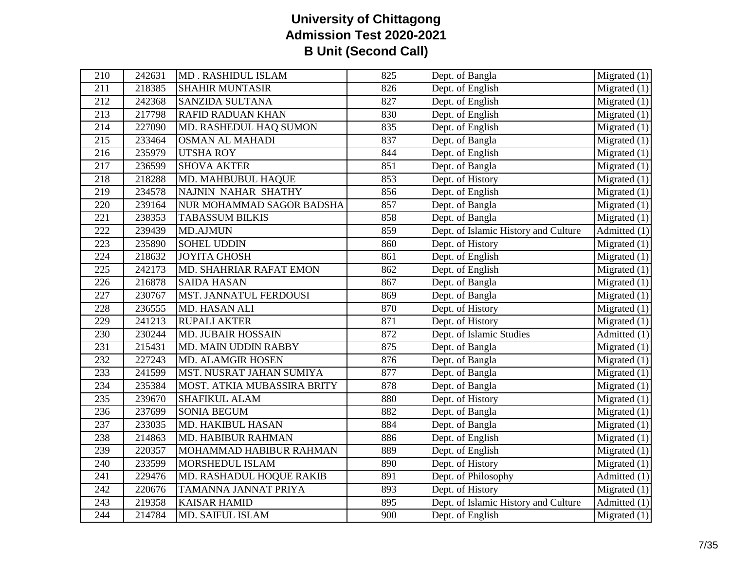# University of Chittagong
## Admission Test 2020-2021
## B Unit (Second Call)

| | | | | | |
|---|---|---|---|---|---|
| 210 | 242631 | MD . RASHIDUL ISLAM | 825 | Dept. of Bangla | Migrated (1) |
| 211 | 218385 | SHAHIR MUNTASIR | 826 | Dept. of English | Migrated (1) |
| 212 | 242368 | SANZIDA SULTANA | 827 | Dept. of English | Migrated (1) |
| 213 | 217798 | RAFID RADUAN KHAN | 830 | Dept. of English | Migrated (1) |
| 214 | 227090 | MD. RASHEDUL HAQ SUMON | 835 | Dept. of English | Migrated (1) |
| 215 | 233464 | OSMAN AL MAHADI | 837 | Dept. of Bangla | Migrated (1) |
| 216 | 235979 | UTSHA ROY | 844 | Dept. of English | Migrated (1) |
| 217 | 236599 | SHOVA AKTER | 851 | Dept. of Bangla | Migrated (1) |
| 218 | 218288 | MD. MAHBUBUL HAQUE | 853 | Dept. of History | Migrated (1) |
| 219 | 234578 | NAJNIN NAHAR SHATHY | 856 | Dept. of English | Migrated (1) |
| 220 | 239164 | NUR MOHAMMAD SAGOR BADSHA | 857 | Dept. of Bangla | Migrated (1) |
| 221 | 238353 | TABASSUM BILKIS | 858 | Dept. of Bangla | Migrated (1) |
| 222 | 239439 | MD.AJMUN | 859 | Dept. of Islamic History and Culture | Admitted (1) |
| 223 | 235890 | SOHEL UDDIN | 860 | Dept. of History | Migrated (1) |
| 224 | 218632 | JOYITA GHOSH | 861 | Dept. of English | Migrated (1) |
| 225 | 242173 | MD. SHAHRIAR RAFAT EMON | 862 | Dept. of English | Migrated (1) |
| 226 | 216878 | SAIDA HASAN | 867 | Dept. of Bangla | Migrated (1) |
| 227 | 230767 | MST. JANNATUL FERDOUSI | 869 | Dept. of Bangla | Migrated (1) |
| 228 | 236555 | MD. HASAN ALI | 870 | Dept. of History | Migrated (1) |
| 229 | 241213 | RUPALI AKTER | 871 | Dept. of History | Migrated (1) |
| 230 | 230244 | MD. JUBAIR HOSSAIN | 872 | Dept. of Islamic Studies | Admitted (1) |
| 231 | 215431 | MD. MAIN UDDIN RABBY | 875 | Dept. of Bangla | Migrated (1) |
| 232 | 227243 | MD. ALAMGIR HOSEN | 876 | Dept. of Bangla | Migrated (1) |
| 233 | 241599 | MST. NUSRAT JAHAN SUMIYA | 877 | Dept. of Bangla | Migrated (1) |
| 234 | 235384 | MOST. ATKIA MUBASSIRA BRITY | 878 | Dept. of Bangla | Migrated (1) |
| 235 | 239670 | SHAFIKUL ALAM | 880 | Dept. of History | Migrated (1) |
| 236 | 237699 | SONIA BEGUM | 882 | Dept. of Bangla | Migrated (1) |
| 237 | 233035 | MD. HAKIBUL HASAN | 884 | Dept. of Bangla | Migrated (1) |
| 238 | 214863 | MD. HABIBUR RAHMAN | 886 | Dept. of English | Migrated (1) |
| 239 | 220357 | MOHAMMAD HABIBUR RAHMAN | 889 | Dept. of English | Migrated (1) |
| 240 | 233599 | MORSHEDUL ISLAM | 890 | Dept. of History | Migrated (1) |
| 241 | 229476 | MD. RASHADUL HOQUE RAKIB | 891 | Dept. of Philosophy | Admitted (1) |
| 242 | 220676 | TAMANNA JANNAT PRIYA | 893 | Dept. of History | Migrated (1) |
| 243 | 219358 | KAISAR HAMID | 895 | Dept. of Islamic History and Culture | Admitted (1) |
| 244 | 214784 | MD. SAIFUL ISLAM | 900 | Dept. of English | Migrated (1) |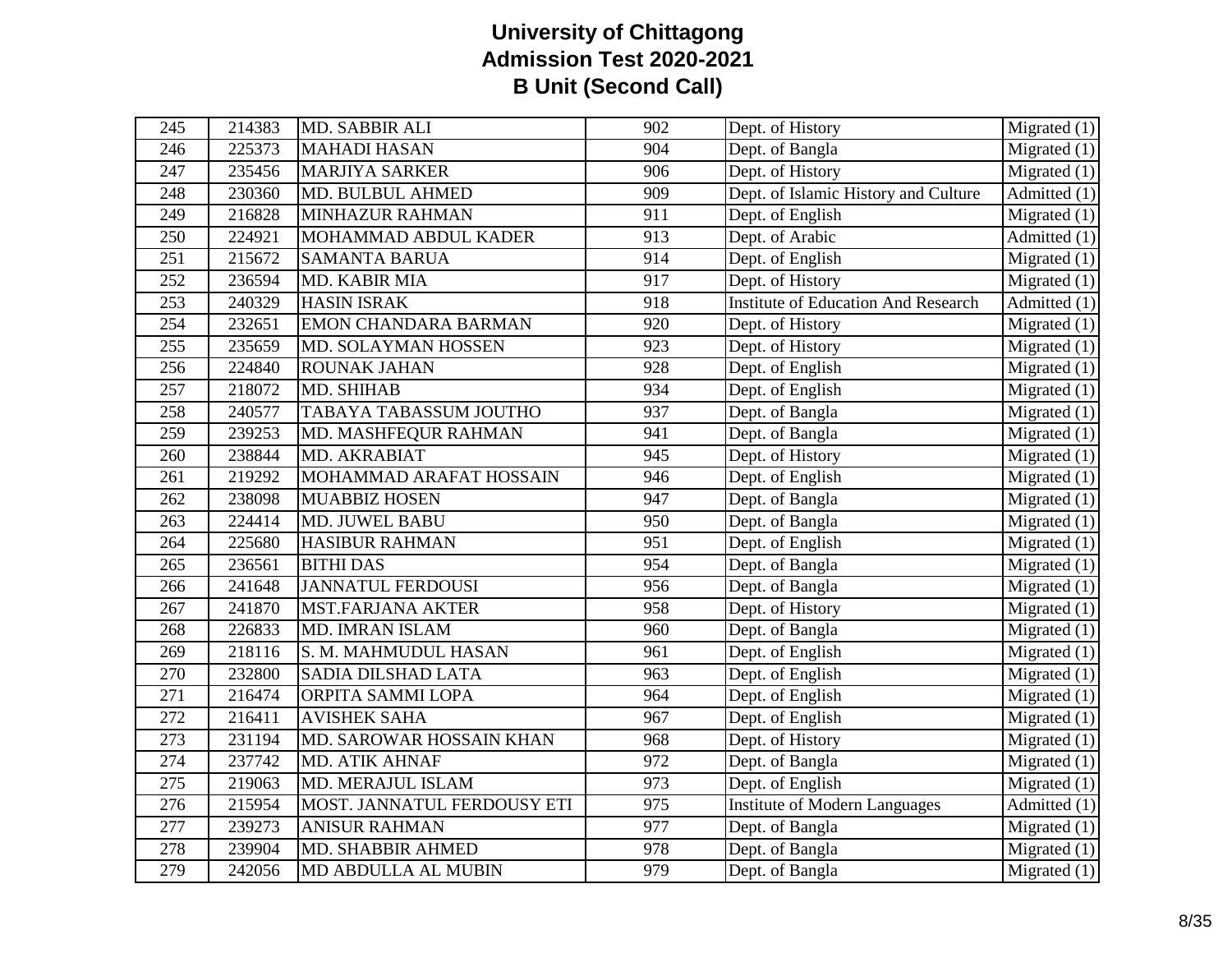# University of Chittagong
## Admission Test 2020-2021
## B Unit (Second Call)

| | | | | | |
|---|---|---|---|---|---|
| 245 | 214383 | MD. SABBIR ALI | 902 | Dept. of History | Migrated (1) |
| 246 | 225373 | MAHADI HASAN | 904 | Dept. of Bangla | Migrated (1) |
| 247 | 235456 | MARJIYA SARKER | 906 | Dept. of History | Migrated (1) |
| 248 | 230360 | MD. BULBUL AHMED | 909 | Dept. of Islamic History and Culture | Admitted (1) |
| 249 | 216828 | MINHAZUR RAHMAN | 911 | Dept. of English | Migrated (1) |
| 250 | 224921 | MOHAMMAD ABDUL KADER | 913 | Dept. of Arabic | Admitted (1) |
| 251 | 215672 | SAMANTA BARUA | 914 | Dept. of English | Migrated (1) |
| 252 | 236594 | MD. KABIR MIA | 917 | Dept. of History | Migrated (1) |
| 253 | 240329 | HASIN ISRAK | 918 | Institute of Education And Research | Admitted (1) |
| 254 | 232651 | EMON CHANDARA BARMAN | 920 | Dept. of History | Migrated (1) |
| 255 | 235659 | MD. SOLAYMAN HOSSEN | 923 | Dept. of History | Migrated (1) |
| 256 | 224840 | ROUNAK JAHAN | 928 | Dept. of English | Migrated (1) |
| 257 | 218072 | MD. SHIHAB | 934 | Dept. of English | Migrated (1) |
| 258 | 240577 | TABAYA TABASSUM JOUTHO | 937 | Dept. of Bangla | Migrated (1) |
| 259 | 239253 | MD. MASHFEQUR RAHMAN | 941 | Dept. of Bangla | Migrated (1) |
| 260 | 238844 | MD. AKRABIAT | 945 | Dept. of History | Migrated (1) |
| 261 | 219292 | MOHAMMAD ARAFAT HOSSAIN | 946 | Dept. of English | Migrated (1) |
| 262 | 238098 | MUABBIZ HOSEN | 947 | Dept. of Bangla | Migrated (1) |
| 263 | 224414 | MD. JUWEL BABU | 950 | Dept. of Bangla | Migrated (1) |
| 264 | 225680 | HASIBUR RAHMAN | 951 | Dept. of English | Migrated (1) |
| 265 | 236561 | BITHI DAS | 954 | Dept. of Bangla | Migrated (1) |
| 266 | 241648 | JANNATUL FERDOUSI | 956 | Dept. of Bangla | Migrated (1) |
| 267 | 241870 | MST.FARJANA AKTER | 958 | Dept. of History | Migrated (1) |
| 268 | 226833 | MD. IMRAN ISLAM | 960 | Dept. of Bangla | Migrated (1) |
| 269 | 218116 | S. M. MAHMUDUL HASAN | 961 | Dept. of English | Migrated (1) |
| 270 | 232800 | SADIA DILSHAD LATA | 963 | Dept. of English | Migrated (1) |
| 271 | 216474 | ORPITA SAMMI LOPA | 964 | Dept. of English | Migrated (1) |
| 272 | 216411 | AVISHEK SAHA | 967 | Dept. of English | Migrated (1) |
| 273 | 231194 | MD. SAROWAR HOSSAIN KHAN | 968 | Dept. of History | Migrated (1) |
| 274 | 237742 | MD. ATIK AHNAF | 972 | Dept. of Bangla | Migrated (1) |
| 275 | 219063 | MD. MERAJUL ISLAM | 973 | Dept. of English | Migrated (1) |
| 276 | 215954 | MOST. JANNATUL FERDOUSY ETI | 975 | Institute of Modern Languages | Admitted (1) |
| 277 | 239273 | ANISUR RAHMAN | 977 | Dept. of Bangla | Migrated (1) |
| 278 | 239904 | MD. SHABBIR AHMED | 978 | Dept. of Bangla | Migrated (1) |
| 279 | 242056 | MD ABDULLA AL MUBIN | 979 | Dept. of Bangla | Migrated (1) |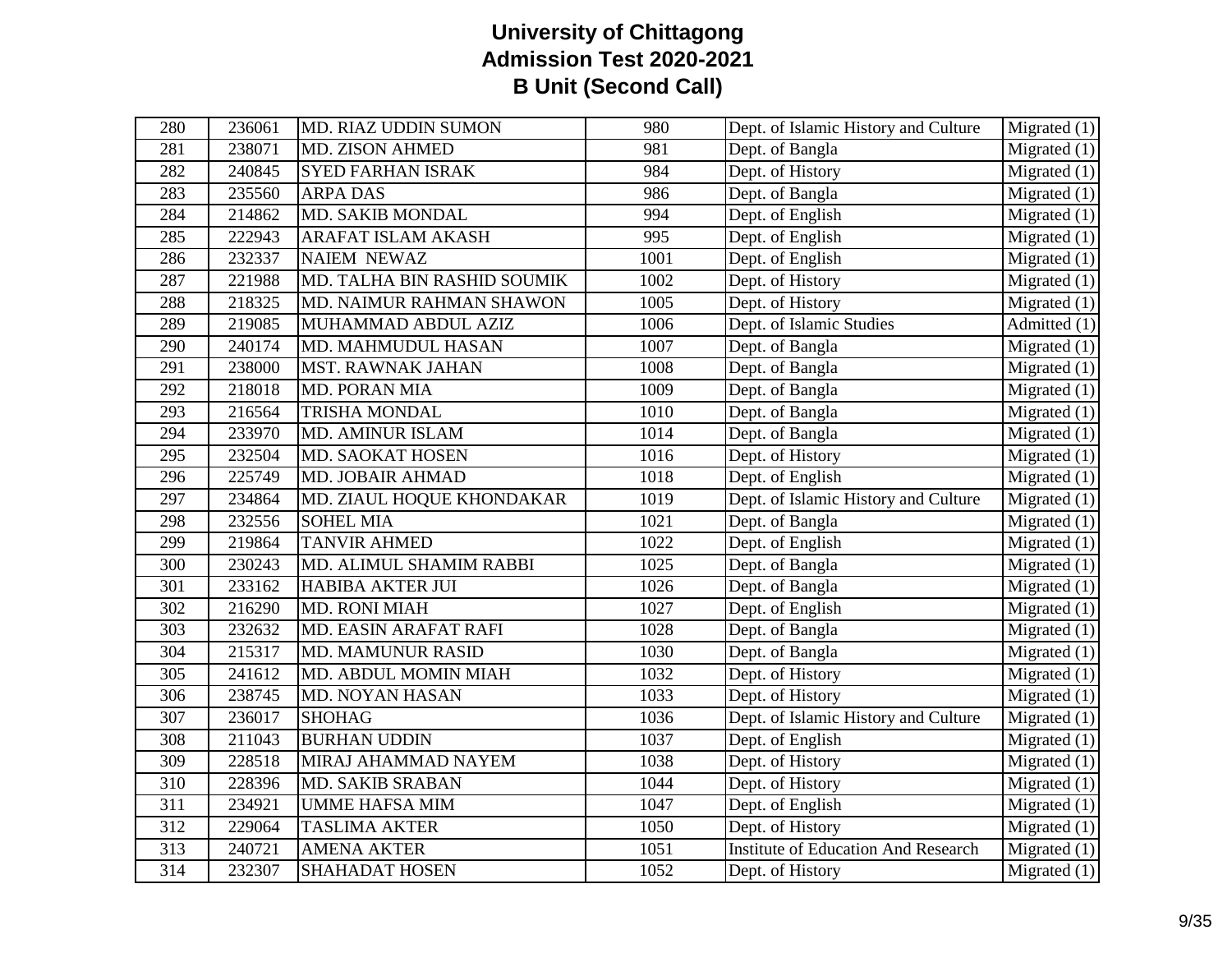# University of Chittagong
## Admission Test 2020-2021
## B Unit (Second Call)

| | | | | | |
|---|---|---|---|---|---|
| 280 | 236061 | MD. RIAZ UDDIN SUMON | 980 | Dept. of Islamic History and Culture | Migrated (1) |
| 281 | 238071 | MD. ZISON AHMED | 981 | Dept. of Bangla | Migrated (1) |
| 282 | 240845 | SYED FARHAN ISRAK | 984 | Dept. of History | Migrated (1) |
| 283 | 235560 | ARPA DAS | 986 | Dept. of Bangla | Migrated (1) |
| 284 | 214862 | MD. SAKIB MONDAL | 994 | Dept. of English | Migrated (1) |
| 285 | 222943 | ARAFAT ISLAM AKASH | 995 | Dept. of English | Migrated (1) |
| 286 | 232337 | NAIEM NEWAZ | 1001 | Dept. of English | Migrated (1) |
| 287 | 221988 | MD. TALHA BIN RASHID SOUMIK | 1002 | Dept. of History | Migrated (1) |
| 288 | 218325 | MD. NAIMUR RAHMAN SHAWON | 1005 | Dept. of History | Migrated (1) |
| 289 | 219085 | MUHAMMAD ABDUL AZIZ | 1006 | Dept. of Islamic Studies | Admitted (1) |
| 290 | 240174 | MD. MAHMUDUL HASAN | 1007 | Dept. of Bangla | Migrated (1) |
| 291 | 238000 | MST. RAWNAK JAHAN | 1008 | Dept. of Bangla | Migrated (1) |
| 292 | 218018 | MD. PORAN MIA | 1009 | Dept. of Bangla | Migrated (1) |
| 293 | 216564 | TRISHA MONDAL | 1010 | Dept. of Bangla | Migrated (1) |
| 294 | 233970 | MD. AMINUR ISLAM | 1014 | Dept. of Bangla | Migrated (1) |
| 295 | 232504 | MD. SAOKAT HOSEN | 1016 | Dept. of History | Migrated (1) |
| 296 | 225749 | MD. JOBAIR AHMAD | 1018 | Dept. of English | Migrated (1) |
| 297 | 234864 | MD. ZIAUL HOQUE KHONDAKAR | 1019 | Dept. of Islamic History and Culture | Migrated (1) |
| 298 | 232556 | SOHEL MIA | 1021 | Dept. of Bangla | Migrated (1) |
| 299 | 219864 | TANVIR AHMED | 1022 | Dept. of English | Migrated (1) |
| 300 | 230243 | MD. ALIMUL SHAMIM RABBI | 1025 | Dept. of Bangla | Migrated (1) |
| 301 | 233162 | HABIBA AKTER JUI | 1026 | Dept. of Bangla | Migrated (1) |
| 302 | 216290 | MD. RONI MIAH | 1027 | Dept. of English | Migrated (1) |
| 303 | 232632 | MD. EASIN ARAFAT RAFI | 1028 | Dept. of Bangla | Migrated (1) |
| 304 | 215317 | MD. MAMUNUR RASID | 1030 | Dept. of Bangla | Migrated (1) |
| 305 | 241612 | MD. ABDUL MOMIN MIAH | 1032 | Dept. of History | Migrated (1) |
| 306 | 238745 | MD. NOYAN HASAN | 1033 | Dept. of History | Migrated (1) |
| 307 | 236017 | SHOHAG | 1036 | Dept. of Islamic History and Culture | Migrated (1) |
| 308 | 211043 | BURHAN UDDIN | 1037 | Dept. of English | Migrated (1) |
| 309 | 228518 | MIRAJ AHAMMAD NAYEM | 1038 | Dept. of History | Migrated (1) |
| 310 | 228396 | MD. SAKIB SRABAN | 1044 | Dept. of History | Migrated (1) |
| 311 | 234921 | UMME HAFSA MIM | 1047 | Dept. of English | Migrated (1) |
| 312 | 229064 | TASLIMA AKTER | 1050 | Dept. of History | Migrated (1) |
| 313 | 240721 | AMENA AKTER | 1051 | Institute of Education And Research | Migrated (1) |
| 314 | 232307 | SHAHADAT HOSEN | 1052 | Dept. of History | Migrated (1) |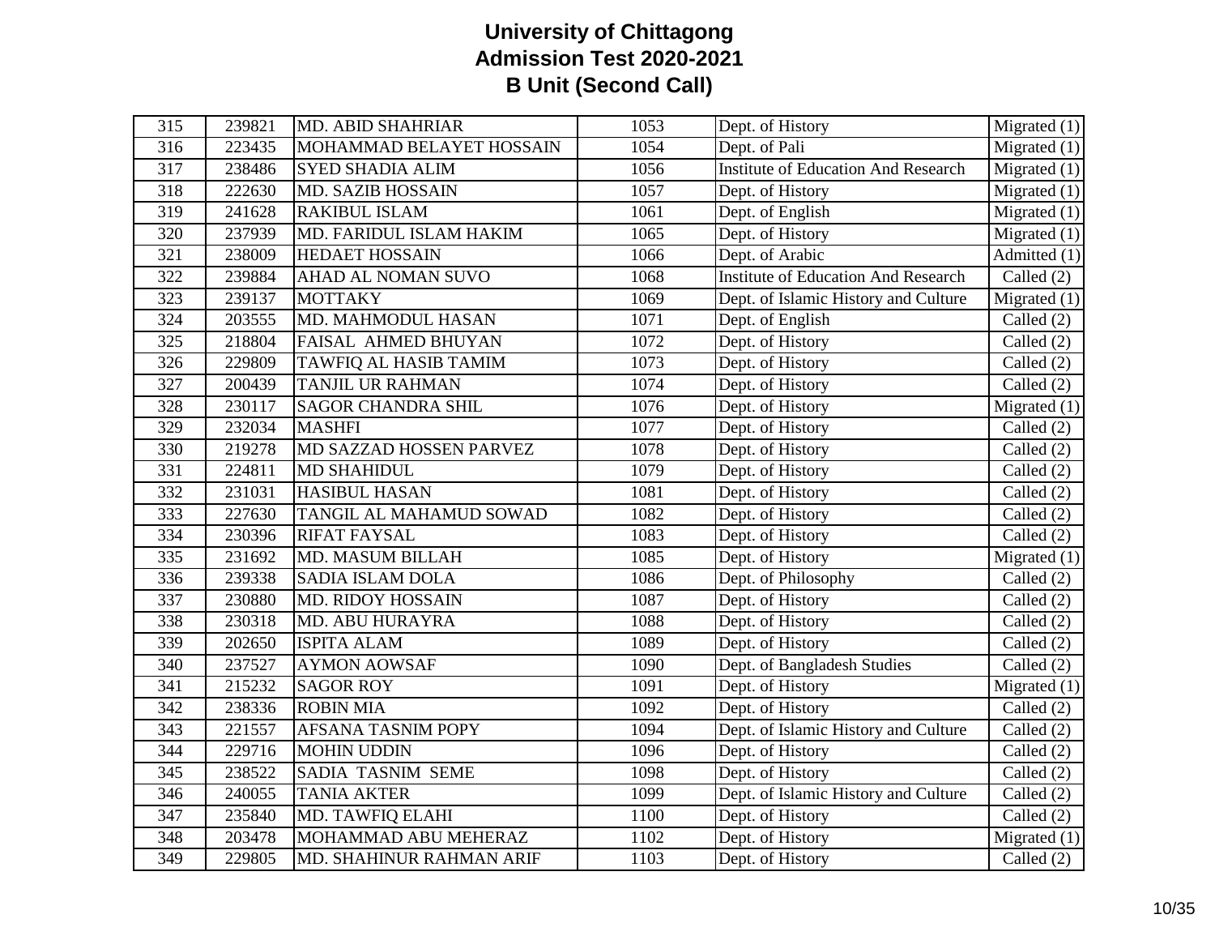# University of Chittagong
## Admission Test 2020-2021
## B Unit (Second Call)

| | | | | | |
|---|---|---|---|---|---|
| 315 | 239821 | MD. ABID SHAHRIAR | 1053 | Dept. of History | Migrated (1) |
| 316 | 223435 | MOHAMMAD BELAYET HOSSAIN | 1054 | Dept. of Pali | Migrated (1) |
| 317 | 238486 | SYED SHADIA ALIM | 1056 | Institute of Education And Research | Migrated (1) |
| 318 | 222630 | MD. SAZIB HOSSAIN | 1057 | Dept. of History | Migrated (1) |
| 319 | 241628 | RAKIBUL ISLAM | 1061 | Dept. of English | Migrated (1) |
| 320 | 237939 | MD. FARIDUL ISLAM HAKIM | 1065 | Dept. of History | Migrated (1) |
| 321 | 238009 | HEDAET HOSSAIN | 1066 | Dept. of Arabic | Admitted (1) |
| 322 | 239884 | AHAD AL NOMAN SUVO | 1068 | Institute of Education And Research | Called (2) |
| 323 | 239137 | MOTTAKY | 1069 | Dept. of Islamic History and Culture | Migrated (1) |
| 324 | 203555 | MD. MAHMODUL HASAN | 1071 | Dept. of English | Called (2) |
| 325 | 218804 | FAISAL AHMED BHUYAN | 1072 | Dept. of History | Called (2) |
| 326 | 229809 | TAWFIQ AL HASIB TAMIM | 1073 | Dept. of History | Called (2) |
| 327 | 200439 | TANJIL UR RAHMAN | 1074 | Dept. of History | Called (2) |
| 328 | 230117 | SAGOR CHANDRA SHIL | 1076 | Dept. of History | Migrated (1) |
| 329 | 232034 | MASHFI | 1077 | Dept. of History | Called (2) |
| 330 | 219278 | MD SAZZAD HOSSEN PARVEZ | 1078 | Dept. of History | Called (2) |
| 331 | 224811 | MD SHAHIDUL | 1079 | Dept. of History | Called (2) |
| 332 | 231031 | HASIBUL HASAN | 1081 | Dept. of History | Called (2) |
| 333 | 227630 | TANGIL AL MAHAMUD SOWAD | 1082 | Dept. of History | Called (2) |
| 334 | 230396 | RIFAT FAYSAL | 1083 | Dept. of History | Called (2) |
| 335 | 231692 | MD. MASUM BILLAH | 1085 | Dept. of History | Migrated (1) |
| 336 | 239338 | SADIA ISLAM DOLA | 1086 | Dept. of Philosophy | Called (2) |
| 337 | 230880 | MD. RIDOY HOSSAIN | 1087 | Dept. of History | Called (2) |
| 338 | 230318 | MD. ABU HURAYRA | 1088 | Dept. of History | Called (2) |
| 339 | 202650 | ISPITA ALAM | 1089 | Dept. of History | Called (2) |
| 340 | 237527 | AYMON AOWSAF | 1090 | Dept. of Bangladesh Studies | Called (2) |
| 341 | 215232 | SAGOR ROY | 1091 | Dept. of History | Migrated (1) |
| 342 | 238336 | ROBIN MIA | 1092 | Dept. of History | Called (2) |
| 343 | 221557 | AFSANA TASNIM POPY | 1094 | Dept. of Islamic History and Culture | Called (2) |
| 344 | 229716 | MOHIN UDDIN | 1096 | Dept. of History | Called (2) |
| 345 | 238522 | SADIA TASNIM SEME | 1098 | Dept. of History | Called (2) |
| 346 | 240055 | TANIA AKTER | 1099 | Dept. of Islamic History and Culture | Called (2) |
| 347 | 235840 | MD. TAWFIQ ELAHI | 1100 | Dept. of History | Called (2) |
| 348 | 203478 | MOHAMMAD ABU MEHERAZ | 1102 | Dept. of History | Migrated (1) |
| 349 | 229805 | MD. SHAHINUR RAHMAN ARIF | 1103 | Dept. of History | Called (2) |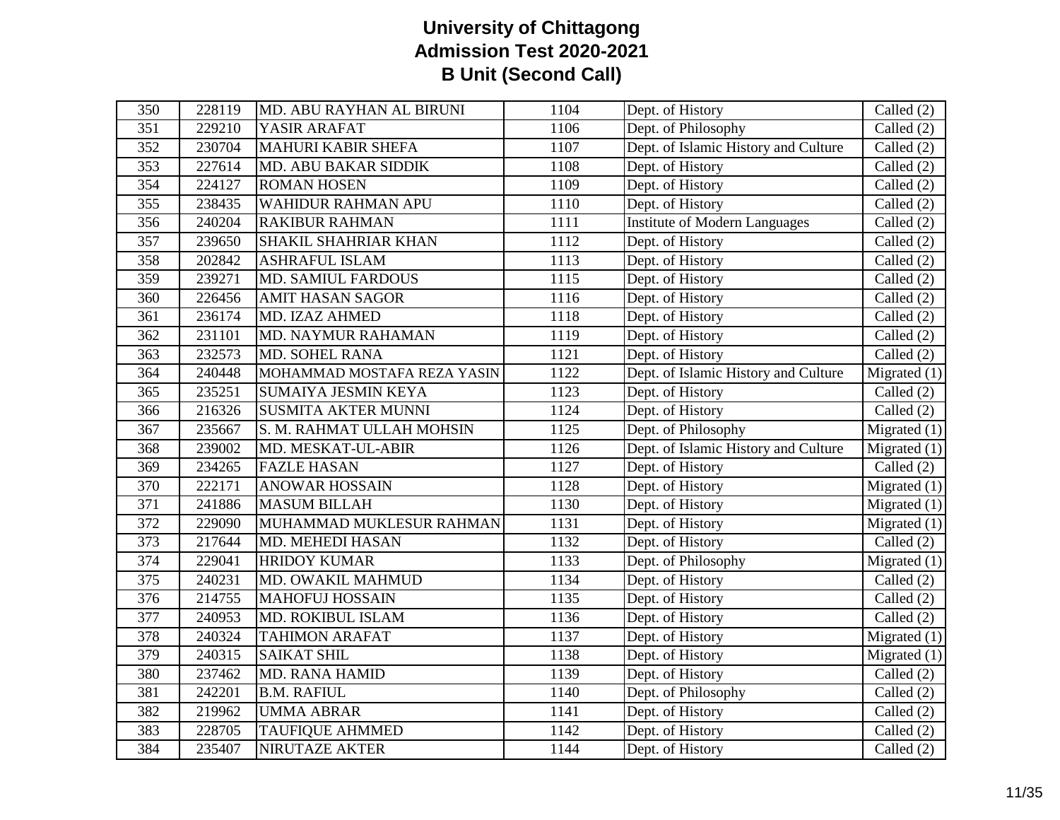# University of Chittagong
## Admission Test 2020-2021
## B Unit (Second Call)

| | | | | | |
|---|---|---|---|---|---|
| 350 | 228119 | MD. ABU RAYHAN AL BIRUNI | 1104 | Dept. of History | Called (2) |
| 351 | 229210 | YASIR ARAFAT | 1106 | Dept. of Philosophy | Called (2) |
| 352 | 230704 | MAHURI KABIR SHEFA | 1107 | Dept. of Islamic History and Culture | Called (2) |
| 353 | 227614 | MD. ABU BAKAR SIDDIK | 1108 | Dept. of History | Called (2) |
| 354 | 224127 | ROMAN HOSEN | 1109 | Dept. of History | Called (2) |
| 355 | 238435 | WAHIDUR RAHMAN APU | 1110 | Dept. of History | Called (2) |
| 356 | 240204 | RAKIBUR RAHMAN | 1111 | Institute of Modern Languages | Called (2) |
| 357 | 239650 | SHAKIL SHAHRIAR KHAN | 1112 | Dept. of History | Called (2) |
| 358 | 202842 | ASHRAFUL ISLAM | 1113 | Dept. of History | Called (2) |
| 359 | 239271 | MD. SAMIUL FARDOUS | 1115 | Dept. of History | Called (2) |
| 360 | 226456 | AMIT HASAN SAGOR | 1116 | Dept. of History | Called (2) |
| 361 | 236174 | MD. IZAZ AHMED | 1118 | Dept. of History | Called (2) |
| 362 | 231101 | MD. NAYMUR RAHAMAN | 1119 | Dept. of History | Called (2) |
| 363 | 232573 | MD. SOHEL RANA | 1121 | Dept. of History | Called (2) |
| 364 | 240448 | MOHAMMAD MOSTAFA REZA YASIN | 1122 | Dept. of Islamic History and Culture | Migrated (1) |
| 365 | 235251 | SUMAIYA JESMIN KEYA | 1123 | Dept. of History | Called (2) |
| 366 | 216326 | SUSMITA AKTER MUNNI | 1124 | Dept. of History | Called (2) |
| 367 | 235667 | S. M. RAHMAT ULLAH MOHSIN | 1125 | Dept. of Philosophy | Migrated (1) |
| 368 | 239002 | MD. MESKAT-UL-ABIR | 1126 | Dept. of Islamic History and Culture | Migrated (1) |
| 369 | 234265 | FAZLE HASAN | 1127 | Dept. of History | Called (2) |
| 370 | 222171 | ANOWAR HOSSAIN | 1128 | Dept. of History | Migrated (1) |
| 371 | 241886 | MASUM BILLAH | 1130 | Dept. of History | Migrated (1) |
| 372 | 229090 | MUHAMMAD MUKLESUR RAHMAN | 1131 | Dept. of History | Migrated (1) |
| 373 | 217644 | MD. MEHEDI HASAN | 1132 | Dept. of History | Called (2) |
| 374 | 229041 | HRIDOY KUMAR | 1133 | Dept. of Philosophy | Migrated (1) |
| 375 | 240231 | MD. OWAKIL MAHMUD | 1134 | Dept. of History | Called (2) |
| 376 | 214755 | MAHOFUJ HOSSAIN | 1135 | Dept. of History | Called (2) |
| 377 | 240953 | MD. ROKIBUL ISLAM | 1136 | Dept. of History | Called (2) |
| 378 | 240324 | TAHIMON ARAFAT | 1137 | Dept. of History | Migrated (1) |
| 379 | 240315 | SAIKAT SHIL | 1138 | Dept. of History | Migrated (1) |
| 380 | 237462 | MD. RANA HAMID | 1139 | Dept. of History | Called (2) |
| 381 | 242201 | B.M. RAFIUL | 1140 | Dept. of Philosophy | Called (2) |
| 382 | 219962 | UMMA ABRAR | 1141 | Dept. of History | Called (2) |
| 383 | 228705 | TAUFIQUE AHMMED | 1142 | Dept. of History | Called (2) |
| 384 | 235407 | NIRUTAZE AKTER | 1144 | Dept. of History | Called (2) |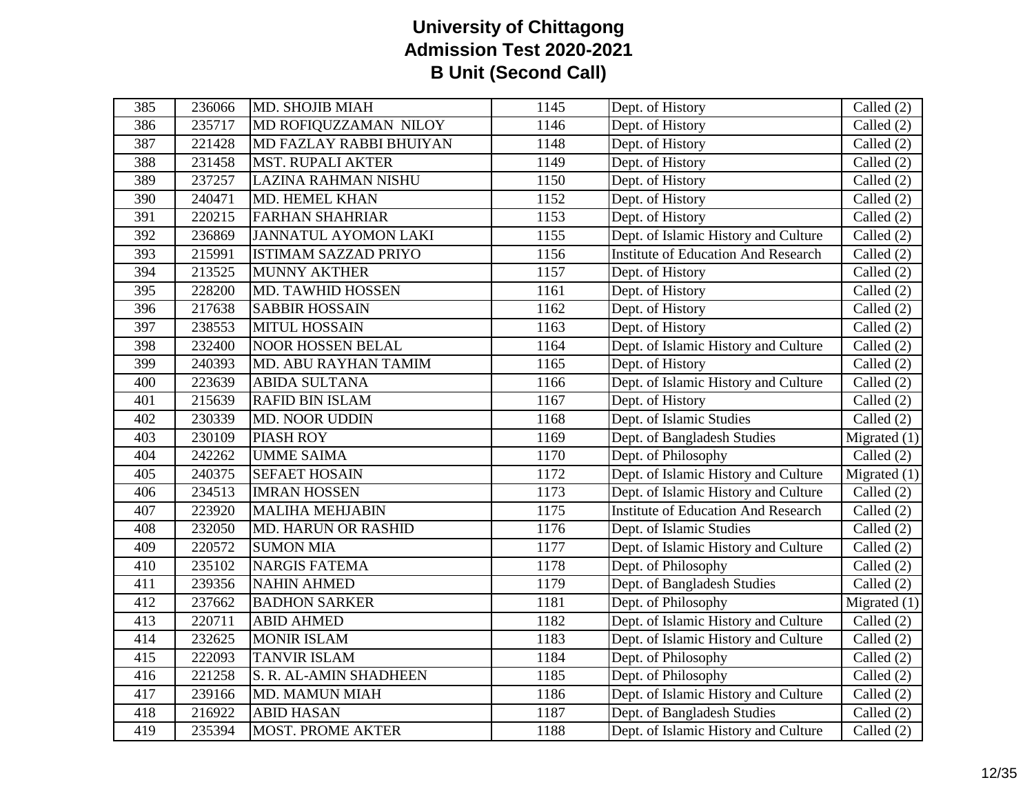# University of Chittagong
## Admission Test 2020-2021
## B Unit (Second Call)

| | | | | | |
|---|---|---|---|---|---|
| 385 | 236066 | MD. SHOJIB MIAH | 1145 | Dept. of History | Called (2) |
| 386 | 235717 | MD ROFIQUZZAMAN NILOY | 1146 | Dept. of History | Called (2) |
| 387 | 221428 | MD FAZLAY RABBI BHUIYAN | 1148 | Dept. of History | Called (2) |
| 388 | 231458 | MST. RUPALI AKTER | 1149 | Dept. of History | Called (2) |
| 389 | 237257 | LAZINA RAHMAN NISHU | 1150 | Dept. of History | Called (2) |
| 390 | 240471 | MD. HEMEL KHAN | 1152 | Dept. of History | Called (2) |
| 391 | 220215 | FARHAN SHAHRIAR | 1153 | Dept. of History | Called (2) |
| 392 | 236869 | JANNATUL AYOMON LAKI | 1155 | Dept. of Islamic History and Culture | Called (2) |
| 393 | 215991 | ISTIMAM SAZZAD PRIYO | 1156 | Institute of Education And Research | Called (2) |
| 394 | 213525 | MUNNY AKTHER | 1157 | Dept. of History | Called (2) |
| 395 | 228200 | MD. TAWHID HOSSEN | 1161 | Dept. of History | Called (2) |
| 396 | 217638 | SABBIR HOSSAIN | 1162 | Dept. of History | Called (2) |
| 397 | 238553 | MITUL HOSSAIN | 1163 | Dept. of History | Called (2) |
| 398 | 232400 | NOOR HOSSEN BELAL | 1164 | Dept. of Islamic History and Culture | Called (2) |
| 399 | 240393 | MD. ABU RAYHAN TAMIM | 1165 | Dept. of History | Called (2) |
| 400 | 223639 | ABIDA SULTANA | 1166 | Dept. of Islamic History and Culture | Called (2) |
| 401 | 215639 | RAFID BIN ISLAM | 1167 | Dept. of History | Called (2) |
| 402 | 230339 | MD. NOOR UDDIN | 1168 | Dept. of Islamic Studies | Called (2) |
| 403 | 230109 | PIASH ROY | 1169 | Dept. of Bangladesh Studies | Migrated (1) |
| 404 | 242262 | UMME SAIMA | 1170 | Dept. of Philosophy | Called (2) |
| 405 | 240375 | SEFAET HOSAIN | 1172 | Dept. of Islamic History and Culture | Migrated (1) |
| 406 | 234513 | IMRAN HOSSEN | 1173 | Dept. of Islamic History and Culture | Called (2) |
| 407 | 223920 | MALIHA MEHJABIN | 1175 | Institute of Education And Research | Called (2) |
| 408 | 232050 | MD. HARUN OR RASHID | 1176 | Dept. of Islamic Studies | Called (2) |
| 409 | 220572 | SUMON MIA | 1177 | Dept. of Islamic History and Culture | Called (2) |
| 410 | 235102 | NARGIS FATEMA | 1178 | Dept. of Philosophy | Called (2) |
| 411 | 239356 | NAHIN AHMED | 1179 | Dept. of Bangladesh Studies | Called (2) |
| 412 | 237662 | BADHON SARKER | 1181 | Dept. of Philosophy | Migrated (1) |
| 413 | 220711 | ABID AHMED | 1182 | Dept. of Islamic History and Culture | Called (2) |
| 414 | 232625 | MONIR ISLAM | 1183 | Dept. of Islamic History and Culture | Called (2) |
| 415 | 222093 | TANVIR ISLAM | 1184 | Dept. of Philosophy | Called (2) |
| 416 | 221258 | S. R. AL-AMIN SHADHEEN | 1185 | Dept. of Philosophy | Called (2) |
| 417 | 239166 | MD. MAMUN MIAH | 1186 | Dept. of Islamic History and Culture | Called (2) |
| 418 | 216922 | ABID HASAN | 1187 | Dept. of Bangladesh Studies | Called (2) |
| 419 | 235394 | MOST. PROME AKTER | 1188 | Dept. of Islamic History and Culture | Called (2) |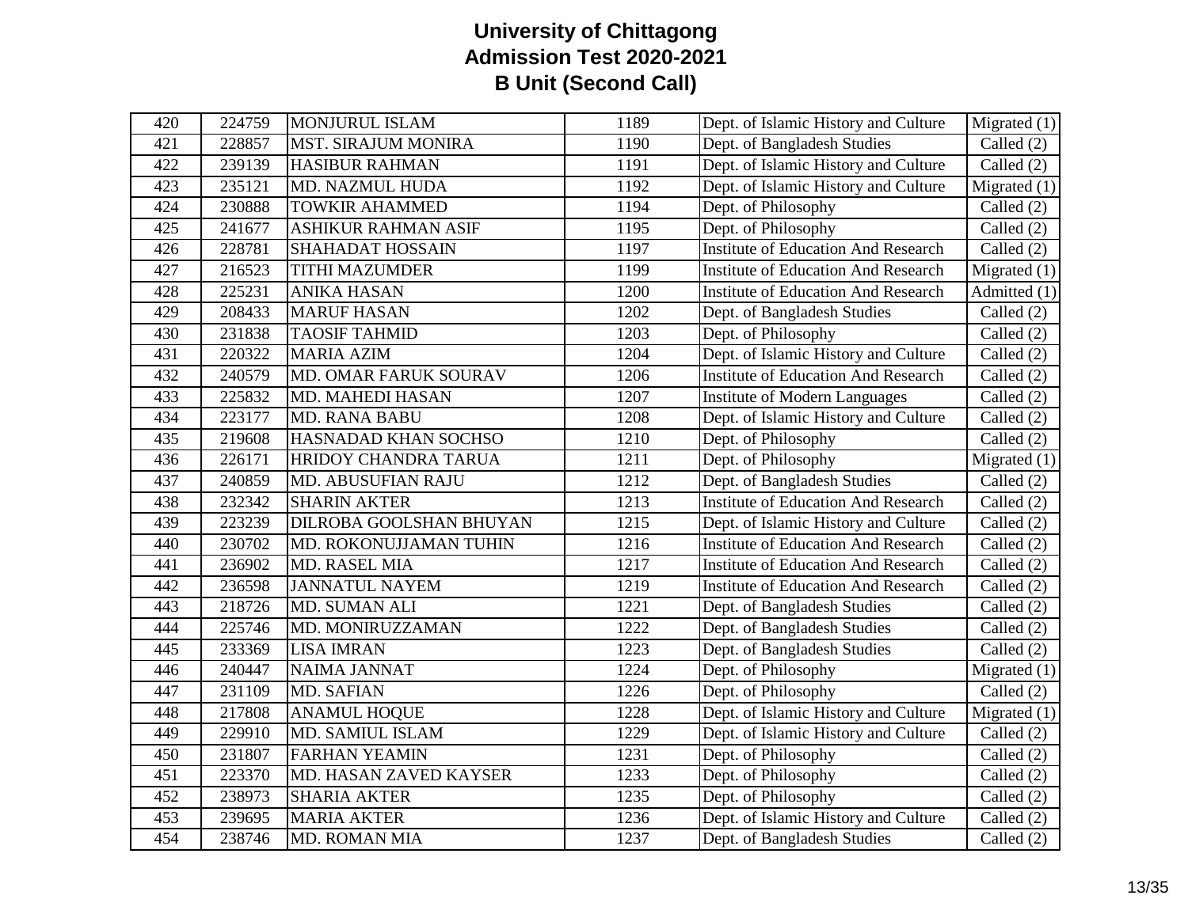# University of Chittagong
## Admission Test 2020-2021
## B Unit (Second Call)

| | | | | | |
|---|---|---|---|---|---|
| 420 | 224759 | MONJURUL ISLAM | 1189 | Dept. of Islamic History and Culture | Migrated (1) |
| 421 | 228857 | MST. SIRAJUM MONIRA | 1190 | Dept. of Bangladesh Studies | Called (2) |
| 422 | 239139 | HASIBUR RAHMAN | 1191 | Dept. of Islamic History and Culture | Called (2) |
| 423 | 235121 | MD. NAZMUL HUDA | 1192 | Dept. of Islamic History and Culture | Migrated (1) |
| 424 | 230888 | TOWKIR AHAMMED | 1194 | Dept. of Philosophy | Called (2) |
| 425 | 241677 | ASHIKUR RAHMAN ASIF | 1195 | Dept. of Philosophy | Called (2) |
| 426 | 228781 | SHAHADAT HOSSAIN | 1197 | Institute of Education And Research | Called (2) |
| 427 | 216523 | TITHI MAZUMDER | 1199 | Institute of Education And Research | Migrated (1) |
| 428 | 225231 | ANIKA HASAN | 1200 | Institute of Education And Research | Admitted (1) |
| 429 | 208433 | MARUF HASAN | 1202 | Dept. of Bangladesh Studies | Called (2) |
| 430 | 231838 | TAOSIF TAHMID | 1203 | Dept. of Philosophy | Called (2) |
| 431 | 220322 | MARIA AZIM | 1204 | Dept. of Islamic History and Culture | Called (2) |
| 432 | 240579 | MD. OMAR FARUK SOURAV | 1206 | Institute of Education And Research | Called (2) |
| 433 | 225832 | MD. MAHEDI HASAN | 1207 | Institute of Modern Languages | Called (2) |
| 434 | 223177 | MD. RANA BABU | 1208 | Dept. of Islamic History and Culture | Called (2) |
| 435 | 219608 | HASNADAD KHAN SOCHSO | 1210 | Dept. of Philosophy | Called (2) |
| 436 | 226171 | HRIDOY CHANDRA TARUA | 1211 | Dept. of Philosophy | Migrated (1) |
| 437 | 240859 | MD. ABUSUFIAN RAJU | 1212 | Dept. of Bangladesh Studies | Called (2) |
| 438 | 232342 | SHARIN AKTER | 1213 | Institute of Education And Research | Called (2) |
| 439 | 223239 | DILROBA GOOLSHAN BHUYAN | 1215 | Dept. of Islamic History and Culture | Called (2) |
| 440 | 230702 | MD. ROKONUJJAMAN TUHIN | 1216 | Institute of Education And Research | Called (2) |
| 441 | 236902 | MD. RASEL MIA | 1217 | Institute of Education And Research | Called (2) |
| 442 | 236598 | JANNATUL NAYEM | 1219 | Institute of Education And Research | Called (2) |
| 443 | 218726 | MD. SUMAN ALI | 1221 | Dept. of Bangladesh Studies | Called (2) |
| 444 | 225746 | MD. MONIRUZZAMAN | 1222 | Dept. of Bangladesh Studies | Called (2) |
| 445 | 233369 | LISA IMRAN | 1223 | Dept. of Bangladesh Studies | Called (2) |
| 446 | 240447 | NAIMA JANNAT | 1224 | Dept. of Philosophy | Migrated (1) |
| 447 | 231109 | MD. SAFIAN | 1226 | Dept. of Philosophy | Called (2) |
| 448 | 217808 | ANAMUL HOQUE | 1228 | Dept. of Islamic History and Culture | Migrated (1) |
| 449 | 229910 | MD. SAMIUL ISLAM | 1229 | Dept. of Islamic History and Culture | Called (2) |
| 450 | 231807 | FARHAN YEAMIN | 1231 | Dept. of Philosophy | Called (2) |
| 451 | 223370 | MD. HASAN ZAVED KAYSER | 1233 | Dept. of Philosophy | Called (2) |
| 452 | 238973 | SHARIA AKTER | 1235 | Dept. of Philosophy | Called (2) |
| 453 | 239695 | MARIA AKTER | 1236 | Dept. of Islamic History and Culture | Called (2) |
| 454 | 238746 | MD. ROMAN MIA | 1237 | Dept. of Bangladesh Studies | Called (2) |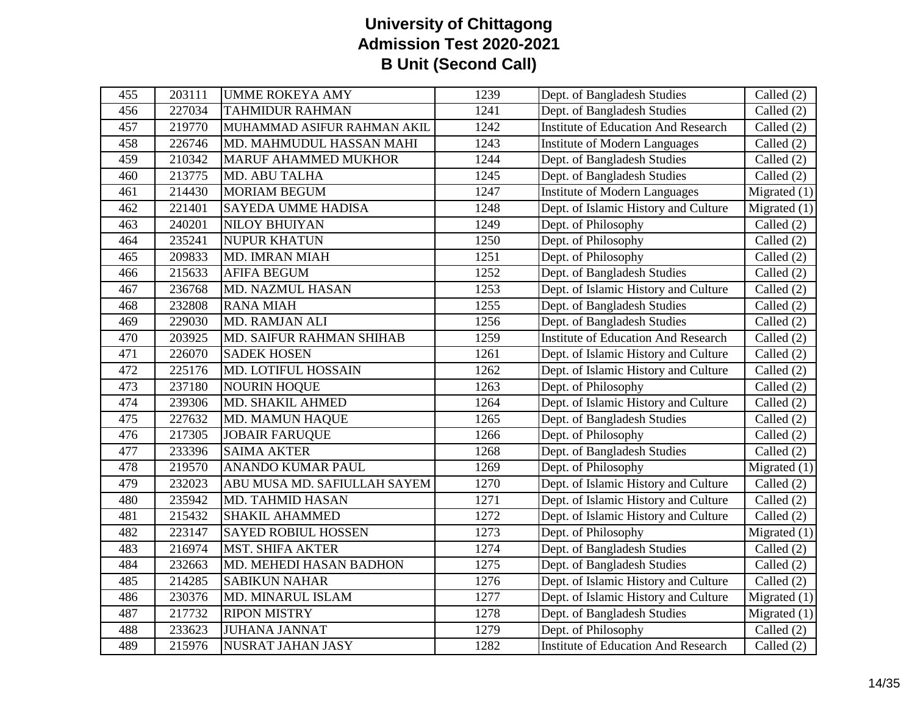# University of Chittagong
## Admission Test 2020-2021
## B Unit (Second Call)

| | | | | | |
|---|---|---|---|---|---|
| 455 | 203111 | UMME ROKEYA AMY | 1239 | Dept. of Bangladesh Studies | Called (2) |
| 456 | 227034 | TAHMIDUR RAHMAN | 1241 | Dept. of Bangladesh Studies | Called (2) |
| 457 | 219770 | MUHAMMAD ASIFUR RAHMAN AKIL | 1242 | Institute of Education And Research | Called (2) |
| 458 | 226746 | MD. MAHMUDUL HASSAN MAHI | 1243 | Institute of Modern Languages | Called (2) |
| 459 | 210342 | MARUF AHAMMED MUKHOR | 1244 | Dept. of Bangladesh Studies | Called (2) |
| 460 | 213775 | MD. ABU TALHA | 1245 | Dept. of Bangladesh Studies | Called (2) |
| 461 | 214430 | MORIAM BEGUM | 1247 | Institute of Modern Languages | Migrated (1) |
| 462 | 221401 | SAYEDA UMME HADISA | 1248 | Dept. of Islamic History and Culture | Migrated (1) |
| 463 | 240201 | NILOY BHUIYAN | 1249 | Dept. of Philosophy | Called (2) |
| 464 | 235241 | NUPUR KHATUN | 1250 | Dept. of Philosophy | Called (2) |
| 465 | 209833 | MD. IMRAN MIAH | 1251 | Dept. of Philosophy | Called (2) |
| 466 | 215633 | AFIFA BEGUM | 1252 | Dept. of Bangladesh Studies | Called (2) |
| 467 | 236768 | MD. NAZMUL HASAN | 1253 | Dept. of Islamic History and Culture | Called (2) |
| 468 | 232808 | RANA MIAH | 1255 | Dept. of Bangladesh Studies | Called (2) |
| 469 | 229030 | MD. RAMJAN ALI | 1256 | Dept. of Bangladesh Studies | Called (2) |
| 470 | 203925 | MD. SAIFUR RAHMAN SHIHAB | 1259 | Institute of Education And Research | Called (2) |
| 471 | 226070 | SADEK HOSEN | 1261 | Dept. of Islamic History and Culture | Called (2) |
| 472 | 225176 | MD. LOTIFUL HOSSAIN | 1262 | Dept. of Islamic History and Culture | Called (2) |
| 473 | 237180 | NOURIN HOQUE | 1263 | Dept. of Philosophy | Called (2) |
| 474 | 239306 | MD. SHAKIL AHMED | 1264 | Dept. of Islamic History and Culture | Called (2) |
| 475 | 227632 | MD. MAMUN HAQUE | 1265 | Dept. of Bangladesh Studies | Called (2) |
| 476 | 217305 | JOBAIR FARUQUE | 1266 | Dept. of Philosophy | Called (2) |
| 477 | 233396 | SAIMA AKTER | 1268 | Dept. of Bangladesh Studies | Called (2) |
| 478 | 219570 | ANANDO KUMAR PAUL | 1269 | Dept. of Philosophy | Migrated (1) |
| 479 | 232023 | ABU MUSA MD. SAFIULLAH SAYEM | 1270 | Dept. of Islamic History and Culture | Called (2) |
| 480 | 235942 | MD. TAHMID HASAN | 1271 | Dept. of Islamic History and Culture | Called (2) |
| 481 | 215432 | SHAKIL AHAMMED | 1272 | Dept. of Islamic History and Culture | Called (2) |
| 482 | 223147 | SAYED ROBIUL HOSSEN | 1273 | Dept. of Philosophy | Migrated (1) |
| 483 | 216974 | MST. SHIFA AKTER | 1274 | Dept. of Bangladesh Studies | Called (2) |
| 484 | 232663 | MD. MEHEDI HASAN BADHON | 1275 | Dept. of Bangladesh Studies | Called (2) |
| 485 | 214285 | SABIKUN NAHAR | 1276 | Dept. of Islamic History and Culture | Called (2) |
| 486 | 230376 | MD. MINARUL ISLAM | 1277 | Dept. of Islamic History and Culture | Migrated (1) |
| 487 | 217732 | RIPON MISTRY | 1278 | Dept. of Bangladesh Studies | Migrated (1) |
| 488 | 233623 | JUHANA JANNAT | 1279 | Dept. of Philosophy | Called (2) |
| 489 | 215976 | NUSRAT JAHAN JASY | 1282 | Institute of Education And Research | Called (2) |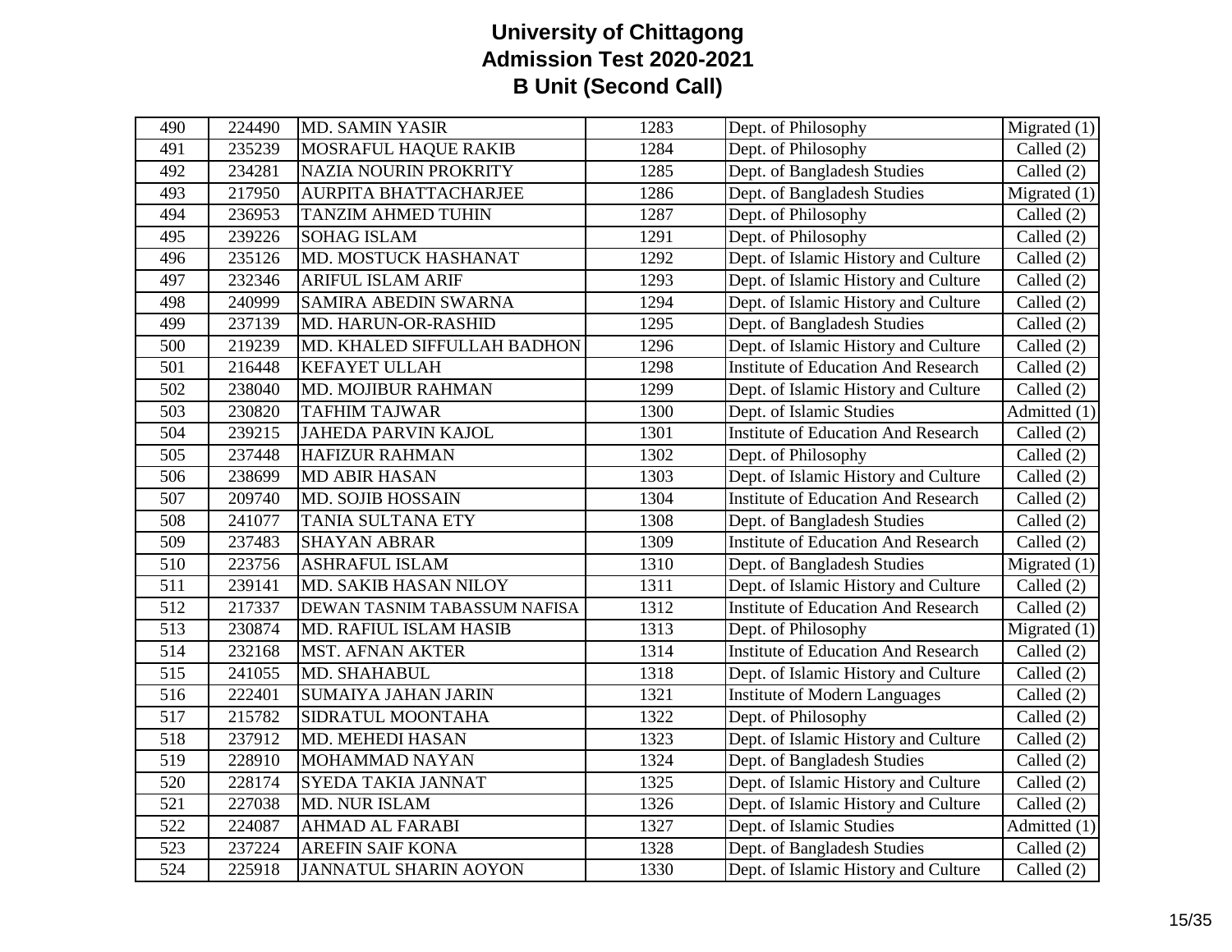# University of Chittagong
## Admission Test 2020-2021
## B Unit (Second Call)

| | | | | | |
|---|---|---|---|---|---|
| 490 | 224490 | MD. SAMIN YASIR | 1283 | Dept. of Philosophy | Migrated (1) |
| 491 | 235239 | MOSRAFUL HAQUE RAKIB | 1284 | Dept. of Philosophy | Called (2) |
| 492 | 234281 | NAZIA NOURIN PROKRITY | 1285 | Dept. of Bangladesh Studies | Called (2) |
| 493 | 217950 | AURPITA BHATTACHARJEE | 1286 | Dept. of Bangladesh Studies | Migrated (1) |
| 494 | 236953 | TANZIM AHMED TUHIN | 1287 | Dept. of Philosophy | Called (2) |
| 495 | 239226 | SOHAG ISLAM | 1291 | Dept. of Philosophy | Called (2) |
| 496 | 235126 | MD. MOSTUCK HASHANAT | 1292 | Dept. of Islamic History and Culture | Called (2) |
| 497 | 232346 | ARIFUL ISLAM ARIF | 1293 | Dept. of Islamic History and Culture | Called (2) |
| 498 | 240999 | SAMIRA ABEDIN SWARNA | 1294 | Dept. of Islamic History and Culture | Called (2) |
| 499 | 237139 | MD. HARUN-OR-RASHID | 1295 | Dept. of Bangladesh Studies | Called (2) |
| 500 | 219239 | MD. KHALED SIFFULLAH BADHON | 1296 | Dept. of Islamic History and Culture | Called (2) |
| 501 | 216448 | KEFAYET ULLAH | 1298 | Institute of Education And Research | Called (2) |
| 502 | 238040 | MD. MOJIBUR RAHMAN | 1299 | Dept. of Islamic History and Culture | Called (2) |
| 503 | 230820 | TAFHIM TAJWAR | 1300 | Dept. of Islamic Studies | Admitted (1) |
| 504 | 239215 | JAHEDA PARVIN KAJOL | 1301 | Institute of Education And Research | Called (2) |
| 505 | 237448 | HAFIZUR RAHMAN | 1302 | Dept. of Philosophy | Called (2) |
| 506 | 238699 | MD ABIR HASAN | 1303 | Dept. of Islamic History and Culture | Called (2) |
| 507 | 209740 | MD. SOJIB HOSSAIN | 1304 | Institute of Education And Research | Called (2) |
| 508 | 241077 | TANIA SULTANA ETY | 1308 | Dept. of Bangladesh Studies | Called (2) |
| 509 | 237483 | SHAYAN ABRAR | 1309 | Institute of Education And Research | Called (2) |
| 510 | 223756 | ASHRAFUL ISLAM | 1310 | Dept. of Bangladesh Studies | Migrated (1) |
| 511 | 239141 | MD. SAKIB HASAN NILOY | 1311 | Dept. of Islamic History and Culture | Called (2) |
| 512 | 217337 | DEWAN TASNIM TABASSUM NAFISA | 1312 | Institute of Education And Research | Called (2) |
| 513 | 230874 | MD. RAFIUL ISLAM HASIB | 1313 | Dept. of Philosophy | Migrated (1) |
| 514 | 232168 | MST. AFNAN AKTER | 1314 | Institute of Education And Research | Called (2) |
| 515 | 241055 | MD. SHAHABUL | 1318 | Dept. of Islamic History and Culture | Called (2) |
| 516 | 222401 | SUMAIYA JAHAN JARIN | 1321 | Institute of Modern Languages | Called (2) |
| 517 | 215782 | SIDRATUL MOONTAHA | 1322 | Dept. of Philosophy | Called (2) |
| 518 | 237912 | MD. MEHEDI HASAN | 1323 | Dept. of Islamic History and Culture | Called (2) |
| 519 | 228910 | MOHAMMAD NAYAN | 1324 | Dept. of Bangladesh Studies | Called (2) |
| 520 | 228174 | SYEDA TAKIA JANNAT | 1325 | Dept. of Islamic History and Culture | Called (2) |
| 521 | 227038 | MD. NUR ISLAM | 1326 | Dept. of Islamic History and Culture | Called (2) |
| 522 | 224087 | AHMAD AL FARABI | 1327 | Dept. of Islamic Studies | Admitted (1) |
| 523 | 237224 | AREFIN SAIF KONA | 1328 | Dept. of Bangladesh Studies | Called (2) |
| 524 | 225918 | JANNATUL SHARIN AOYON | 1330 | Dept. of Islamic History and Culture | Called (2) |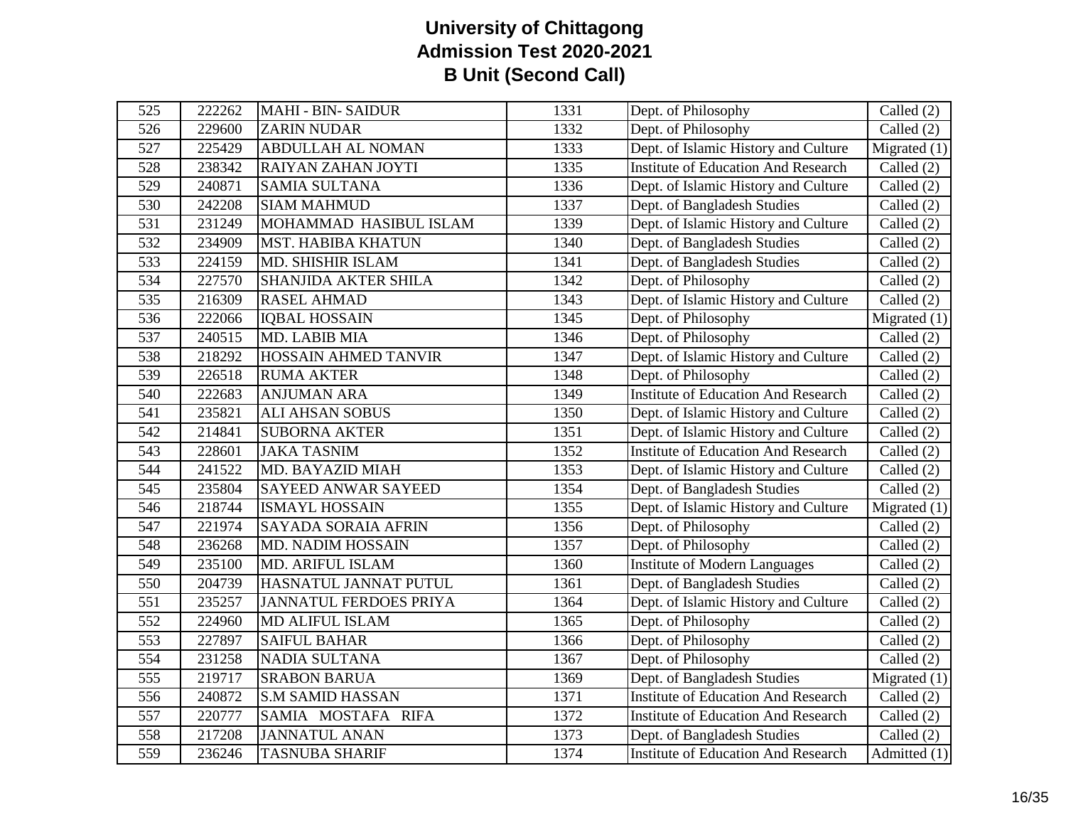# University of Chittagong
## Admission Test 2020-2021
## B Unit (Second Call)

| | | | | | |
|---|---|---|---|---|---|
| 525 | 222262 | MAHI - BIN- SAIDUR | 1331 | Dept. of Philosophy | Called (2) |
| 526 | 229600 | ZARIN NUDAR | 1332 | Dept. of Philosophy | Called (2) |
| 527 | 225429 | ABDULLAH AL NOMAN | 1333 | Dept. of Islamic History and Culture | Migrated (1) |
| 528 | 238342 | RAIYAN ZAHAN JOYTI | 1335 | Institute of Education And Research | Called (2) |
| 529 | 240871 | SAMIA SULTANA | 1336 | Dept. of Islamic History and Culture | Called (2) |
| 530 | 242208 | SIAM MAHMUD | 1337 | Dept. of Bangladesh Studies | Called (2) |
| 531 | 231249 | MOHAMMAD HASIBUL ISLAM | 1339 | Dept. of Islamic History and Culture | Called (2) |
| 532 | 234909 | MST. HABIBA KHATUN | 1340 | Dept. of Bangladesh Studies | Called (2) |
| 533 | 224159 | MD. SHISHIR ISLAM | 1341 | Dept. of Bangladesh Studies | Called (2) |
| 534 | 227570 | SHANJIDA AKTER SHILA | 1342 | Dept. of Philosophy | Called (2) |
| 535 | 216309 | RASEL AHMAD | 1343 | Dept. of Islamic History and Culture | Called (2) |
| 536 | 222066 | IQBAL HOSSAIN | 1345 | Dept. of Philosophy | Migrated (1) |
| 537 | 240515 | MD. LABIB MIA | 1346 | Dept. of Philosophy | Called (2) |
| 538 | 218292 | HOSSAIN AHMED TANVIR | 1347 | Dept. of Islamic History and Culture | Called (2) |
| 539 | 226518 | RUMA AKTER | 1348 | Dept. of Philosophy | Called (2) |
| 540 | 222683 | ANJUMAN ARA | 1349 | Institute of Education And Research | Called (2) |
| 541 | 235821 | ALI AHSAN SOBUS | 1350 | Dept. of Islamic History and Culture | Called (2) |
| 542 | 214841 | SUBORNA AKTER | 1351 | Dept. of Islamic History and Culture | Called (2) |
| 543 | 228601 | JAKA TASNIM | 1352 | Institute of Education And Research | Called (2) |
| 544 | 241522 | MD. BAYAZID MIAH | 1353 | Dept. of Islamic History and Culture | Called (2) |
| 545 | 235804 | SAYEED ANWAR SAYEED | 1354 | Dept. of Bangladesh Studies | Called (2) |
| 546 | 218744 | ISMAYL HOSSAIN | 1355 | Dept. of Islamic History and Culture | Migrated (1) |
| 547 | 221974 | SAYADA SORAIA AFRIN | 1356 | Dept. of Philosophy | Called (2) |
| 548 | 236268 | MD. NADIM HOSSAIN | 1357 | Dept. of Philosophy | Called (2) |
| 549 | 235100 | MD. ARIFUL ISLAM | 1360 | Institute of Modern Languages | Called (2) |
| 550 | 204739 | HASNATUL JANNAT PUTUL | 1361 | Dept. of Bangladesh Studies | Called (2) |
| 551 | 235257 | JANNATUL FERDOES PRIYA | 1364 | Dept. of Islamic History and Culture | Called (2) |
| 552 | 224960 | MD ALIFUL ISLAM | 1365 | Dept. of Philosophy | Called (2) |
| 553 | 227897 | SAIFUL BAHAR | 1366 | Dept. of Philosophy | Called (2) |
| 554 | 231258 | NADIA SULTANA | 1367 | Dept. of Philosophy | Called (2) |
| 555 | 219717 | SRABON BARUA | 1369 | Dept. of Bangladesh Studies | Migrated (1) |
| 556 | 240872 | S.M SAMID HASSAN | 1371 | Institute of Education And Research | Called (2) |
| 557 | 220777 | SAMIA MOSTAFA RIFA | 1372 | Institute of Education And Research | Called (2) |
| 558 | 217208 | JANNATUL ANAN | 1373 | Dept. of Bangladesh Studies | Called (2) |
| 559 | 236246 | TASNUBA SHARIF | 1374 | Institute of Education And Research | Admitted (1) |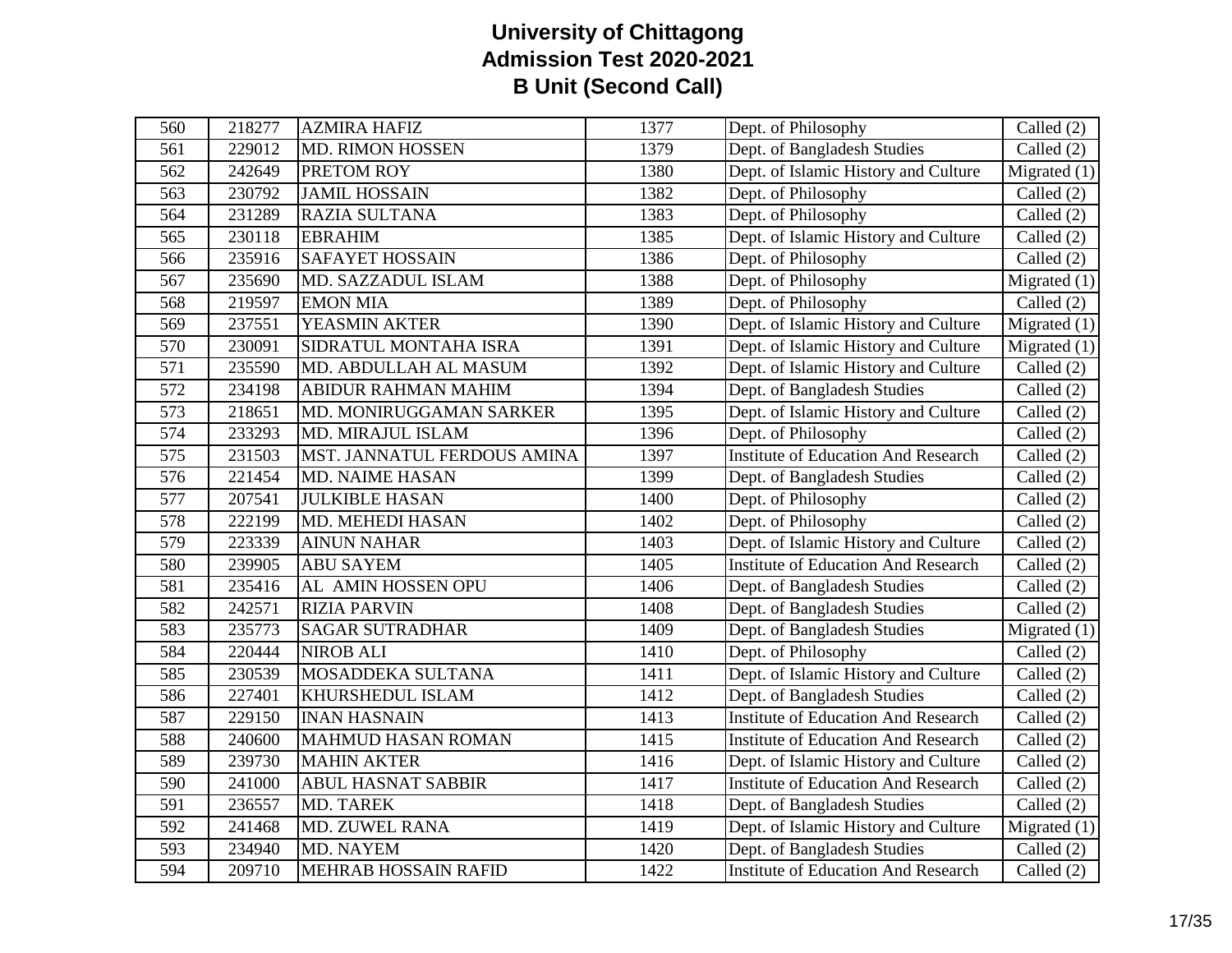# University of Chittagong
## Admission Test 2020-2021
## B Unit (Second Call)

| | | | | | |
|---|---|---|---|---|---|
| 560 | 218277 | AZMIRA HAFIZ | 1377 | Dept. of Philosophy | Called (2) |
| 561 | 229012 | MD. RIMON HOSSEN | 1379 | Dept. of Bangladesh Studies | Called (2) |
| 562 | 242649 | PRETOM ROY | 1380 | Dept. of Islamic History and Culture | Migrated (1) |
| 563 | 230792 | JAMIL HOSSAIN | 1382 | Dept. of Philosophy | Called (2) |
| 564 | 231289 | RAZIA SULTANA | 1383 | Dept. of Philosophy | Called (2) |
| 565 | 230118 | EBRAHIM | 1385 | Dept. of Islamic History and Culture | Called (2) |
| 566 | 235916 | SAFAYET HOSSAIN | 1386 | Dept. of Philosophy | Called (2) |
| 567 | 235690 | MD. SAZZADUL ISLAM | 1388 | Dept. of Philosophy | Migrated (1) |
| 568 | 219597 | EMON MIA | 1389 | Dept. of Philosophy | Called (2) |
| 569 | 237551 | YEASMIN AKTER | 1390 | Dept. of Islamic History and Culture | Migrated (1) |
| 570 | 230091 | SIDRATUL MONTAHA ISRA | 1391 | Dept. of Islamic History and Culture | Migrated (1) |
| 571 | 235590 | MD. ABDULLAH AL MASUM | 1392 | Dept. of Islamic History and Culture | Called (2) |
| 572 | 234198 | ABIDUR RAHMAN MAHIM | 1394 | Dept. of Bangladesh Studies | Called (2) |
| 573 | 218651 | MD. MONIRUGGAMAN SARKER | 1395 | Dept. of Islamic History and Culture | Called (2) |
| 574 | 233293 | MD. MIRAJUL ISLAM | 1396 | Dept. of Philosophy | Called (2) |
| 575 | 231503 | MST. JANNATUL FERDOUS AMINA | 1397 | Institute of Education And Research | Called (2) |
| 576 | 221454 | MD. NAIME HASAN | 1399 | Dept. of Bangladesh Studies | Called (2) |
| 577 | 207541 | JULKIBLE HASAN | 1400 | Dept. of Philosophy | Called (2) |
| 578 | 222199 | MD. MEHEDI HASAN | 1402 | Dept. of Philosophy | Called (2) |
| 579 | 223339 | AINUN NAHAR | 1403 | Dept. of Islamic History and Culture | Called (2) |
| 580 | 239905 | ABU SAYEM | 1405 | Institute of Education And Research | Called (2) |
| 581 | 235416 | AL AMIN HOSSEN OPU | 1406 | Dept. of Bangladesh Studies | Called (2) |
| 582 | 242571 | RIZIA PARVIN | 1408 | Dept. of Bangladesh Studies | Called (2) |
| 583 | 235773 | SAGAR SUTRADHAR | 1409 | Dept. of Bangladesh Studies | Migrated (1) |
| 584 | 220444 | NIROB ALI | 1410 | Dept. of Philosophy | Called (2) |
| 585 | 230539 | MOSADDEKA SULTANA | 1411 | Dept. of Islamic History and Culture | Called (2) |
| 586 | 227401 | KHURSHEDUL ISLAM | 1412 | Dept. of Bangladesh Studies | Called (2) |
| 587 | 229150 | INAN HASNAIN | 1413 | Institute of Education And Research | Called (2) |
| 588 | 240600 | MAHMUD HASAN ROMAN | 1415 | Institute of Education And Research | Called (2) |
| 589 | 239730 | MAHIN AKTER | 1416 | Dept. of Islamic History and Culture | Called (2) |
| 590 | 241000 | ABUL HASNAT SABBIR | 1417 | Institute of Education And Research | Called (2) |
| 591 | 236557 | MD. TAREK | 1418 | Dept. of Bangladesh Studies | Called (2) |
| 592 | 241468 | MD. ZUWEL RANA | 1419 | Dept. of Islamic History and Culture | Migrated (1) |
| 593 | 234940 | MD. NAYEM | 1420 | Dept. of Bangladesh Studies | Called (2) |
| 594 | 209710 | MEHRAB HOSSAIN RAFID | 1422 | Institute of Education And Research | Called (2) |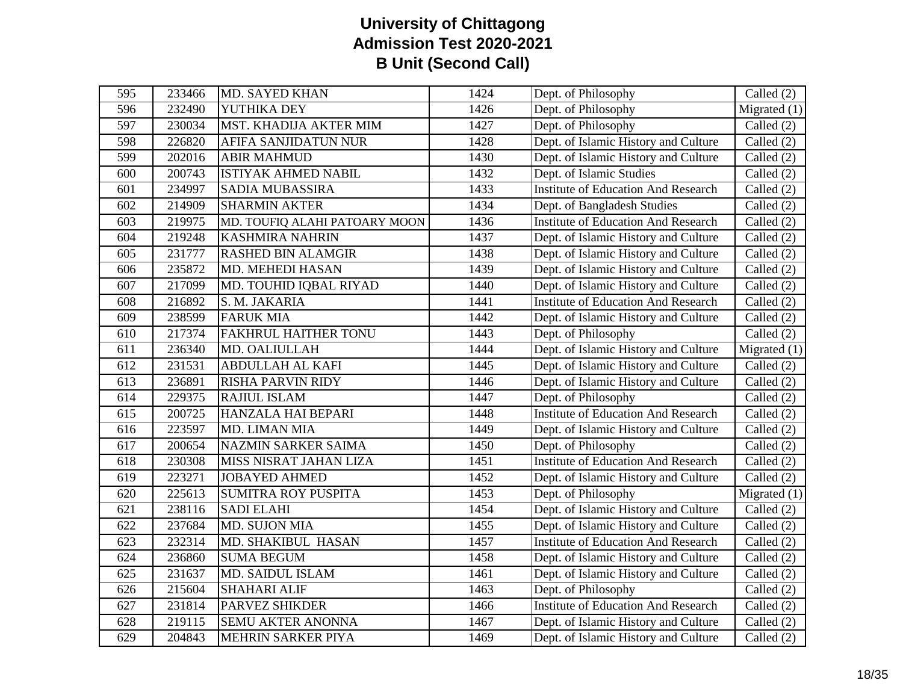# University of Chittagong
## Admission Test 2020-2021
## B Unit (Second Call)

| | | | | | |
|---|---|---|---|---|---|
| 595 | 233466 | MD. SAYED KHAN | 1424 | Dept. of Philosophy | Called (2) |
| 596 | 232490 | YUTHIKA DEY | 1426 | Dept. of Philosophy | Migrated (1) |
| 597 | 230034 | MST. KHADIJA AKTER MIM | 1427 | Dept. of Philosophy | Called (2) |
| 598 | 226820 | AFIFA SANJIDATUN NUR | 1428 | Dept. of Islamic History and Culture | Called (2) |
| 599 | 202016 | ABIR MAHMUD | 1430 | Dept. of Islamic History and Culture | Called (2) |
| 600 | 200743 | ISTIYAK AHMED NABIL | 1432 | Dept. of Islamic Studies | Called (2) |
| 601 | 234997 | SADIA MUBASSIRA | 1433 | Institute of Education And Research | Called (2) |
| 602 | 214909 | SHARMIN AKTER | 1434 | Dept. of Bangladesh Studies | Called (2) |
| 603 | 219975 | MD. TOUFIQ ALAHI PATOARY MOON | 1436 | Institute of Education And Research | Called (2) |
| 604 | 219248 | KASHMIRA NAHRIN | 1437 | Dept. of Islamic History and Culture | Called (2) |
| 605 | 231777 | RASHED BIN ALAMGIR | 1438 | Dept. of Islamic History and Culture | Called (2) |
| 606 | 235872 | MD. MEHEDI HASAN | 1439 | Dept. of Islamic History and Culture | Called (2) |
| 607 | 217099 | MD. TOUHID IQBAL RIYAD | 1440 | Dept. of Islamic History and Culture | Called (2) |
| 608 | 216892 | S. M. JAKARIA | 1441 | Institute of Education And Research | Called (2) |
| 609 | 238599 | FARUK MIA | 1442 | Dept. of Islamic History and Culture | Called (2) |
| 610 | 217374 | FAKHRUL HAITHER TONU | 1443 | Dept. of Philosophy | Called (2) |
| 611 | 236340 | MD. OALIULLAH | 1444 | Dept. of Islamic History and Culture | Migrated (1) |
| 612 | 231531 | ABDULLAH AL KAFI | 1445 | Dept. of Islamic History and Culture | Called (2) |
| 613 | 236891 | RISHA PARVIN RIDY | 1446 | Dept. of Islamic History and Culture | Called (2) |
| 614 | 229375 | RAJIUL ISLAM | 1447 | Dept. of Philosophy | Called (2) |
| 615 | 200725 | HANZALA HAI BEPARI | 1448 | Institute of Education And Research | Called (2) |
| 616 | 223597 | MD. LIMAN MIA | 1449 | Dept. of Islamic History and Culture | Called (2) |
| 617 | 200654 | NAZMIN SARKER SAIMA | 1450 | Dept. of Philosophy | Called (2) |
| 618 | 230308 | MISS NISRAT JAHAN LIZA | 1451 | Institute of Education And Research | Called (2) |
| 619 | 223271 | JOBAYED AHMED | 1452 | Dept. of Islamic History and Culture | Called (2) |
| 620 | 225613 | SUMITRA ROY PUSPITA | 1453 | Dept. of Philosophy | Migrated (1) |
| 621 | 238116 | SADI ELAHI | 1454 | Dept. of Islamic History and Culture | Called (2) |
| 622 | 237684 | MD. SUJON MIA | 1455 | Dept. of Islamic History and Culture | Called (2) |
| 623 | 232314 | MD. SHAKIBUL HASAN | 1457 | Institute of Education And Research | Called (2) |
| 624 | 236860 | SUMA BEGUM | 1458 | Dept. of Islamic History and Culture | Called (2) |
| 625 | 231637 | MD. SAIDUL ISLAM | 1461 | Dept. of Islamic History and Culture | Called (2) |
| 626 | 215604 | SHAHARI ALIF | 1463 | Dept. of Philosophy | Called (2) |
| 627 | 231814 | PARVEZ SHIKDER | 1466 | Institute of Education And Research | Called (2) |
| 628 | 219115 | SEMU AKTER ANONNA | 1467 | Dept. of Islamic History and Culture | Called (2) |
| 629 | 204843 | MEHRIN SARKER PIYA | 1469 | Dept. of Islamic History and Culture | Called (2) |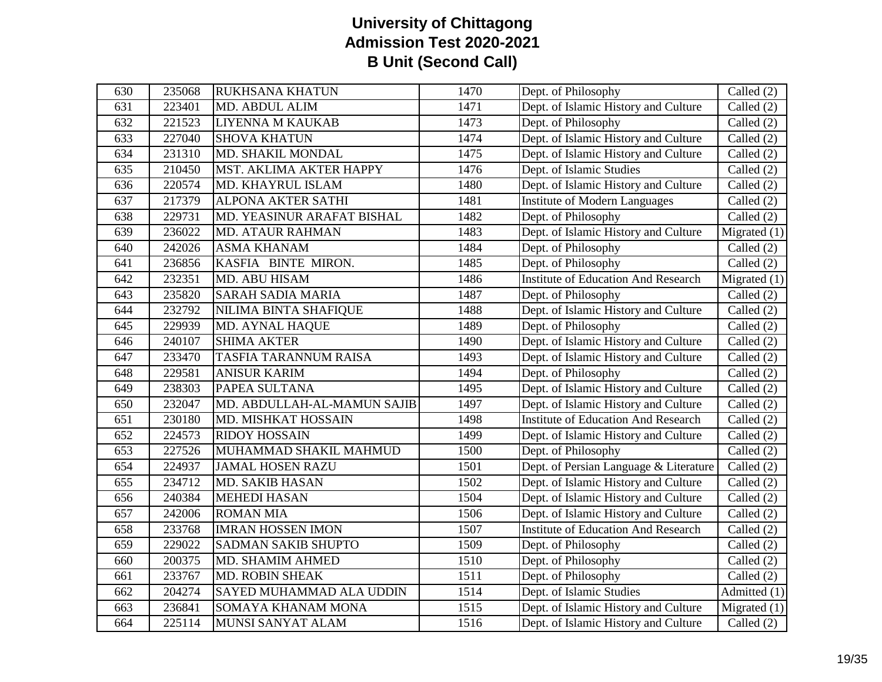# University of Chittagong
## Admission Test 2020-2021
## B Unit (Second Call)

| | | | | | |
|---|---|---|---|---|---|
| 630 | 235068 | RUKHSANA KHATUN | 1470 | Dept. of Philosophy | Called (2) |
| 631 | 223401 | MD. ABDUL ALIM | 1471 | Dept. of Islamic History and Culture | Called (2) |
| 632 | 221523 | LIYENNA M KAUKAB | 1473 | Dept. of Philosophy | Called (2) |
| 633 | 227040 | SHOVA KHATUN | 1474 | Dept. of Islamic History and Culture | Called (2) |
| 634 | 231310 | MD. SHAKIL MONDAL | 1475 | Dept. of Islamic History and Culture | Called (2) |
| 635 | 210450 | MST. AKLIMA AKTER HAPPY | 1476 | Dept. of Islamic Studies | Called (2) |
| 636 | 220574 | MD. KHAYRUL ISLAM | 1480 | Dept. of Islamic History and Culture | Called (2) |
| 637 | 217379 | ALPONA AKTER SATHI | 1481 | Institute of Modern Languages | Called (2) |
| 638 | 229731 | MD. YEASINUR ARAFAT BISHAL | 1482 | Dept. of Philosophy | Called (2) |
| 639 | 236022 | MD. ATAUR RAHMAN | 1483 | Dept. of Islamic History and Culture | Migrated (1) |
| 640 | 242026 | ASMA KHANAM | 1484 | Dept. of Philosophy | Called (2) |
| 641 | 236856 | KASFIA BINTE MIRON. | 1485 | Dept. of Philosophy | Called (2) |
| 642 | 232351 | MD. ABU HISAM | 1486 | Institute of Education And Research | Migrated (1) |
| 643 | 235820 | SARAH SADIA MARIA | 1487 | Dept. of Philosophy | Called (2) |
| 644 | 232792 | NILIMA BINTA SHAFIQUE | 1488 | Dept. of Islamic History and Culture | Called (2) |
| 645 | 229939 | MD. AYNAL HAQUE | 1489 | Dept. of Philosophy | Called (2) |
| 646 | 240107 | SHIMA AKTER | 1490 | Dept. of Islamic History and Culture | Called (2) |
| 647 | 233470 | TASFIA TARANNUM RAISA | 1493 | Dept. of Islamic History and Culture | Called (2) |
| 648 | 229581 | ANISUR KARIM | 1494 | Dept. of Philosophy | Called (2) |
| 649 | 238303 | PAPEA SULTANA | 1495 | Dept. of Islamic History and Culture | Called (2) |
| 650 | 232047 | MD. ABDULLAH-AL-MAMUN SAJIB | 1497 | Dept. of Islamic History and Culture | Called (2) |
| 651 | 230180 | MD. MISHKAT HOSSAIN | 1498 | Institute of Education And Research | Called (2) |
| 652 | 224573 | RIDOY HOSSAIN | 1499 | Dept. of Islamic History and Culture | Called (2) |
| 653 | 227526 | MUHAMMAD SHAKIL MAHMUD | 1500 | Dept. of Philosophy | Called (2) |
| 654 | 224937 | JAMAL HOSEN RAZU | 1501 | Dept. of Persian Language & Literature | Called (2) |
| 655 | 234712 | MD. SAKIB HASAN | 1502 | Dept. of Islamic History and Culture | Called (2) |
| 656 | 240384 | MEHEDI HASAN | 1504 | Dept. of Islamic History and Culture | Called (2) |
| 657 | 242006 | ROMAN MIA | 1506 | Dept. of Islamic History and Culture | Called (2) |
| 658 | 233768 | IMRAN HOSSEN IMON | 1507 | Institute of Education And Research | Called (2) |
| 659 | 229022 | SADMAN SAKIB SHUPTO | 1509 | Dept. of Philosophy | Called (2) |
| 660 | 200375 | MD. SHAMIM AHMED | 1510 | Dept. of Philosophy | Called (2) |
| 661 | 233767 | MD. ROBIN SHEAK | 1511 | Dept. of Philosophy | Called (2) |
| 662 | 204274 | SAYED MUHAMMAD ALA UDDIN | 1514 | Dept. of Islamic Studies | Admitted (1) |
| 663 | 236841 | SOMAYA KHANAM MONA | 1515 | Dept. of Islamic History and Culture | Migrated (1) |
| 664 | 225114 | MUNSI SANYAT ALAM | 1516 | Dept. of Islamic History and Culture | Called (2) |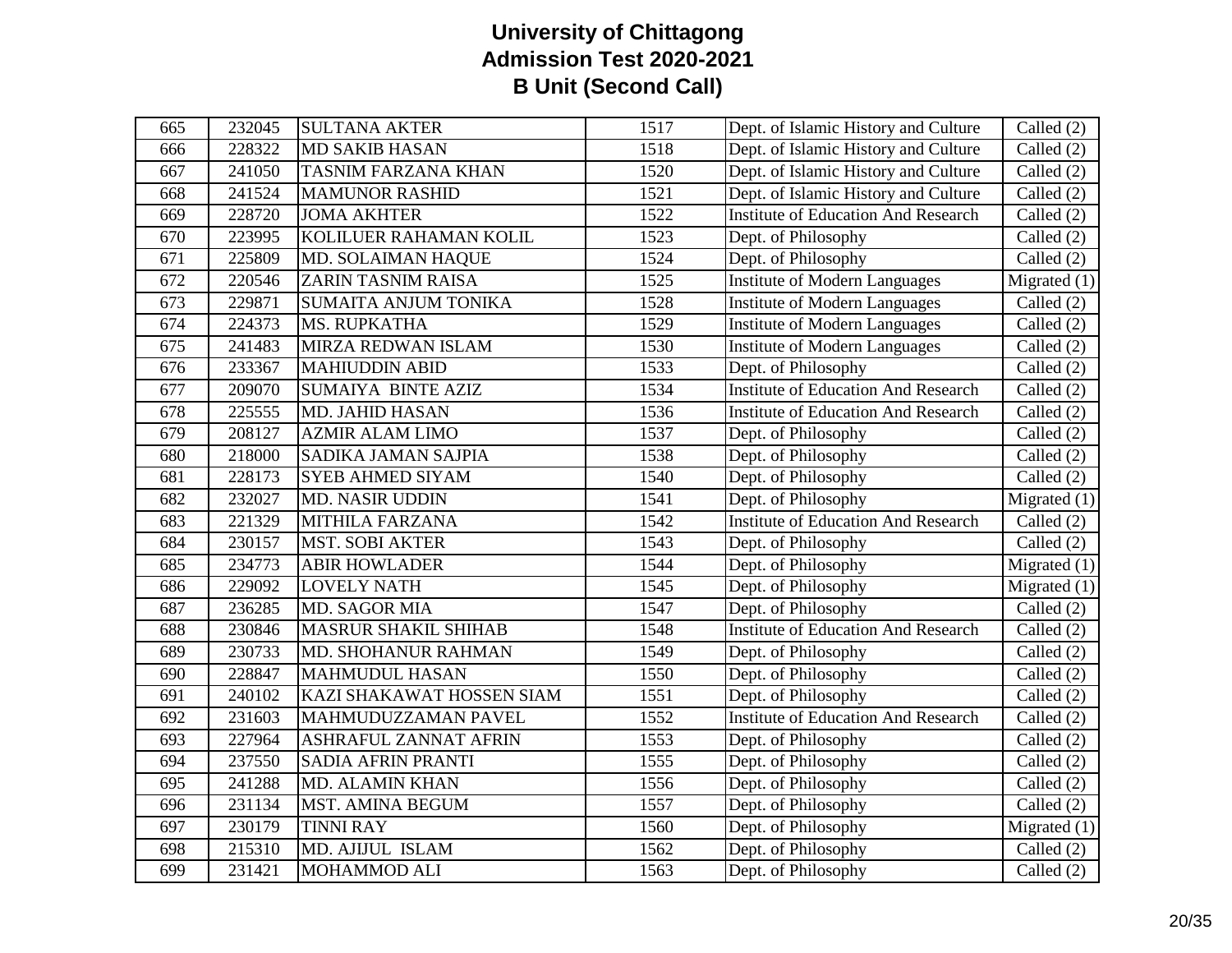# University of Chittagong
## Admission Test 2020-2021
## B Unit (Second Call)

| | | | | | |
|---|---|---|---|---|---|
| 665 | 232045 | SULTANA AKTER | 1517 | Dept. of Islamic History and Culture | Called (2) |
| 666 | 228322 | MD SAKIB HASAN | 1518 | Dept. of Islamic History and Culture | Called (2) |
| 667 | 241050 | TASNIM FARZANA KHAN | 1520 | Dept. of Islamic History and Culture | Called (2) |
| 668 | 241524 | MAMUNOR RASHID | 1521 | Dept. of Islamic History and Culture | Called (2) |
| 669 | 228720 | JOMA AKHTER | 1522 | Institute of Education And Research | Called (2) |
| 670 | 223995 | KOLILUER RAHAMAN KOLIL | 1523 | Dept. of Philosophy | Called (2) |
| 671 | 225809 | MD. SOLAIMAN HAQUE | 1524 | Dept. of Philosophy | Called (2) |
| 672 | 220546 | ZARIN TASNIM RAISA | 1525 | Institute of Modern Languages | Migrated (1) |
| 673 | 229871 | SUMAITA ANJUM TONIKA | 1528 | Institute of Modern Languages | Called (2) |
| 674 | 224373 | MS. RUPKATHA | 1529 | Institute of Modern Languages | Called (2) |
| 675 | 241483 | MIRZA REDWAN ISLAM | 1530 | Institute of Modern Languages | Called (2) |
| 676 | 233367 | MAHIUDDIN ABID | 1533 | Dept. of Philosophy | Called (2) |
| 677 | 209070 | SUMAIYA BINTE AZIZ | 1534 | Institute of Education And Research | Called (2) |
| 678 | 225555 | MD. JAHID HASAN | 1536 | Institute of Education And Research | Called (2) |
| 679 | 208127 | AZMIR ALAM LIMO | 1537 | Dept. of Philosophy | Called (2) |
| 680 | 218000 | SADIKA JAMAN SAJPIA | 1538 | Dept. of Philosophy | Called (2) |
| 681 | 228173 | SYEB AHMED SIYAM | 1540 | Dept. of Philosophy | Called (2) |
| 682 | 232027 | MD. NASIR UDDIN | 1541 | Dept. of Philosophy | Migrated (1) |
| 683 | 221329 | MITHILA FARZANA | 1542 | Institute of Education And Research | Called (2) |
| 684 | 230157 | MST. SOBI AKTER | 1543 | Dept. of Philosophy | Called (2) |
| 685 | 234773 | ABIR HOWLADER | 1544 | Dept. of Philosophy | Migrated (1) |
| 686 | 229092 | LOVELY NATH | 1545 | Dept. of Philosophy | Migrated (1) |
| 687 | 236285 | MD. SAGOR MIA | 1547 | Dept. of Philosophy | Called (2) |
| 688 | 230846 | MASRUR SHAKIL SHIHAB | 1548 | Institute of Education And Research | Called (2) |
| 689 | 230733 | MD. SHOHANUR RAHMAN | 1549 | Dept. of Philosophy | Called (2) |
| 690 | 228847 | MAHMUDUL HASAN | 1550 | Dept. of Philosophy | Called (2) |
| 691 | 240102 | KAZI SHAKAWAT HOSSEN SIAM | 1551 | Dept. of Philosophy | Called (2) |
| 692 | 231603 | MAHMUDUZZAMAN PAVEL | 1552 | Institute of Education And Research | Called (2) |
| 693 | 227964 | ASHRAFUL ZANNAT AFRIN | 1553 | Dept. of Philosophy | Called (2) |
| 694 | 237550 | SADIA AFRIN PRANTI | 1555 | Dept. of Philosophy | Called (2) |
| 695 | 241288 | MD. ALAMIN KHAN | 1556 | Dept. of Philosophy | Called (2) |
| 696 | 231134 | MST. AMINA BEGUM | 1557 | Dept. of Philosophy | Called (2) |
| 697 | 230179 | TINNI RAY | 1560 | Dept. of Philosophy | Migrated (1) |
| 698 | 215310 | MD. AJIJUL ISLAM | 1562 | Dept. of Philosophy | Called (2) |
| 699 | 231421 | MOHAMMOD ALI | 1563 | Dept. of Philosophy | Called (2) |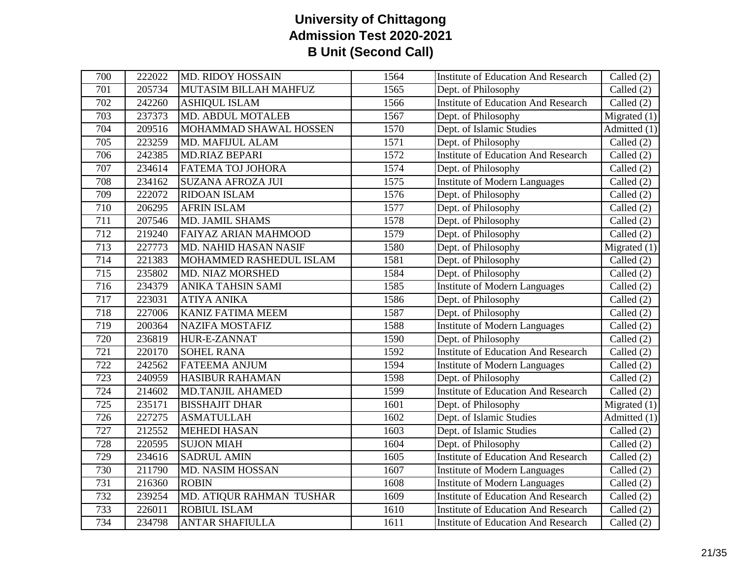# University of Chittagong
## Admission Test 2020-2021
## B Unit (Second Call)

| | | | | | |
|---|---|---|---|---|---|
| 700 | 222022 | MD. RIDOY HOSSAIN | 1564 | Institute of Education And Research | Called (2) |
| 701 | 205734 | MUTASIM BILLAH MAHFUZ | 1565 | Dept. of Philosophy | Called (2) |
| 702 | 242260 | ASHIQUL ISLAM | 1566 | Institute of Education And Research | Called (2) |
| 703 | 237373 | MD. ABDUL MOTALEB | 1567 | Dept. of Philosophy | Migrated (1) |
| 704 | 209516 | MOHAMMAD SHAWAL HOSSEN | 1570 | Dept. of Islamic Studies | Admitted (1) |
| 705 | 223259 | MD. MAFIJUL ALAM | 1571 | Dept. of Philosophy | Called (2) |
| 706 | 242385 | MD.RIAZ BEPARI | 1572 | Institute of Education And Research | Called (2) |
| 707 | 234614 | FATEMA TOJ JOHORA | 1574 | Dept. of Philosophy | Called (2) |
| 708 | 234162 | SUZANA AFROZA JUI | 1575 | Institute of Modern Languages | Called (2) |
| 709 | 222072 | RIDOAN ISLAM | 1576 | Dept. of Philosophy | Called (2) |
| 710 | 206295 | AFRIN ISLAM | 1577 | Dept. of Philosophy | Called (2) |
| 711 | 207546 | MD. JAMIL SHAMS | 1578 | Dept. of Philosophy | Called (2) |
| 712 | 219240 | FAIYAZ ARIAN MAHMOOD | 1579 | Dept. of Philosophy | Called (2) |
| 713 | 227773 | MD. NAHID HASAN NASIF | 1580 | Dept. of Philosophy | Migrated (1) |
| 714 | 221383 | MOHAMMED RASHEDUL ISLAM | 1581 | Dept. of Philosophy | Called (2) |
| 715 | 235802 | MD. NIAZ MORSHED | 1584 | Dept. of Philosophy | Called (2) |
| 716 | 234379 | ANIKA TAHSIN SAMI | 1585 | Institute of Modern Languages | Called (2) |
| 717 | 223031 | ATIYA ANIKA | 1586 | Dept. of Philosophy | Called (2) |
| 718 | 227006 | KANIZ FATIMA MEEM | 1587 | Dept. of Philosophy | Called (2) |
| 719 | 200364 | NAZIFA MOSTAFIZ | 1588 | Institute of Modern Languages | Called (2) |
| 720 | 236819 | HUR-E-ZANNAT | 1590 | Dept. of Philosophy | Called (2) |
| 721 | 220170 | SOHEL RANA | 1592 | Institute of Education And Research | Called (2) |
| 722 | 242562 | FATEEMA ANJUM | 1594 | Institute of Modern Languages | Called (2) |
| 723 | 240959 | HASIBUR RAHAMAN | 1598 | Dept. of Philosophy | Called (2) |
| 724 | 214602 | MD.TANJIL AHAMED | 1599 | Institute of Education And Research | Called (2) |
| 725 | 235171 | BISSHAJIT DHAR | 1601 | Dept. of Philosophy | Migrated (1) |
| 726 | 227275 | ASMATULLAH | 1602 | Dept. of Islamic Studies | Admitted (1) |
| 727 | 212552 | MEHEDI HASAN | 1603 | Dept. of Islamic Studies | Called (2) |
| 728 | 220595 | SUJON MIAH | 1604 | Dept. of Philosophy | Called (2) |
| 729 | 234616 | SADRUL AMIN | 1605 | Institute of Education And Research | Called (2) |
| 730 | 211790 | MD. NASIM HOSSAN | 1607 | Institute of Modern Languages | Called (2) |
| 731 | 216360 | ROBIN | 1608 | Institute of Modern Languages | Called (2) |
| 732 | 239254 | MD. ATIQUR RAHMAN TUSHAR | 1609 | Institute of Education And Research | Called (2) |
| 733 | 226011 | ROBIUL ISLAM | 1610 | Institute of Education And Research | Called (2) |
| 734 | 234798 | ANTAR SHAFIULLA | 1611 | Institute of Education And Research | Called (2) |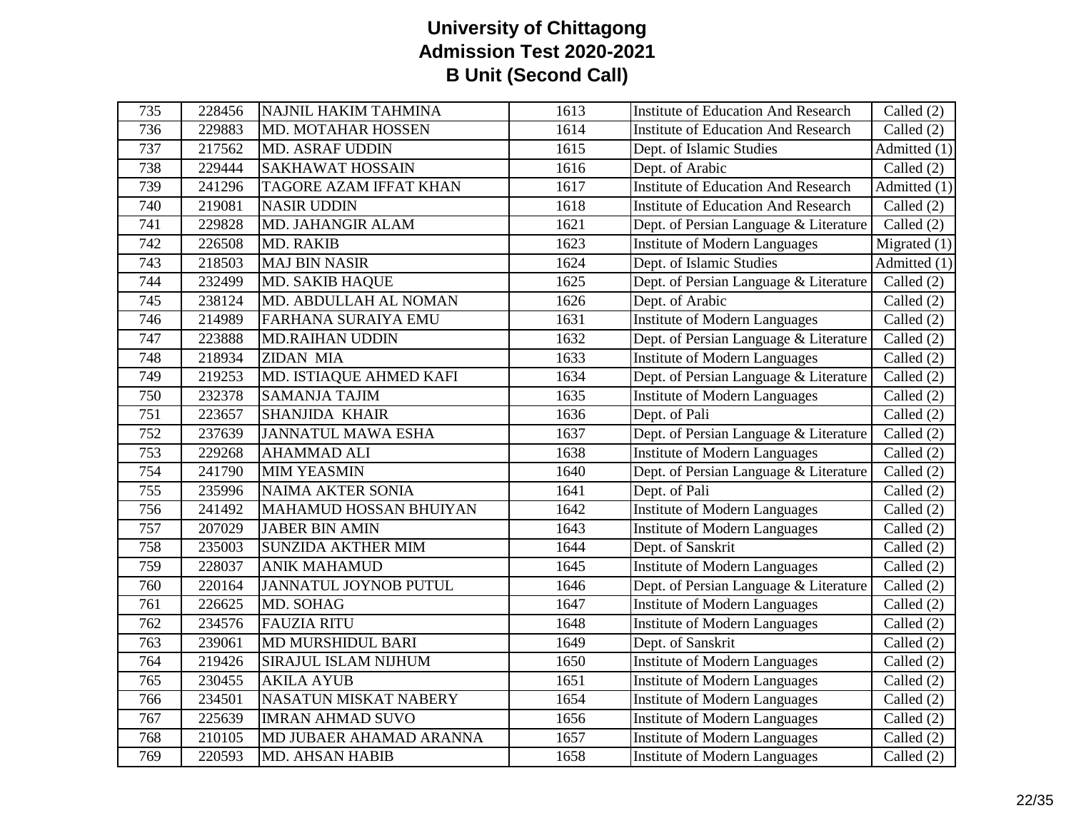# University of Chittagong
## Admission Test 2020-2021
## B Unit (Second Call)

| | | | | | |
|---|---|---|---|---|---|
| 735 | 228456 | NAJNIL HAKIM TAHMINA | 1613 | Institute of Education And Research | Called (2) |
| 736 | 229883 | MD. MOTAHAR HOSSEN | 1614 | Institute of Education And Research | Called (2) |
| 737 | 217562 | MD. ASRAF UDDIN | 1615 | Dept. of Islamic Studies | Admitted (1) |
| 738 | 229444 | SAKHAWAT HOSSAIN | 1616 | Dept. of Arabic | Called (2) |
| 739 | 241296 | TAGORE AZAM IFFAT KHAN | 1617 | Institute of Education And Research | Admitted (1) |
| 740 | 219081 | NASIR UDDIN | 1618 | Institute of Education And Research | Called (2) |
| 741 | 229828 | MD. JAHANGIR ALAM | 1621 | Dept. of Persian Language & Literature | Called (2) |
| 742 | 226508 | MD. RAKIB | 1623 | Institute of Modern Languages | Migrated (1) |
| 743 | 218503 | MAJ BIN NASIR | 1624 | Dept. of Islamic Studies | Admitted (1) |
| 744 | 232499 | MD. SAKIB HAQUE | 1625 | Dept. of Persian Language & Literature | Called (2) |
| 745 | 238124 | MD. ABDULLAH AL NOMAN | 1626 | Dept. of Arabic | Called (2) |
| 746 | 214989 | FARHANA SURAIYA EMU | 1631 | Institute of Modern Languages | Called (2) |
| 747 | 223888 | MD.RAIHAN UDDIN | 1632 | Dept. of Persian Language & Literature | Called (2) |
| 748 | 218934 | ZIDAN MIA | 1633 | Institute of Modern Languages | Called (2) |
| 749 | 219253 | MD. ISTIAQUE AHMED KAFI | 1634 | Dept. of Persian Language & Literature | Called (2) |
| 750 | 232378 | SAMANJA TAJIM | 1635 | Institute of Modern Languages | Called (2) |
| 751 | 223657 | SHANJIDA KHAIR | 1636 | Dept. of Pali | Called (2) |
| 752 | 237639 | JANNATUL MAWA ESHA | 1637 | Dept. of Persian Language & Literature | Called (2) |
| 753 | 229268 | AHAMMAD ALI | 1638 | Institute of Modern Languages | Called (2) |
| 754 | 241790 | MIM YEASMIN | 1640 | Dept. of Persian Language & Literature | Called (2) |
| 755 | 235996 | NAIMA AKTER SONIA | 1641 | Dept. of Pali | Called (2) |
| 756 | 241492 | MAHAMUD HOSSAN BHUIYAN | 1642 | Institute of Modern Languages | Called (2) |
| 757 | 207029 | JABER BIN AMIN | 1643 | Institute of Modern Languages | Called (2) |
| 758 | 235003 | SUNZIDA AKTHER MIM | 1644 | Dept. of Sanskrit | Called (2) |
| 759 | 228037 | ANIK MAHAMUD | 1645 | Institute of Modern Languages | Called (2) |
| 760 | 220164 | JANNATUL JOYNOB PUTUL | 1646 | Dept. of Persian Language & Literature | Called (2) |
| 761 | 226625 | MD. SOHAG | 1647 | Institute of Modern Languages | Called (2) |
| 762 | 234576 | FAUZIA RITU | 1648 | Institute of Modern Languages | Called (2) |
| 763 | 239061 | MD MURSHIDUL BARI | 1649 | Dept. of Sanskrit | Called (2) |
| 764 | 219426 | SIRAJUL ISLAM NIJHUM | 1650 | Institute of Modern Languages | Called (2) |
| 765 | 230455 | AKILA AYUB | 1651 | Institute of Modern Languages | Called (2) |
| 766 | 234501 | NASATUN MISKAT NABERY | 1654 | Institute of Modern Languages | Called (2) |
| 767 | 225639 | IMRAN AHMAD SUVO | 1656 | Institute of Modern Languages | Called (2) |
| 768 | 210105 | MD JUBAER AHAMAD ARANNA | 1657 | Institute of Modern Languages | Called (2) |
| 769 | 220593 | MD. AHSAN HABIB | 1658 | Institute of Modern Languages | Called (2) |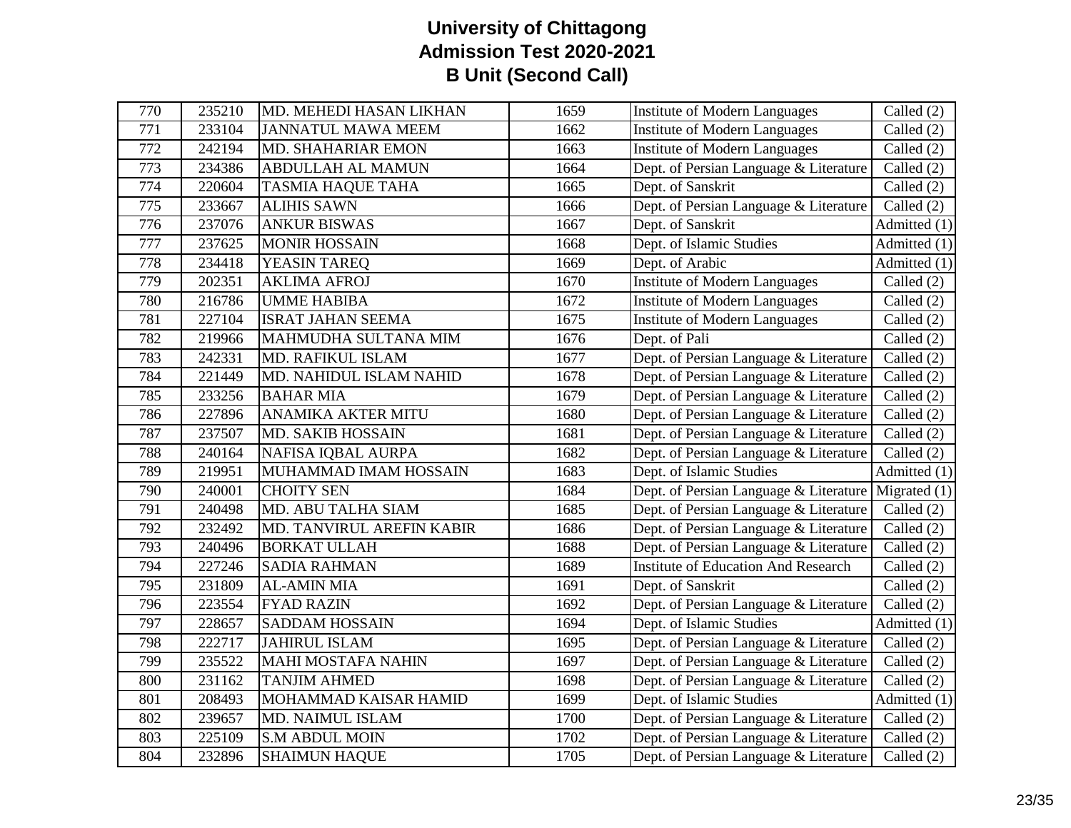# University of Chittagong
## Admission Test 2020-2021
## B Unit (Second Call)

| | | | | | |
|---|---|---|---|---|---|
| 770 | 235210 | MD. MEHEDI HASAN LIKHAN | 1659 | Institute of Modern Languages | Called (2) |
| 771 | 233104 | JANNATUL MAWA MEEM | 1662 | Institute of Modern Languages | Called (2) |
| 772 | 242194 | MD. SHAHARIAR EMON | 1663 | Institute of Modern Languages | Called (2) |
| 773 | 234386 | ABDULLAH AL MAMUN | 1664 | Dept. of Persian Language & Literature | Called (2) |
| 774 | 220604 | TASMIA HAQUE TAHA | 1665 | Dept. of Sanskrit | Called (2) |
| 775 | 233667 | ALIHIS SAWN | 1666 | Dept. of Persian Language & Literature | Called (2) |
| 776 | 237076 | ANKUR BISWAS | 1667 | Dept. of Sanskrit | Admitted (1) |
| 777 | 237625 | MONIR HOSSAIN | 1668 | Dept. of Islamic Studies | Admitted (1) |
| 778 | 234418 | YEASIN TAREQ | 1669 | Dept. of Arabic | Admitted (1) |
| 779 | 202351 | AKLIMA AFROJ | 1670 | Institute of Modern Languages | Called (2) |
| 780 | 216786 | UMME HABIBA | 1672 | Institute of Modern Languages | Called (2) |
| 781 | 227104 | ISRAT JAHAN SEEMA | 1675 | Institute of Modern Languages | Called (2) |
| 782 | 219966 | MAHMUDHA SULTANA MIM | 1676 | Dept. of Pali | Called (2) |
| 783 | 242331 | MD. RAFIKUL ISLAM | 1677 | Dept. of Persian Language & Literature | Called (2) |
| 784 | 221449 | MD. NAHIDUL ISLAM NAHID | 1678 | Dept. of Persian Language & Literature | Called (2) |
| 785 | 233256 | BAHAR MIA | 1679 | Dept. of Persian Language & Literature | Called (2) |
| 786 | 227896 | ANAMIKA AKTER MITU | 1680 | Dept. of Persian Language & Literature | Called (2) |
| 787 | 237507 | MD. SAKIB HOSSAIN | 1681 | Dept. of Persian Language & Literature | Called (2) |
| 788 | 240164 | NAFISA IQBAL AURPA | 1682 | Dept. of Persian Language & Literature | Called (2) |
| 789 | 219951 | MUHAMMAD IMAM HOSSAIN | 1683 | Dept. of Islamic Studies | Admitted (1) |
| 790 | 240001 | CHOITY SEN | 1684 | Dept. of Persian Language & Literature | Migrated (1) |
| 791 | 240498 | MD. ABU TALHA SIAM | 1685 | Dept. of Persian Language & Literature | Called (2) |
| 792 | 232492 | MD. TANVIRUL AREFIN KABIR | 1686 | Dept. of Persian Language & Literature | Called (2) |
| 793 | 240496 | BORKAT ULLAH | 1688 | Dept. of Persian Language & Literature | Called (2) |
| 794 | 227246 | SADIA RAHMAN | 1689 | Institute of Education And Research | Called (2) |
| 795 | 231809 | AL-AMIN MIA | 1691 | Dept. of Sanskrit | Called (2) |
| 796 | 223554 | FYAD RAZIN | 1692 | Dept. of Persian Language & Literature | Called (2) |
| 797 | 228657 | SADDAM HOSSAIN | 1694 | Dept. of Islamic Studies | Admitted (1) |
| 798 | 222717 | JAHIRUL ISLAM | 1695 | Dept. of Persian Language & Literature | Called (2) |
| 799 | 235522 | MAHI MOSTAFA NAHIN | 1697 | Dept. of Persian Language & Literature | Called (2) |
| 800 | 231162 | TANJIM AHMED | 1698 | Dept. of Persian Language & Literature | Called (2) |
| 801 | 208493 | MOHAMMAD KAISAR HAMID | 1699 | Dept. of Islamic Studies | Admitted (1) |
| 802 | 239657 | MD. NAIMUL ISLAM | 1700 | Dept. of Persian Language & Literature | Called (2) |
| 803 | 225109 | S.M ABDUL MOIN | 1702 | Dept. of Persian Language & Literature | Called (2) |
| 804 | 232896 | SHAIMUN HAQUE | 1705 | Dept. of Persian Language & Literature | Called (2) |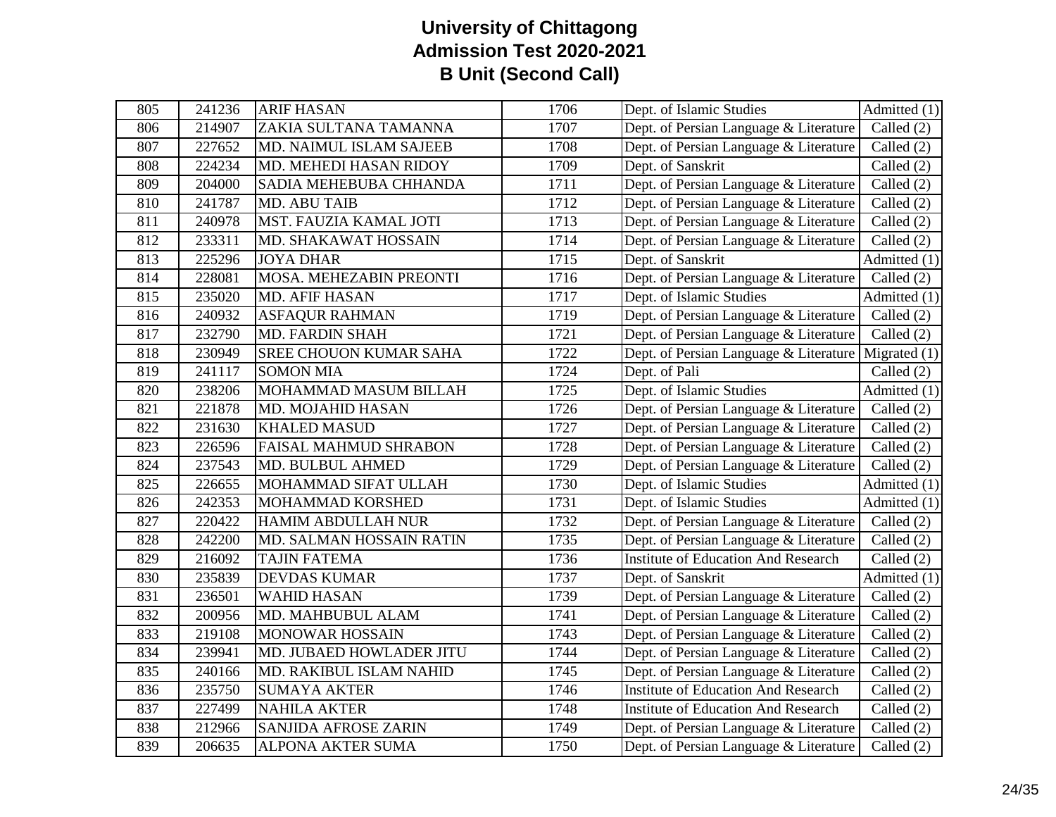# University of Chittagong
## Admission Test 2020-2021
## B Unit (Second Call)

| | | | | | |
|---|---|---|---|---|---|
| 805 | 241236 | ARIF HASAN | 1706 | Dept. of Islamic Studies | Admitted (1) |
| 806 | 214907 | ZAKIA SULTANA TAMANNA | 1707 | Dept. of Persian Language & Literature | Called (2) |
| 807 | 227652 | MD. NAIMUL ISLAM SAJEEB | 1708 | Dept. of Persian Language & Literature | Called (2) |
| 808 | 224234 | MD. MEHEDI HASAN RIDOY | 1709 | Dept. of Sanskrit | Called (2) |
| 809 | 204000 | SADIA MEHEBUBA CHHANDA | 1711 | Dept. of Persian Language & Literature | Called (2) |
| 810 | 241787 | MD. ABU TAIB | 1712 | Dept. of Persian Language & Literature | Called (2) |
| 811 | 240978 | MST. FAUZIA KAMAL JOTI | 1713 | Dept. of Persian Language & Literature | Called (2) |
| 812 | 233311 | MD. SHAKAWAT HOSSAIN | 1714 | Dept. of Persian Language & Literature | Called (2) |
| 813 | 225296 | JOYA DHAR | 1715 | Dept. of Sanskrit | Admitted (1) |
| 814 | 228081 | MOSA. MEHEZABIN PREONTI | 1716 | Dept. of Persian Language & Literature | Called (2) |
| 815 | 235020 | MD. AFIF HASAN | 1717 | Dept. of Islamic Studies | Admitted (1) |
| 816 | 240932 | ASFAQUR RAHMAN | 1719 | Dept. of Persian Language & Literature | Called (2) |
| 817 | 232790 | MD. FARDIN SHAH | 1721 | Dept. of Persian Language & Literature | Called (2) |
| 818 | 230949 | SREE CHOUON KUMAR SAHA | 1722 | Dept. of Persian Language & Literature | Migrated (1) |
| 819 | 241117 | SOMON MIA | 1724 | Dept. of Pali | Called (2) |
| 820 | 238206 | MOHAMMAD MASUM BILLAH | 1725 | Dept. of Islamic Studies | Admitted (1) |
| 821 | 221878 | MD. MOJAHID HASAN | 1726 | Dept. of Persian Language & Literature | Called (2) |
| 822 | 231630 | KHALED MASUD | 1727 | Dept. of Persian Language & Literature | Called (2) |
| 823 | 226596 | FAISAL MAHMUD SHRABON | 1728 | Dept. of Persian Language & Literature | Called (2) |
| 824 | 237543 | MD. BULBUL AHMED | 1729 | Dept. of Persian Language & Literature | Called (2) |
| 825 | 226655 | MOHAMMAD SIFAT ULLAH | 1730 | Dept. of Islamic Studies | Admitted (1) |
| 826 | 242353 | MOHAMMAD KORSHED | 1731 | Dept. of Islamic Studies | Admitted (1) |
| 827 | 220422 | HAMIM ABDULLAH NUR | 1732 | Dept. of Persian Language & Literature | Called (2) |
| 828 | 242200 | MD. SALMAN HOSSAIN RATIN | 1735 | Dept. of Persian Language & Literature | Called (2) |
| 829 | 216092 | TAJIN FATEMA | 1736 | Institute of Education And Research | Called (2) |
| 830 | 235839 | DEVDAS KUMAR | 1737 | Dept. of Sanskrit | Admitted (1) |
| 831 | 236501 | WAHID HASAN | 1739 | Dept. of Persian Language & Literature | Called (2) |
| 832 | 200956 | MD. MAHBUBUL ALAM | 1741 | Dept. of Persian Language & Literature | Called (2) |
| 833 | 219108 | MONOWAR HOSSAIN | 1743 | Dept. of Persian Language & Literature | Called (2) |
| 834 | 239941 | MD. JUBAED HOWLADER JITU | 1744 | Dept. of Persian Language & Literature | Called (2) |
| 835 | 240166 | MD. RAKIBUL ISLAM NAHID | 1745 | Dept. of Persian Language & Literature | Called (2) |
| 836 | 235750 | SUMAYA AKTER | 1746 | Institute of Education And Research | Called (2) |
| 837 | 227499 | NAHILA AKTER | 1748 | Institute of Education And Research | Called (2) |
| 838 | 212966 | SANJIDA AFROSE ZARIN | 1749 | Dept. of Persian Language & Literature | Called (2) |
| 839 | 206635 | ALPONA AKTER SUMA | 1750 | Dept. of Persian Language & Literature | Called (2) |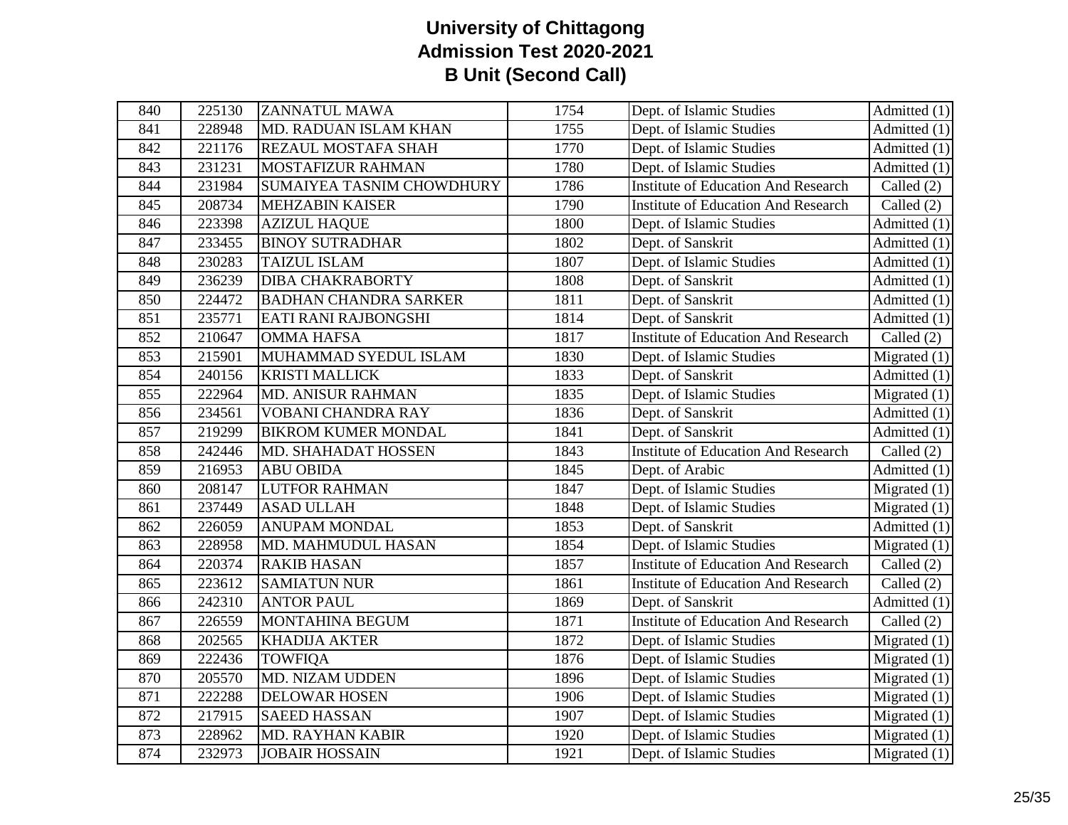# University of Chittagong
## Admission Test 2020-2021
## B Unit (Second Call)

| | | | | | |
|---|---|---|---|---|---|
| 840 | 225130 | ZANNATUL MAWA | 1754 | Dept. of Islamic Studies | Admitted (1) |
| 841 | 228948 | MD. RADUAN ISLAM KHAN | 1755 | Dept. of Islamic Studies | Admitted (1) |
| 842 | 221176 | REZAUL MOSTAFA SHAH | 1770 | Dept. of Islamic Studies | Admitted (1) |
| 843 | 231231 | MOSTAFIZUR RAHMAN | 1780 | Dept. of Islamic Studies | Admitted (1) |
| 844 | 231984 | SUMAIYEA TASNIM CHOWDHURY | 1786 | Institute of Education And Research | Called (2) |
| 845 | 208734 | MEHZABIN KAISER | 1790 | Institute of Education And Research | Called (2) |
| 846 | 223398 | AZIZUL HAQUE | 1800 | Dept. of Islamic Studies | Admitted (1) |
| 847 | 233455 | BINOY SUTRADHAR | 1802 | Dept. of Sanskrit | Admitted (1) |
| 848 | 230283 | TAIZUL ISLAM | 1807 | Dept. of Islamic Studies | Admitted (1) |
| 849 | 236239 | DIBA CHAKRABORTY | 1808 | Dept. of Sanskrit | Admitted (1) |
| 850 | 224472 | BADHAN CHANDRA SARKER | 1811 | Dept. of Sanskrit | Admitted (1) |
| 851 | 235771 | EATI RANI RAJBONGSHI | 1814 | Dept. of Sanskrit | Admitted (1) |
| 852 | 210647 | OMMA HAFSA | 1817 | Institute of Education And Research | Called (2) |
| 853 | 215901 | MUHAMMAD SYEDUL ISLAM | 1830 | Dept. of Islamic Studies | Migrated (1) |
| 854 | 240156 | KRISTI MALLICK | 1833 | Dept. of Sanskrit | Admitted (1) |
| 855 | 222964 | MD. ANISUR RAHMAN | 1835 | Dept. of Islamic Studies | Migrated (1) |
| 856 | 234561 | VOBANI CHANDRA RAY | 1836 | Dept. of Sanskrit | Admitted (1) |
| 857 | 219299 | BIKROM KUMER MONDAL | 1841 | Dept. of Sanskrit | Admitted (1) |
| 858 | 242446 | MD. SHAHADAT HOSSEN | 1843 | Institute of Education And Research | Called (2) |
| 859 | 216953 | ABU OBIDA | 1845 | Dept. of Arabic | Admitted (1) |
| 860 | 208147 | LUTFOR RAHMAN | 1847 | Dept. of Islamic Studies | Migrated (1) |
| 861 | 237449 | ASAD ULLAH | 1848 | Dept. of Islamic Studies | Migrated (1) |
| 862 | 226059 | ANUPAM MONDAL | 1853 | Dept. of Sanskrit | Admitted (1) |
| 863 | 228958 | MD. MAHMUDUL HASAN | 1854 | Dept. of Islamic Studies | Migrated (1) |
| 864 | 220374 | RAKIB HASAN | 1857 | Institute of Education And Research | Called (2) |
| 865 | 223612 | SAMIATUN NUR | 1861 | Institute of Education And Research | Called (2) |
| 866 | 242310 | ANTOR PAUL | 1869 | Dept. of Sanskrit | Admitted (1) |
| 867 | 226559 | MONTAHINA BEGUM | 1871 | Institute of Education And Research | Called (2) |
| 868 | 202565 | KHADIJA AKTER | 1872 | Dept. of Islamic Studies | Migrated (1) |
| 869 | 222436 | TOWFIQA | 1876 | Dept. of Islamic Studies | Migrated (1) |
| 870 | 205570 | MD. NIZAM UDDEN | 1896 | Dept. of Islamic Studies | Migrated (1) |
| 871 | 222288 | DELOWAR HOSEN | 1906 | Dept. of Islamic Studies | Migrated (1) |
| 872 | 217915 | SAEED HASSAN | 1907 | Dept. of Islamic Studies | Migrated (1) |
| 873 | 228962 | MD. RAYHAN KABIR | 1920 | Dept. of Islamic Studies | Migrated (1) |
| 874 | 232973 | JOBAIR HOSSAIN | 1921 | Dept. of Islamic Studies | Migrated (1) |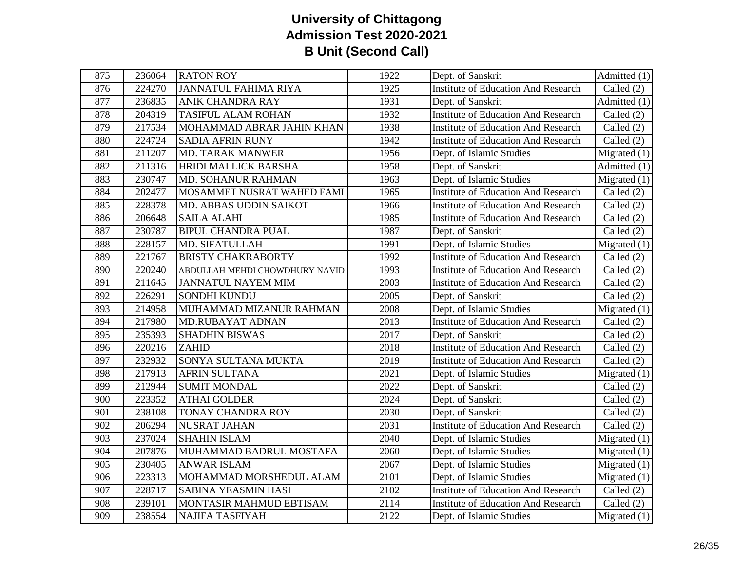# University of Chittagong
## Admission Test 2020-2021
## B Unit (Second Call)

| | | | | | |
|---|---|---|---|---|---|
| 875 | 236064 | RATON ROY | 1922 | Dept. of Sanskrit | Admitted (1) |
| 876 | 224270 | JANNATUL FAHIMA RIYA | 1925 | Institute of Education And Research | Called (2) |
| 877 | 236835 | ANIK CHANDRA RAY | 1931 | Dept. of Sanskrit | Admitted (1) |
| 878 | 204319 | TASIFUL ALAM ROHAN | 1932 | Institute of Education And Research | Called (2) |
| 879 | 217534 | MOHAMMAD ABRAR JAHIN KHAN | 1938 | Institute of Education And Research | Called (2) |
| 880 | 224724 | SADIA AFRIN RUNY | 1942 | Institute of Education And Research | Called (2) |
| 881 | 211207 | MD. TARAK MANWER | 1956 | Dept. of Islamic Studies | Migrated (1) |
| 882 | 211316 | HRIDI MALLICK BARSHA | 1958 | Dept. of Sanskrit | Admitted (1) |
| 883 | 230747 | MD. SOHANUR RAHMAN | 1963 | Dept. of Islamic Studies | Migrated (1) |
| 884 | 202477 | MOSAMMET NUSRAT WAHED FAMI | 1965 | Institute of Education And Research | Called (2) |
| 885 | 228378 | MD. ABBAS UDDIN SAIKOT | 1966 | Institute of Education And Research | Called (2) |
| 886 | 206648 | SAILA ALAHI | 1985 | Institute of Education And Research | Called (2) |
| 887 | 230787 | BIPUL CHANDRA PUAL | 1987 | Dept. of Sanskrit | Called (2) |
| 888 | 228157 | MD. SIFATULLAH | 1991 | Dept. of Islamic Studies | Migrated (1) |
| 889 | 221767 | BRISTY CHAKRABORTY | 1992 | Institute of Education And Research | Called (2) |
| 890 | 220240 | ABDULLAH MEHDI CHOWDHURY NAVID | 1993 | Institute of Education And Research | Called (2) |
| 891 | 211645 | JANNATUL NAYEM MIM | 2003 | Institute of Education And Research | Called (2) |
| 892 | 226291 | SONDHI KUNDU | 2005 | Dept. of Sanskrit | Called (2) |
| 893 | 214958 | MUHAMMAD MIZANUR RAHMAN | 2008 | Dept. of Islamic Studies | Migrated (1) |
| 894 | 217980 | MD.RUBAYAT ADNAN | 2013 | Institute of Education And Research | Called (2) |
| 895 | 235393 | SHADHIN BISWAS | 2017 | Dept. of Sanskrit | Called (2) |
| 896 | 220216 | ZAHID | 2018 | Institute of Education And Research | Called (2) |
| 897 | 232932 | SONYA SULTANA MUKTA | 2019 | Institute of Education And Research | Called (2) |
| 898 | 217913 | AFRIN SULTANA | 2021 | Dept. of Islamic Studies | Migrated (1) |
| 899 | 212944 | SUMIT MONDAL | 2022 | Dept. of Sanskrit | Called (2) |
| 900 | 223352 | ATHAI GOLDER | 2024 | Dept. of Sanskrit | Called (2) |
| 901 | 238108 | TONAY CHANDRA ROY | 2030 | Dept. of Sanskrit | Called (2) |
| 902 | 206294 | NUSRAT JAHAN | 2031 | Institute of Education And Research | Called (2) |
| 903 | 237024 | SHAHIN ISLAM | 2040 | Dept. of Islamic Studies | Migrated (1) |
| 904 | 207876 | MUHAMMAD BADRUL MOSTAFA | 2060 | Dept. of Islamic Studies | Migrated (1) |
| 905 | 230405 | ANWAR ISLAM | 2067 | Dept. of Islamic Studies | Migrated (1) |
| 906 | 223313 | MOHAMMAD MORSHEDUL ALAM | 2101 | Dept. of Islamic Studies | Migrated (1) |
| 907 | 228717 | SABINA YEASMIN HASI | 2102 | Institute of Education And Research | Called (2) |
| 908 | 239101 | MONTASIR MAHMUD EBTISAM | 2114 | Institute of Education And Research | Called (2) |
| 909 | 238554 | NAJIFA TASFIYAH | 2122 | Dept. of Islamic Studies | Migrated (1) |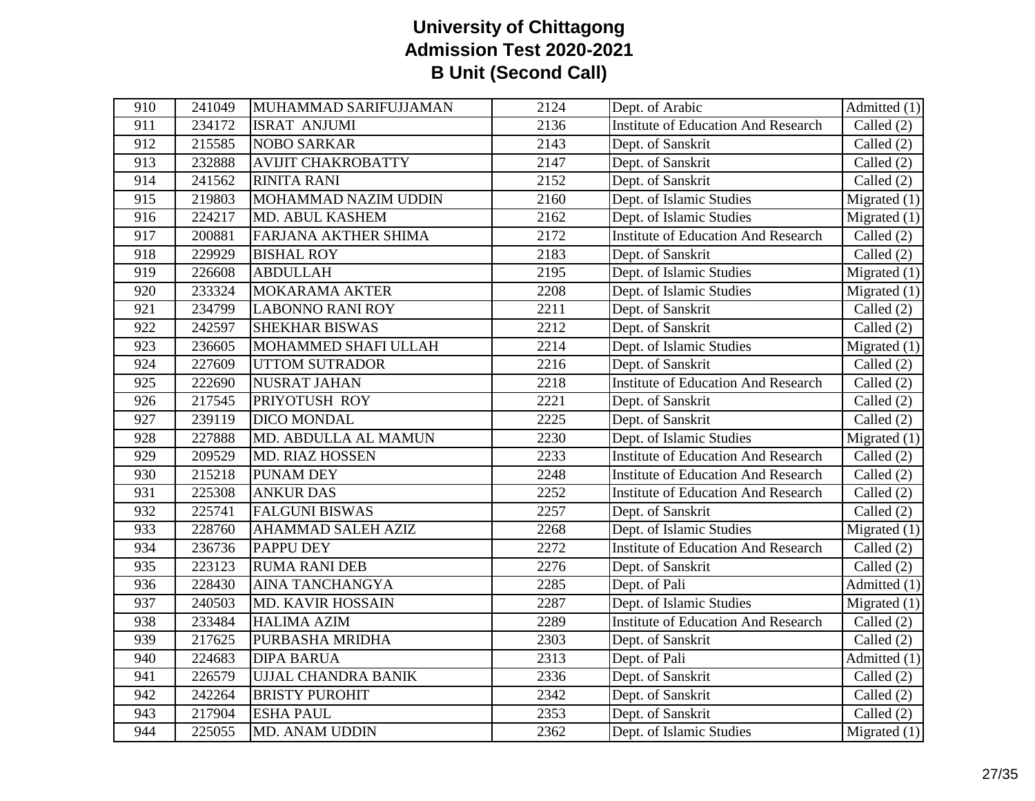# University of Chittagong
## Admission Test 2020-2021
## B Unit (Second Call)

| | | | | | |
|---|---|---|---|---|---|
| 910 | 241049 | MUHAMMAD SARIFUJJAMAN | 2124 | Dept. of Arabic | Admitted (1) |
| 911 | 234172 | ISRAT ANJUMI | 2136 | Institute of Education And Research | Called (2) |
| 912 | 215585 | NOBO SARKAR | 2143 | Dept. of Sanskrit | Called (2) |
| 913 | 232888 | AVIJIT CHAKROBATTY | 2147 | Dept. of Sanskrit | Called (2) |
| 914 | 241562 | RINITA RANI | 2152 | Dept. of Sanskrit | Called (2) |
| 915 | 219803 | MOHAMMAD NAZIM UDDIN | 2160 | Dept. of Islamic Studies | Migrated (1) |
| 916 | 224217 | MD. ABUL KASHEM | 2162 | Dept. of Islamic Studies | Migrated (1) |
| 917 | 200881 | FARJANA AKTHER SHIMA | 2172 | Institute of Education And Research | Called (2) |
| 918 | 229929 | BISHAL ROY | 2183 | Dept. of Sanskrit | Called (2) |
| 919 | 226608 | ABDULLAH | 2195 | Dept. of Islamic Studies | Migrated (1) |
| 920 | 233324 | MOKARAMA AKTER | 2208 | Dept. of Islamic Studies | Migrated (1) |
| 921 | 234799 | LABONNO RANI ROY | 2211 | Dept. of Sanskrit | Called (2) |
| 922 | 242597 | SHEKHAR BISWAS | 2212 | Dept. of Sanskrit | Called (2) |
| 923 | 236605 | MOHAMMED SHAFI ULLAH | 2214 | Dept. of Islamic Studies | Migrated (1) |
| 924 | 227609 | UTTOM SUTRADOR | 2216 | Dept. of Sanskrit | Called (2) |
| 925 | 222690 | NUSRAT JAHAN | 2218 | Institute of Education And Research | Called (2) |
| 926 | 217545 | PRIYOTUSH ROY | 2221 | Dept. of Sanskrit | Called (2) |
| 927 | 239119 | DICO MONDAL | 2225 | Dept. of Sanskrit | Called (2) |
| 928 | 227888 | MD. ABDULLA AL MAMUN | 2230 | Dept. of Islamic Studies | Migrated (1) |
| 929 | 209529 | MD. RIAZ HOSSEN | 2233 | Institute of Education And Research | Called (2) |
| 930 | 215218 | PUNAM DEY | 2248 | Institute of Education And Research | Called (2) |
| 931 | 225308 | ANKUR DAS | 2252 | Institute of Education And Research | Called (2) |
| 932 | 225741 | FALGUNI BISWAS | 2257 | Dept. of Sanskrit | Called (2) |
| 933 | 228760 | AHAMMAD SALEH AZIZ | 2268 | Dept. of Islamic Studies | Migrated (1) |
| 934 | 236736 | PAPPU DEY | 2272 | Institute of Education And Research | Called (2) |
| 935 | 223123 | RUMA RANI DEB | 2276 | Dept. of Sanskrit | Called (2) |
| 936 | 228430 | AINA TANCHANGYA | 2285 | Dept. of Pali | Admitted (1) |
| 937 | 240503 | MD. KAVIR HOSSAIN | 2287 | Dept. of Islamic Studies | Migrated (1) |
| 938 | 233484 | HALIMA AZIM | 2289 | Institute of Education And Research | Called (2) |
| 939 | 217625 | PURBASHA MRIDHA | 2303 | Dept. of Sanskrit | Called (2) |
| 940 | 224683 | DIPA BARUA | 2313 | Dept. of Pali | Admitted (1) |
| 941 | 226579 | UJJAL CHANDRA BANIK | 2336 | Dept. of Sanskrit | Called (2) |
| 942 | 242264 | BRISTY PUROHIT | 2342 | Dept. of Sanskrit | Called (2) |
| 943 | 217904 | ESHA PAUL | 2353 | Dept. of Sanskrit | Called (2) |
| 944 | 225055 | MD. ANAM UDDIN | 2362 | Dept. of Islamic Studies | Migrated (1) |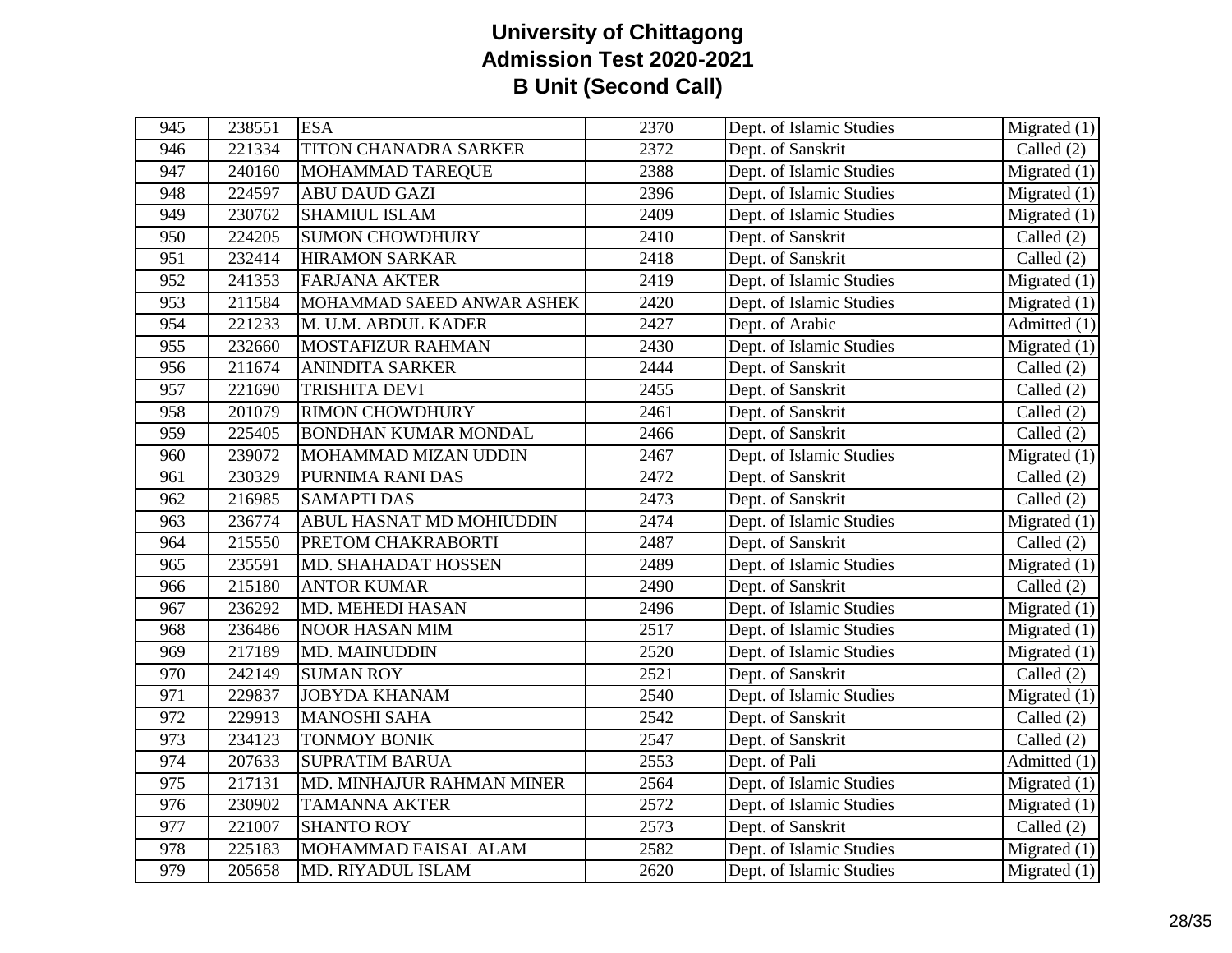# University of Chittagong
## Admission Test 2020-2021
## B Unit (Second Call)

| | | | | | |
|---|---|---|---|---|---|
| 945 | 238551 | ESA | 2370 | Dept. of Islamic Studies | Migrated (1) |
| 946 | 221334 | TITON CHANADRA SARKER | 2372 | Dept. of Sanskrit | Called (2) |
| 947 | 240160 | MOHAMMAD TAREQUE | 2388 | Dept. of Islamic Studies | Migrated (1) |
| 948 | 224597 | ABU DAUD GAZI | 2396 | Dept. of Islamic Studies | Migrated (1) |
| 949 | 230762 | SHAMIUL ISLAM | 2409 | Dept. of Islamic Studies | Migrated (1) |
| 950 | 224205 | SUMON CHOWDHURY | 2410 | Dept. of Sanskrit | Called (2) |
| 951 | 232414 | HIRAMON SARKAR | 2418 | Dept. of Sanskrit | Called (2) |
| 952 | 241353 | FARJANA AKTER | 2419 | Dept. of Islamic Studies | Migrated (1) |
| 953 | 211584 | MOHAMMAD SAEED ANWAR ASHEK | 2420 | Dept. of Islamic Studies | Migrated (1) |
| 954 | 221233 | M. U.M. ABDUL KADER | 2427 | Dept. of Arabic | Admitted (1) |
| 955 | 232660 | MOSTAFIZUR RAHMAN | 2430 | Dept. of Islamic Studies | Migrated (1) |
| 956 | 211674 | ANINDITA SARKER | 2444 | Dept. of Sanskrit | Called (2) |
| 957 | 221690 | TRISHITA DEVI | 2455 | Dept. of Sanskrit | Called (2) |
| 958 | 201079 | RIMON CHOWDHURY | 2461 | Dept. of Sanskrit | Called (2) |
| 959 | 225405 | BONDHAN KUMAR MONDAL | 2466 | Dept. of Sanskrit | Called (2) |
| 960 | 239072 | MOHAMMAD MIZAN UDDIN | 2467 | Dept. of Islamic Studies | Migrated (1) |
| 961 | 230329 | PURNIMA RANI DAS | 2472 | Dept. of Sanskrit | Called (2) |
| 962 | 216985 | SAMAPTI DAS | 2473 | Dept. of Sanskrit | Called (2) |
| 963 | 236774 | ABUL HASNAT MD MOHIUDDIN | 2474 | Dept. of Islamic Studies | Migrated (1) |
| 964 | 215550 | PRETOM CHAKRABORTI | 2487 | Dept. of Sanskrit | Called (2) |
| 965 | 235591 | MD. SHAHADAT HOSSEN | 2489 | Dept. of Islamic Studies | Migrated (1) |
| 966 | 215180 | ANTOR KUMAR | 2490 | Dept. of Sanskrit | Called (2) |
| 967 | 236292 | MD. MEHEDI HASAN | 2496 | Dept. of Islamic Studies | Migrated (1) |
| 968 | 236486 | NOOR HASAN MIM | 2517 | Dept. of Islamic Studies | Migrated (1) |
| 969 | 217189 | MD. MAINUDDIN | 2520 | Dept. of Islamic Studies | Migrated (1) |
| 970 | 242149 | SUMAN ROY | 2521 | Dept. of Sanskrit | Called (2) |
| 971 | 229837 | JOBYDA KHANAM | 2540 | Dept. of Islamic Studies | Migrated (1) |
| 972 | 229913 | MANOSHI SAHA | 2542 | Dept. of Sanskrit | Called (2) |
| 973 | 234123 | TONMOY BONIK | 2547 | Dept. of Sanskrit | Called (2) |
| 974 | 207633 | SUPRATIM BARUA | 2553 | Dept. of Pali | Admitted (1) |
| 975 | 217131 | MD. MINHAJUR RAHMAN MINER | 2564 | Dept. of Islamic Studies | Migrated (1) |
| 976 | 230902 | TAMANNA AKTER | 2572 | Dept. of Islamic Studies | Migrated (1) |
| 977 | 221007 | SHANTO ROY | 2573 | Dept. of Sanskrit | Called (2) |
| 978 | 225183 | MOHAMMAD FAISAL ALAM | 2582 | Dept. of Islamic Studies | Migrated (1) |
| 979 | 205658 | MD. RIYADUL ISLAM | 2620 | Dept. of Islamic Studies | Migrated (1) |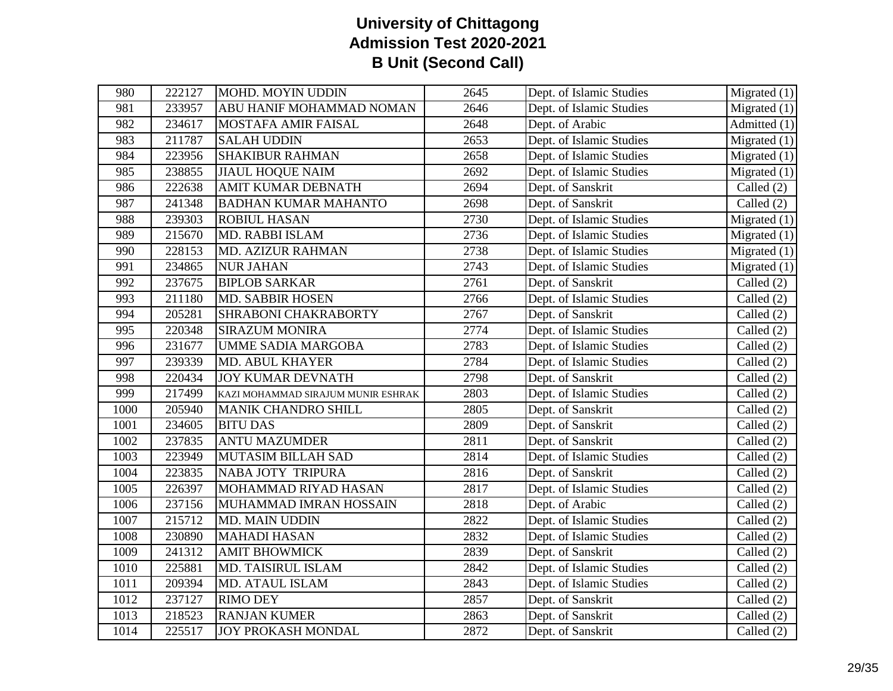# University of Chittagong
## Admission Test 2020-2021
## B Unit (Second Call)

| | | | | | |
|---|---|---|---|---|---|
| 980 | 222127 | MOHD. MOYIN UDDIN | 2645 | Dept. of Islamic Studies | Migrated (1) |
| 981 | 233957 | ABU HANIF MOHAMMAD NOMAN | 2646 | Dept. of Islamic Studies | Migrated (1) |
| 982 | 234617 | MOSTAFA AMIR FAISAL | 2648 | Dept. of Arabic | Admitted (1) |
| 983 | 211787 | SALAH UDDIN | 2653 | Dept. of Islamic Studies | Migrated (1) |
| 984 | 223956 | SHAKIBUR RAHMAN | 2658 | Dept. of Islamic Studies | Migrated (1) |
| 985 | 238855 | JIAUL HOQUE NAIM | 2692 | Dept. of Islamic Studies | Migrated (1) |
| 986 | 222638 | AMIT KUMAR DEBNATH | 2694 | Dept. of Sanskrit | Called (2) |
| 987 | 241348 | BADHAN KUMAR MAHANTO | 2698 | Dept. of Sanskrit | Called (2) |
| 988 | 239303 | ROBIUL HASAN | 2730 | Dept. of Islamic Studies | Migrated (1) |
| 989 | 215670 | MD. RABBI ISLAM | 2736 | Dept. of Islamic Studies | Migrated (1) |
| 990 | 228153 | MD. AZIZUR RAHMAN | 2738 | Dept. of Islamic Studies | Migrated (1) |
| 991 | 234865 | NUR JAHAN | 2743 | Dept. of Islamic Studies | Migrated (1) |
| 992 | 237675 | BIPLOB SARKAR | 2761 | Dept. of Sanskrit | Called (2) |
| 993 | 211180 | MD. SABBIR HOSEN | 2766 | Dept. of Islamic Studies | Called (2) |
| 994 | 205281 | SHRABONI CHAKRABORTY | 2767 | Dept. of Sanskrit | Called (2) |
| 995 | 220348 | SIRAZUM MONIRA | 2774 | Dept. of Islamic Studies | Called (2) |
| 996 | 231677 | UMME SADIA MARGOBA | 2783 | Dept. of Islamic Studies | Called (2) |
| 997 | 239339 | MD. ABUL KHAYER | 2784 | Dept. of Islamic Studies | Called (2) |
| 998 | 220434 | JOY KUMAR DEVNATH | 2798 | Dept. of Sanskrit | Called (2) |
| 999 | 217499 | KAZI MOHAMMAD SIRAJUM MUNIR ESHRAK | 2803 | Dept. of Islamic Studies | Called (2) |
| 1000 | 205940 | MANIK CHANDRO SHILL | 2805 | Dept. of Sanskrit | Called (2) |
| 1001 | 234605 | BITU DAS | 2809 | Dept. of Sanskrit | Called (2) |
| 1002 | 237835 | ANTU MAZUMDER | 2811 | Dept. of Sanskrit | Called (2) |
| 1003 | 223949 | MUTASIM BILLAH SAD | 2814 | Dept. of Islamic Studies | Called (2) |
| 1004 | 223835 | NABA JOTY TRIPURA | 2816 | Dept. of Sanskrit | Called (2) |
| 1005 | 226397 | MOHAMMAD RIYAD HASAN | 2817 | Dept. of Islamic Studies | Called (2) |
| 1006 | 237156 | MUHAMMAD IMRAN HOSSAIN | 2818 | Dept. of Arabic | Called (2) |
| 1007 | 215712 | MD. MAIN UDDIN | 2822 | Dept. of Islamic Studies | Called (2) |
| 1008 | 230890 | MAHADI HASAN | 2832 | Dept. of Islamic Studies | Called (2) |
| 1009 | 241312 | AMIT BHOWMICK | 2839 | Dept. of Sanskrit | Called (2) |
| 1010 | 225881 | MD. TAISIRUL ISLAM | 2842 | Dept. of Islamic Studies | Called (2) |
| 1011 | 209394 | MD. ATAUL ISLAM | 2843 | Dept. of Islamic Studies | Called (2) |
| 1012 | 237127 | RIMO DEY | 2857 | Dept. of Sanskrit | Called (2) |
| 1013 | 218523 | RANJAN KUMER | 2863 | Dept. of Sanskrit | Called (2) |
| 1014 | 225517 | JOY PROKASH MONDAL | 2872 | Dept. of Sanskrit | Called (2) |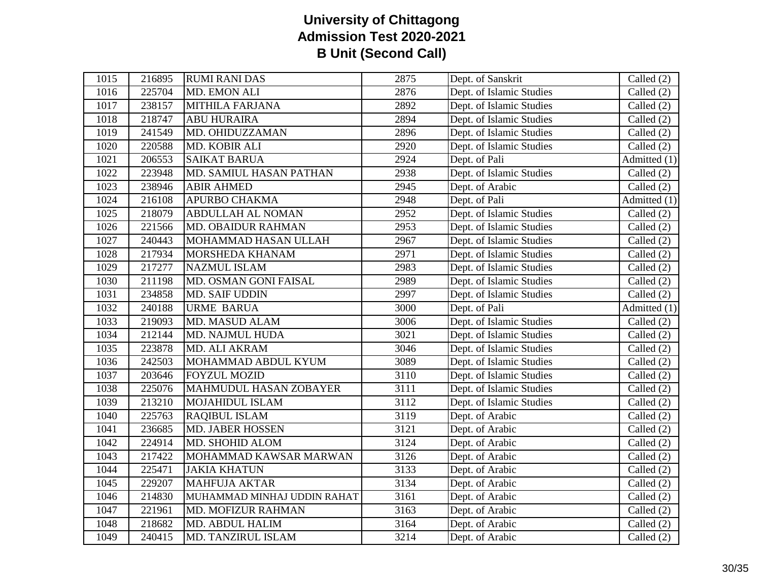# University of Chittagong
# Admission Test 2020-2021
# B Unit (Second Call)

| | | | | | |
|---|---|---|---|---|---|
| 1015 | 216895 | RUMI RANI DAS | 2875 | Dept. of Sanskrit | Called (2) |
| 1016 | 225704 | MD. EMON ALI | 2876 | Dept. of Islamic Studies | Called (2) |
| 1017 | 238157 | MITHILA FARJANA | 2892 | Dept. of Islamic Studies | Called (2) |
| 1018 | 218747 | ABU HURAIRA | 2894 | Dept. of Islamic Studies | Called (2) |
| 1019 | 241549 | MD. OHIDUZZAMAN | 2896 | Dept. of Islamic Studies | Called (2) |
| 1020 | 220588 | MD. KOBIR ALI | 2920 | Dept. of Islamic Studies | Called (2) |
| 1021 | 206553 | SAIKAT BARUA | 2924 | Dept. of Pali | Admitted (1) |
| 1022 | 223948 | MD. SAMIUL HASAN PATHAN | 2938 | Dept. of Islamic Studies | Called (2) |
| 1023 | 238946 | ABIR AHMED | 2945 | Dept. of Arabic | Called (2) |
| 1024 | 216108 | APURBO CHAKMA | 2948 | Dept. of Pali | Admitted (1) |
| 1025 | 218079 | ABDULLAH AL NOMAN | 2952 | Dept. of Islamic Studies | Called (2) |
| 1026 | 221566 | MD. OBAIDUR RAHMAN | 2953 | Dept. of Islamic Studies | Called (2) |
| 1027 | 240443 | MOHAMMAD HASAN ULLAH | 2967 | Dept. of Islamic Studies | Called (2) |
| 1028 | 217934 | MORSHEDA KHANAM | 2971 | Dept. of Islamic Studies | Called (2) |
| 1029 | 217277 | NAZMUL ISLAM | 2983 | Dept. of Islamic Studies | Called (2) |
| 1030 | 211198 | MD. OSMAN GONI FAISAL | 2989 | Dept. of Islamic Studies | Called (2) |
| 1031 | 234858 | MD. SAIF UDDIN | 2997 | Dept. of Islamic Studies | Called (2) |
| 1032 | 240188 | URME BARUA | 3000 | Dept. of Pali | Admitted (1) |
| 1033 | 219093 | MD. MASUD ALAM | 3006 | Dept. of Islamic Studies | Called (2) |
| 1034 | 212144 | MD. NAJMUL HUDA | 3021 | Dept. of Islamic Studies | Called (2) |
| 1035 | 223878 | MD. ALI AKRAM | 3046 | Dept. of Islamic Studies | Called (2) |
| 1036 | 242503 | MOHAMMAD ABDUL KYUM | 3089 | Dept. of Islamic Studies | Called (2) |
| 1037 | 203646 | FOYZUL MOZID | 3110 | Dept. of Islamic Studies | Called (2) |
| 1038 | 225076 | MAHMUDUL HASAN ZOBAYER | 3111 | Dept. of Islamic Studies | Called (2) |
| 1039 | 213210 | MOJAHIDUL ISLAM | 3112 | Dept. of Islamic Studies | Called (2) |
| 1040 | 225763 | RAQIBUL ISLAM | 3119 | Dept. of Arabic | Called (2) |
| 1041 | 236685 | MD. JABER HOSSEN | 3121 | Dept. of Arabic | Called (2) |
| 1042 | 224914 | MD. SHOHID ALOM | 3124 | Dept. of Arabic | Called (2) |
| 1043 | 217422 | MOHAMMAD KAWSAR MARWAN | 3126 | Dept. of Arabic | Called (2) |
| 1044 | 225471 | JAKIA KHATUN | 3133 | Dept. of Arabic | Called (2) |
| 1045 | 229207 | MAHFUJA AKTAR | 3134 | Dept. of Arabic | Called (2) |
| 1046 | 214830 | MUHAMMAD MINHAJ UDDIN RAHAT | 3161 | Dept. of Arabic | Called (2) |
| 1047 | 221961 | MD. MOFIZUR RAHMAN | 3163 | Dept. of Arabic | Called (2) |
| 1048 | 218682 | MD. ABDUL HALIM | 3164 | Dept. of Arabic | Called (2) |
| 1049 | 240415 | MD. TANZIRUL ISLAM | 3214 | Dept. of Arabic | Called (2) |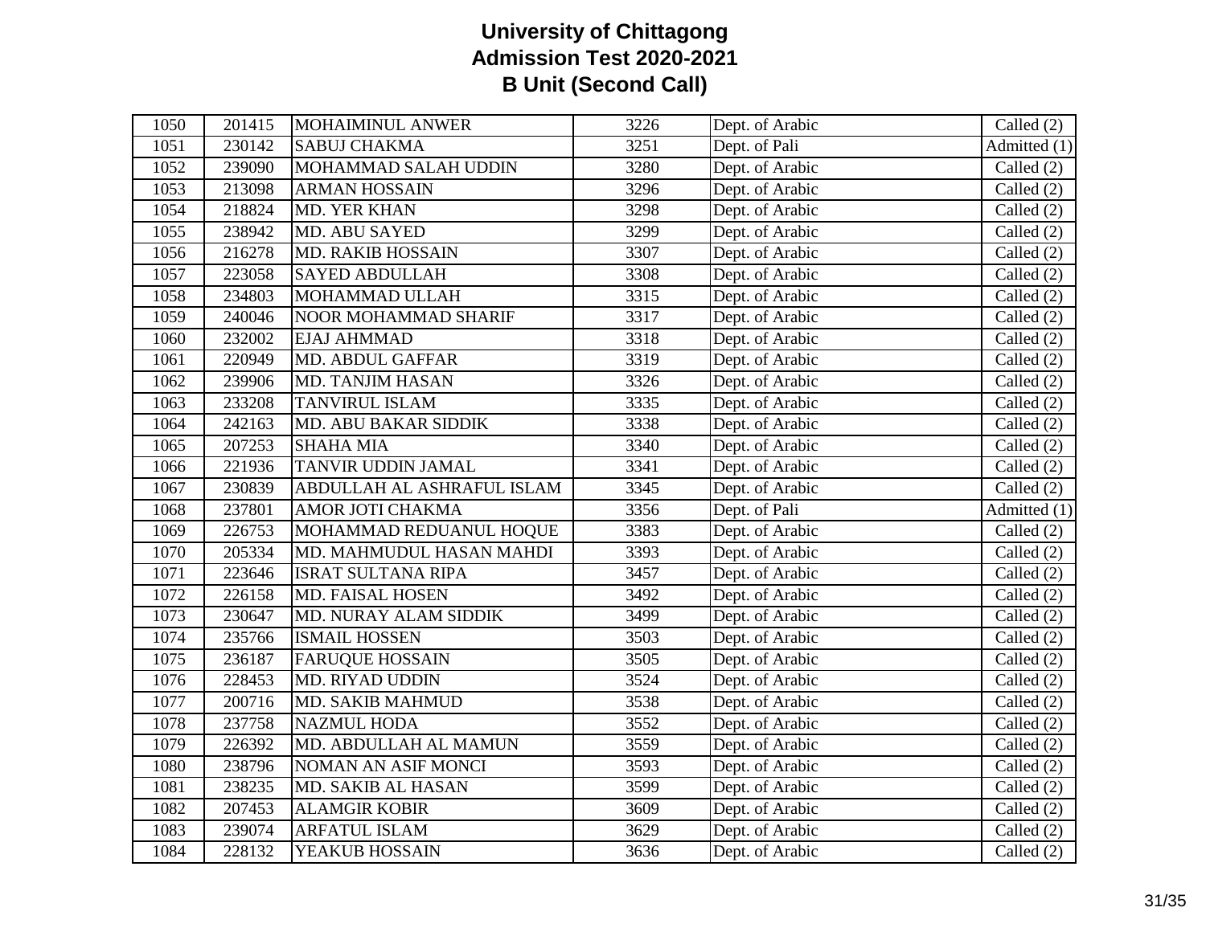# University of Chittagong
## Admission Test 2020-2021
### B Unit (Second Call)

| | | | | | |
|---|---|---|---|---|---|
| 1050 | 201415 | MOHAIMINUL ANWER | 3226 | Dept. of Arabic | Called (2) |
| 1051 | 230142 | SABUJ CHAKMA | 3251 | Dept. of Pali | Admitted (1) |
| 1052 | 239090 | MOHAMMAD SALAH UDDIN | 3280 | Dept. of Arabic | Called (2) |
| 1053 | 213098 | ARMAN HOSSAIN | 3296 | Dept. of Arabic | Called (2) |
| 1054 | 218824 | MD. YER KHAN | 3298 | Dept. of Arabic | Called (2) |
| 1055 | 238942 | MD. ABU SAYED | 3299 | Dept. of Arabic | Called (2) |
| 1056 | 216278 | MD. RAKIB HOSSAIN | 3307 | Dept. of Arabic | Called (2) |
| 1057 | 223058 | SAYED ABDULLAH | 3308 | Dept. of Arabic | Called (2) |
| 1058 | 234803 | MOHAMMAD ULLAH | 3315 | Dept. of Arabic | Called (2) |
| 1059 | 240046 | NOOR MOHAMMAD SHARIF | 3317 | Dept. of Arabic | Called (2) |
| 1060 | 232002 | EJAJ AHMMAD | 3318 | Dept. of Arabic | Called (2) |
| 1061 | 220949 | MD. ABDUL GAFFAR | 3319 | Dept. of Arabic | Called (2) |
| 1062 | 239906 | MD. TANJIM HASAN | 3326 | Dept. of Arabic | Called (2) |
| 1063 | 233208 | TANVIRUL ISLAM | 3335 | Dept. of Arabic | Called (2) |
| 1064 | 242163 | MD. ABU BAKAR SIDDIK | 3338 | Dept. of Arabic | Called (2) |
| 1065 | 207253 | SHAHA MIA | 3340 | Dept. of Arabic | Called (2) |
| 1066 | 221936 | TANVIR UDDIN JAMAL | 3341 | Dept. of Arabic | Called (2) |
| 1067 | 230839 | ABDULLAH AL ASHRAFUL ISLAM | 3345 | Dept. of Arabic | Called (2) |
| 1068 | 237801 | AMOR JOTI CHAKMA | 3356 | Dept. of Pali | Admitted (1) |
| 1069 | 226753 | MOHAMMAD REDUANUL HOQUE | 3383 | Dept. of Arabic | Called (2) |
| 1070 | 205334 | MD. MAHMUDUL HASAN MAHDI | 3393 | Dept. of Arabic | Called (2) |
| 1071 | 223646 | ISRAT SULTANA RIPA | 3457 | Dept. of Arabic | Called (2) |
| 1072 | 226158 | MD. FAISAL HOSEN | 3492 | Dept. of Arabic | Called (2) |
| 1073 | 230647 | MD. NURAY ALAM SIDDIK | 3499 | Dept. of Arabic | Called (2) |
| 1074 | 235766 | ISMAIL HOSSEN | 3503 | Dept. of Arabic | Called (2) |
| 1075 | 236187 | FARUQUE HOSSAIN | 3505 | Dept. of Arabic | Called (2) |
| 1076 | 228453 | MD. RIYAD UDDIN | 3524 | Dept. of Arabic | Called (2) |
| 1077 | 200716 | MD. SAKIB MAHMUD | 3538 | Dept. of Arabic | Called (2) |
| 1078 | 237758 | NAZMUL HODA | 3552 | Dept. of Arabic | Called (2) |
| 1079 | 226392 | MD. ABDULLAH AL MAMUN | 3559 | Dept. of Arabic | Called (2) |
| 1080 | 238796 | NOMAN AN ASIF MONCI | 3593 | Dept. of Arabic | Called (2) |
| 1081 | 238235 | MD. SAKIB AL HASAN | 3599 | Dept. of Arabic | Called (2) |
| 1082 | 207453 | ALAMGIR KOBIR | 3609 | Dept. of Arabic | Called (2) |
| 1083 | 239074 | ARFATUL ISLAM | 3629 | Dept. of Arabic | Called (2) |
| 1084 | 228132 | YEAKUB HOSSAIN | 3636 | Dept. of Arabic | Called (2) |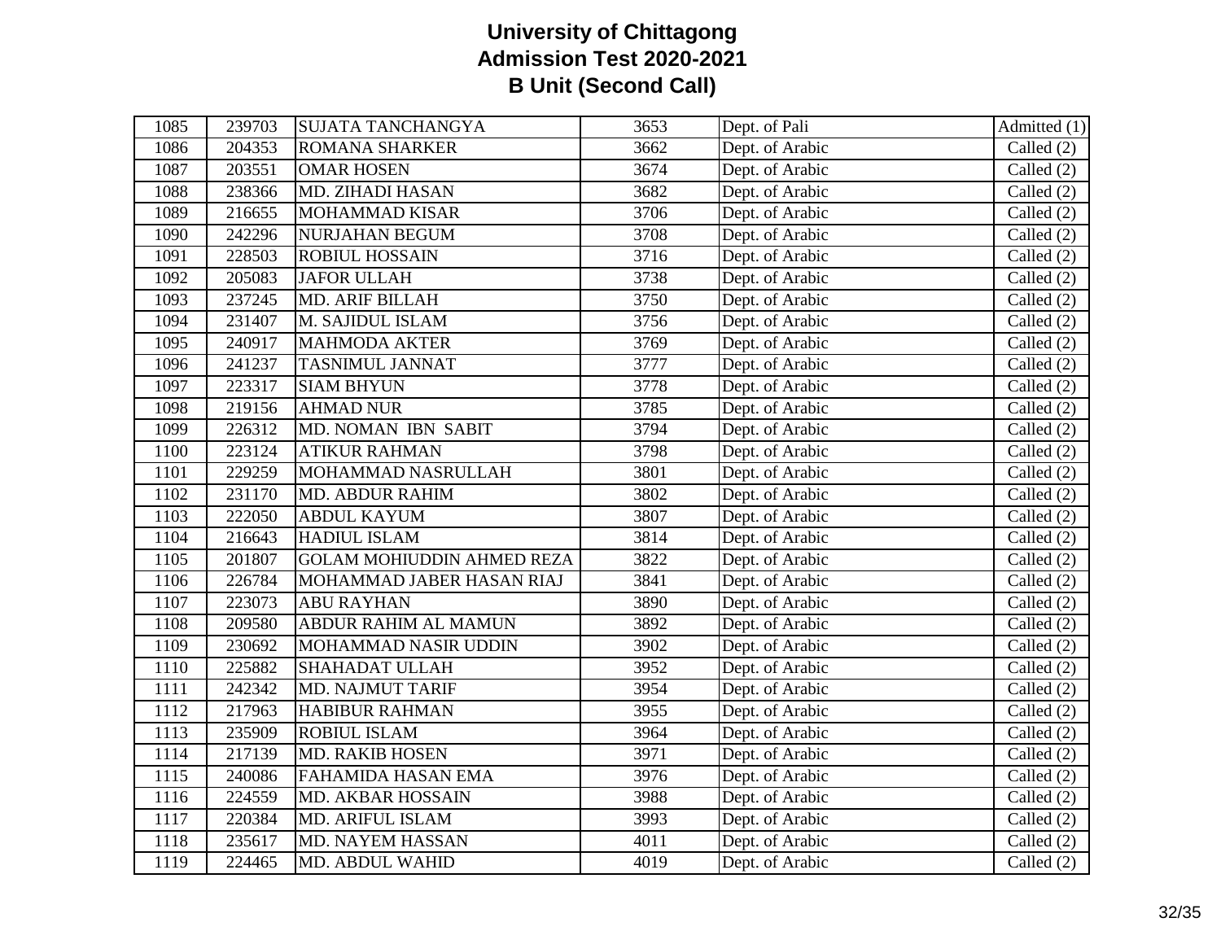# University of Chittagong
## Admission Test 2020-2021
## B Unit (Second Call)

| | | | | | |
|---|---|---|---|---|---|
| 1085 | 239703 | SUJATA TANCHANGYA | 3653 | Dept. of Pali | Admitted (1) |
| 1086 | 204353 | ROMANA SHARKER | 3662 | Dept. of Arabic | Called (2) |
| 1087 | 203551 | OMAR HOSEN | 3674 | Dept. of Arabic | Called (2) |
| 1088 | 238366 | MD. ZIHADI HASAN | 3682 | Dept. of Arabic | Called (2) |
| 1089 | 216655 | MOHAMMAD KISAR | 3706 | Dept. of Arabic | Called (2) |
| 1090 | 242296 | NURJAHAN BEGUM | 3708 | Dept. of Arabic | Called (2) |
| 1091 | 228503 | ROBIUL HOSSAIN | 3716 | Dept. of Arabic | Called (2) |
| 1092 | 205083 | JAFOR ULLAH | 3738 | Dept. of Arabic | Called (2) |
| 1093 | 237245 | MD. ARIF BILLAH | 3750 | Dept. of Arabic | Called (2) |
| 1094 | 231407 | M. SAJIDUL ISLAM | 3756 | Dept. of Arabic | Called (2) |
| 1095 | 240917 | MAHMODA AKTER | 3769 | Dept. of Arabic | Called (2) |
| 1096 | 241237 | TASNIMUL JANNAT | 3777 | Dept. of Arabic | Called (2) |
| 1097 | 223317 | SIAM BHYUN | 3778 | Dept. of Arabic | Called (2) |
| 1098 | 219156 | AHMAD NUR | 3785 | Dept. of Arabic | Called (2) |
| 1099 | 226312 | MD. NOMAN IBN SABIT | 3794 | Dept. of Arabic | Called (2) |
| 1100 | 223124 | ATIKUR RAHMAN | 3798 | Dept. of Arabic | Called (2) |
| 1101 | 229259 | MOHAMMAD NASRULLAH | 3801 | Dept. of Arabic | Called (2) |
| 1102 | 231170 | MD. ABDUR RAHIM | 3802 | Dept. of Arabic | Called (2) |
| 1103 | 222050 | ABDUL KAYUM | 3807 | Dept. of Arabic | Called (2) |
| 1104 | 216643 | HADIUL ISLAM | 3814 | Dept. of Arabic | Called (2) |
| 1105 | 201807 | GOLAM MOHIUDDIN AHMED REZA | 3822 | Dept. of Arabic | Called (2) |
| 1106 | 226784 | MOHAMMAD JABER HASAN RIAJ | 3841 | Dept. of Arabic | Called (2) |
| 1107 | 223073 | ABU RAYHAN | 3890 | Dept. of Arabic | Called (2) |
| 1108 | 209580 | ABDUR RAHIM AL MAMUN | 3892 | Dept. of Arabic | Called (2) |
| 1109 | 230692 | MOHAMMAD NASIR UDDIN | 3902 | Dept. of Arabic | Called (2) |
| 1110 | 225882 | SHAHADAT ULLAH | 3952 | Dept. of Arabic | Called (2) |
| 1111 | 242342 | MD. NAJMUT TARIF | 3954 | Dept. of Arabic | Called (2) |
| 1112 | 217963 | HABIBUR RAHMAN | 3955 | Dept. of Arabic | Called (2) |
| 1113 | 235909 | ROBIUL ISLAM | 3964 | Dept. of Arabic | Called (2) |
| 1114 | 217139 | MD. RAKIB HOSEN | 3971 | Dept. of Arabic | Called (2) |
| 1115 | 240086 | FAHAMIDA HASAN EMA | 3976 | Dept. of Arabic | Called (2) |
| 1116 | 224559 | MD. AKBAR HOSSAIN | 3988 | Dept. of Arabic | Called (2) |
| 1117 | 220384 | MD. ARIFUL ISLAM | 3993 | Dept. of Arabic | Called (2) |
| 1118 | 235617 | MD. NAYEM HASSAN | 4011 | Dept. of Arabic | Called (2) |
| 1119 | 224465 | MD. ABDUL WAHID | 4019 | Dept. of Arabic | Called (2) |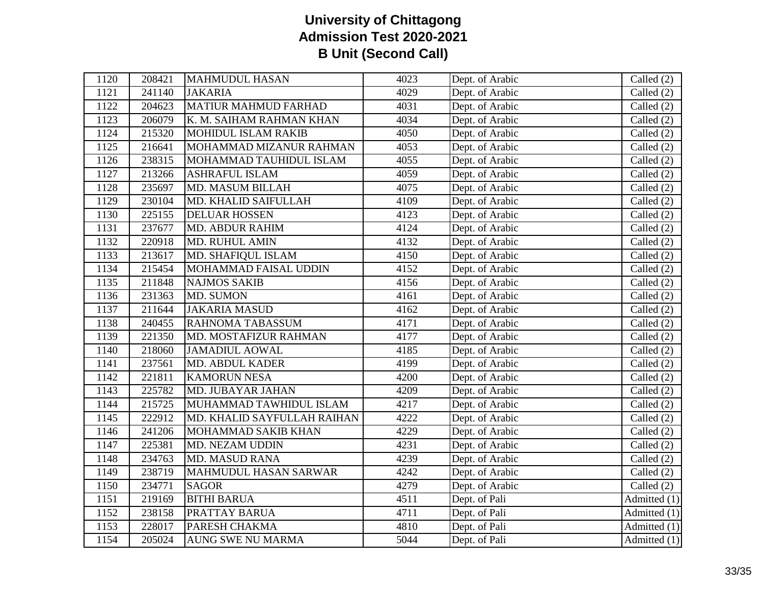# University of Chittagong
## Admission Test 2020-2021
## B Unit (Second Call)

| | | | | | |
|---|---|---|---|---|---|
| 1120 | 208421 | MAHMUDUL HASAN | 4023 | Dept. of Arabic | Called (2) |
| 1121 | 241140 | JAKARIA | 4029 | Dept. of Arabic | Called (2) |
| 1122 | 204623 | MATIUR MAHMUD FARHAD | 4031 | Dept. of Arabic | Called (2) |
| 1123 | 206079 | K. M. SAIHAM RAHMAN KHAN | 4034 | Dept. of Arabic | Called (2) |
| 1124 | 215320 | MOHIDUL ISLAM RAKIB | 4050 | Dept. of Arabic | Called (2) |
| 1125 | 216641 | MOHAMMAD MIZANUR RAHMAN | 4053 | Dept. of Arabic | Called (2) |
| 1126 | 238315 | MOHAMMAD TAUHIDUL ISLAM | 4055 | Dept. of Arabic | Called (2) |
| 1127 | 213266 | ASHRAFUL ISLAM | 4059 | Dept. of Arabic | Called (2) |
| 1128 | 235697 | MD. MASUM BILLAH | 4075 | Dept. of Arabic | Called (2) |
| 1129 | 230104 | MD. KHALID SAIFULLAH | 4109 | Dept. of Arabic | Called (2) |
| 1130 | 225155 | DELUAR HOSSEN | 4123 | Dept. of Arabic | Called (2) |
| 1131 | 237677 | MD. ABDUR RAHIM | 4124 | Dept. of Arabic | Called (2) |
| 1132 | 220918 | MD. RUHUL AMIN | 4132 | Dept. of Arabic | Called (2) |
| 1133 | 213617 | MD. SHAFIQUL ISLAM | 4150 | Dept. of Arabic | Called (2) |
| 1134 | 215454 | MOHAMMAD FAISAL UDDIN | 4152 | Dept. of Arabic | Called (2) |
| 1135 | 211848 | NAJMOS SAKIB | 4156 | Dept. of Arabic | Called (2) |
| 1136 | 231363 | MD. SUMON | 4161 | Dept. of Arabic | Called (2) |
| 1137 | 211644 | JAKARIA MASUD | 4162 | Dept. of Arabic | Called (2) |
| 1138 | 240455 | RAHNOMA TABASSUM | 4171 | Dept. of Arabic | Called (2) |
| 1139 | 221350 | MD. MOSTAFIZUR RAHMAN | 4177 | Dept. of Arabic | Called (2) |
| 1140 | 218060 | JAMADIUL AOWAL | 4185 | Dept. of Arabic | Called (2) |
| 1141 | 237561 | MD. ABDUL KADER | 4199 | Dept. of Arabic | Called (2) |
| 1142 | 221811 | KAMORUN NESA | 4200 | Dept. of Arabic | Called (2) |
| 1143 | 225782 | MD. JUBAYAR JAHAN | 4209 | Dept. of Arabic | Called (2) |
| 1144 | 215725 | MUHAMMAD TAWHIDUL ISLAM | 4217 | Dept. of Arabic | Called (2) |
| 1145 | 222912 | MD. KHALID SAYFULLAH RAIHAN | 4222 | Dept. of Arabic | Called (2) |
| 1146 | 241206 | MOHAMMAD SAKIB KHAN | 4229 | Dept. of Arabic | Called (2) |
| 1147 | 225381 | MD. NEZAM UDDIN | 4231 | Dept. of Arabic | Called (2) |
| 1148 | 234763 | MD. MASUD RANA | 4239 | Dept. of Arabic | Called (2) |
| 1149 | 238719 | MAHMUDUL HASAN SARWAR | 4242 | Dept. of Arabic | Called (2) |
| 1150 | 234771 | SAGOR | 4279 | Dept. of Arabic | Called (2) |
| 1151 | 219169 | BITHI BARUA | 4511 | Dept. of Pali | Admitted (1) |
| 1152 | 238158 | PRATTAY BARUA | 4711 | Dept. of Pali | Admitted (1) |
| 1153 | 228017 | PARESH CHAKMA | 4810 | Dept. of Pali | Admitted (1) |
| 1154 | 205024 | AUNG SWE NU MARMA | 5044 | Dept. of Pali | Admitted (1) |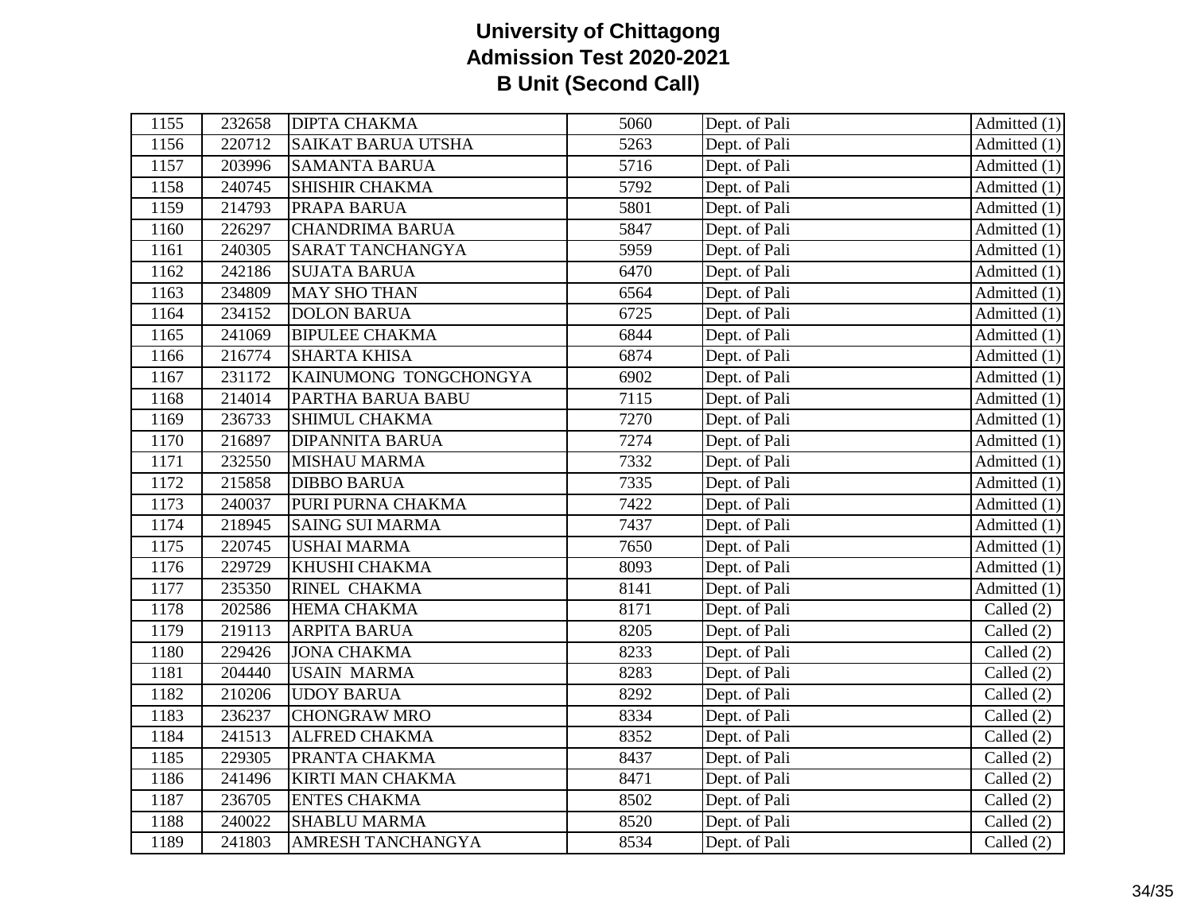# University of Chittagong
## Admission Test 2020-2021
## B Unit (Second Call)

| | | | | | |
|---|---|---|---|---|---|
| 1155 | 232658 | DIPTA CHAKMA | 5060 | Dept. of Pali | Admitted (1) |
| 1156 | 220712 | SAIKAT BARUA UTSHA | 5263 | Dept. of Pali | Admitted (1) |
| 1157 | 203996 | SAMANTA BARUA | 5716 | Dept. of Pali | Admitted (1) |
| 1158 | 240745 | SHISHIR CHAKMA | 5792 | Dept. of Pali | Admitted (1) |
| 1159 | 214793 | PRAPA BARUA | 5801 | Dept. of Pali | Admitted (1) |
| 1160 | 226297 | CHANDRIMA BARUA | 5847 | Dept. of Pali | Admitted (1) |
| 1161 | 240305 | SARAT TANCHANGYA | 5959 | Dept. of Pali | Admitted (1) |
| 1162 | 242186 | SUJATA BARUA | 6470 | Dept. of Pali | Admitted (1) |
| 1163 | 234809 | MAY SHO THAN | 6564 | Dept. of Pali | Admitted (1) |
| 1164 | 234152 | DOLON BARUA | 6725 | Dept. of Pali | Admitted (1) |
| 1165 | 241069 | BIPULEE CHAKMA | 6844 | Dept. of Pali | Admitted (1) |
| 1166 | 216774 | SHARTA KHISA | 6874 | Dept. of Pali | Admitted (1) |
| 1167 | 231172 | KAINUMONG TONGCHONGYA | 6902 | Dept. of Pali | Admitted (1) |
| 1168 | 214014 | PARTHA BARUA BABU | 7115 | Dept. of Pali | Admitted (1) |
| 1169 | 236733 | SHIMUL CHAKMA | 7270 | Dept. of Pali | Admitted (1) |
| 1170 | 216897 | DIPANNITA BARUA | 7274 | Dept. of Pali | Admitted (1) |
| 1171 | 232550 | MISHAU MARMA | 7332 | Dept. of Pali | Admitted (1) |
| 1172 | 215858 | DIBBO BARUA | 7335 | Dept. of Pali | Admitted (1) |
| 1173 | 240037 | PURI PURNA CHAKMA | 7422 | Dept. of Pali | Admitted (1) |
| 1174 | 218945 | SAING SUI MARMA | 7437 | Dept. of Pali | Admitted (1) |
| 1175 | 220745 | USHAI MARMA | 7650 | Dept. of Pali | Admitted (1) |
| 1176 | 229729 | KHUSHI CHAKMA | 8093 | Dept. of Pali | Admitted (1) |
| 1177 | 235350 | RINEL CHAKMA | 8141 | Dept. of Pali | Admitted (1) |
| 1178 | 202586 | HEMA CHAKMA | 8171 | Dept. of Pali | Called (2) |
| 1179 | 219113 | ARPITA BARUA | 8205 | Dept. of Pali | Called (2) |
| 1180 | 229426 | JONA CHAKMA | 8233 | Dept. of Pali | Called (2) |
| 1181 | 204440 | USAIN MARMA | 8283 | Dept. of Pali | Called (2) |
| 1182 | 210206 | UDOY BARUA | 8292 | Dept. of Pali | Called (2) |
| 1183 | 236237 | CHONGRAW MRO | 8334 | Dept. of Pali | Called (2) |
| 1184 | 241513 | ALFRED CHAKMA | 8352 | Dept. of Pali | Called (2) |
| 1185 | 229305 | PRANTA CHAKMA | 8437 | Dept. of Pali | Called (2) |
| 1186 | 241496 | KIRTI MAN CHAKMA | 8471 | Dept. of Pali | Called (2) |
| 1187 | 236705 | ENTES CHAKMA | 8502 | Dept. of Pali | Called (2) |
| 1188 | 240022 | SHABLU MARMA | 8520 | Dept. of Pali | Called (2) |
| 1189 | 241803 | AMRESH TANCHANGYA | 8534 | Dept. of Pali | Called (2) |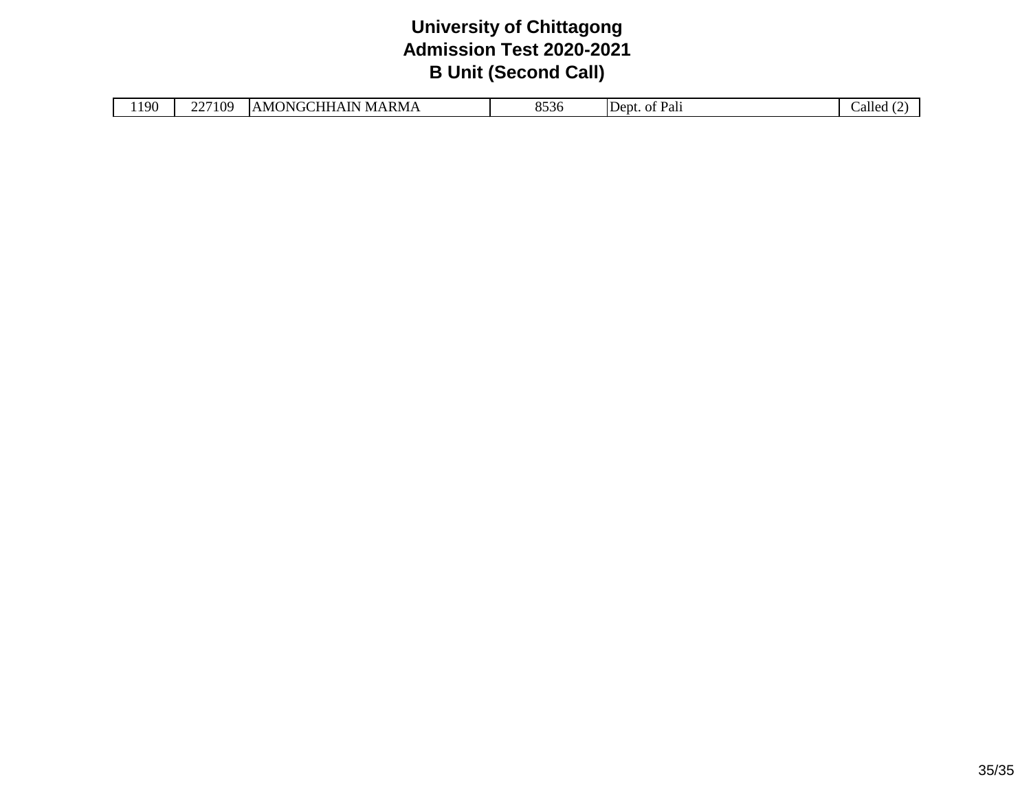# University of Chittagong
# Admission Test 2020-2021
# B Unit (Second Call)

| | | | | | |
|---|---|---|---|---|---|
| 1190 | 227109 | AMONGCHHAIN MARMA | 8536 | Dept. of Pali | Called (2) |